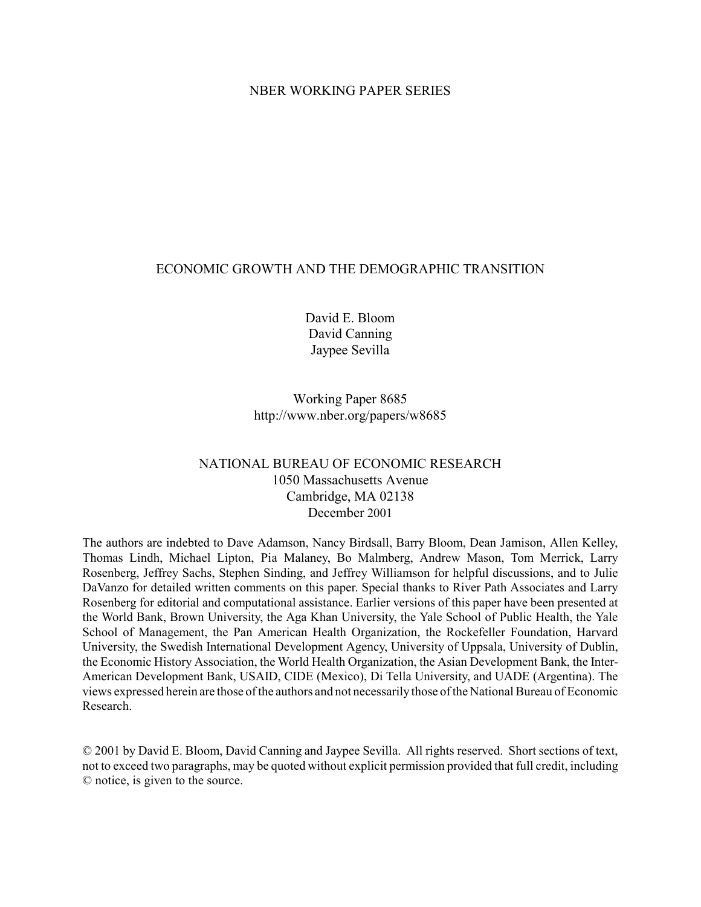NBER WORKING PAPER SERIES

# ECONOMIC GROWTH AND THE DEMOGRAPHIC TRANSITION

David E. Bloom
David Canning
Jaypee Sevilla

Working Paper 8685
http://www.nber.org/papers/w8685

NATIONAL BUREAU OF ECONOMIC RESEARCH
1050 Massachusetts Avenue
Cambridge, MA 02138
December 2001

The authors are indebted to Dave Adamson, Nancy Birdsall, Barry Bloom, Dean Jamison, Allen Kelley, Thomas Lindh, Michael Lipton, Pia Malaney, Bo Malmberg, Andrew Mason, Tom Merrick, Larry Rosenberg, Jeffrey Sachs, Stephen Sinding, and Jeffrey Williamson for helpful discussions, and to Julie DaVanzo for detailed written comments on this paper. Special thanks to River Path Associates and Larry Rosenberg for editorial and computational assistance. Earlier versions of this paper have been presented at the World Bank, Brown University, the Aga Khan University, the Yale School of Public Health, the Yale School of Management, the Pan American Health Organization, the Rockefeller Foundation, Harvard University, the Swedish International Development Agency, University of Uppsala, University of Dublin, the Economic History Association, the World Health Organization, the Asian Development Bank, the Inter-American Development Bank, USAID, CIDE (Mexico), Di Tella University, and UADE (Argentina). The views expressed herein are those of the authors and not necessarily those of the National Bureau of Economic Research.

© 2001 by David E. Bloom, David Canning and Jaypee Sevilla. All rights reserved. Short sections of text, not to exceed two paragraphs, may be quoted without explicit permission provided that full credit, including © notice, is given to the source.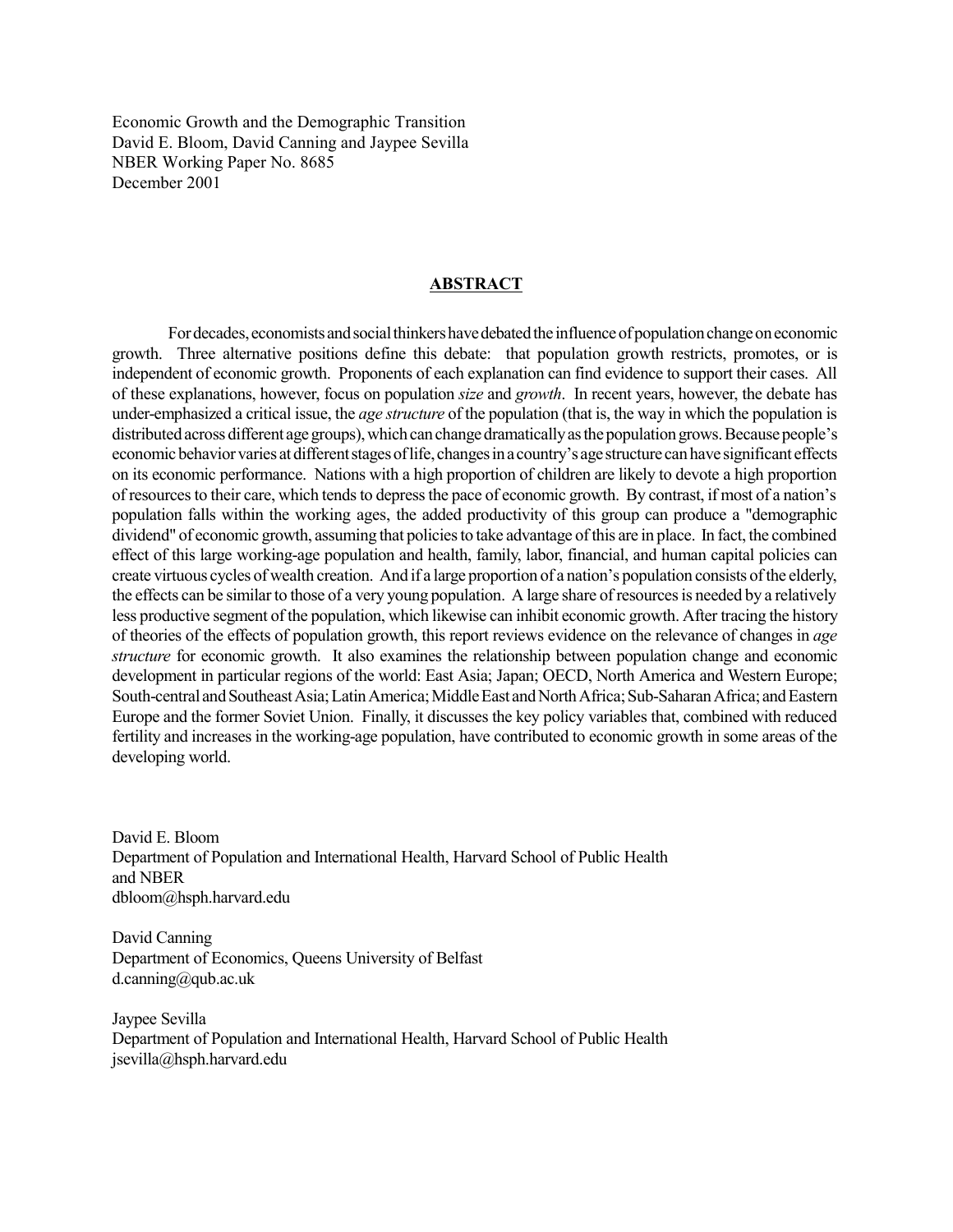Economic Growth and the Demographic Transition  
David E. Bloom, David Canning and Jaypee Sevilla  
NBER Working Paper No. 8685  
December 2001

## ABSTRACT

For decades, economists and social thinkers have debated the influence of population change on economic growth. Three alternative positions define this debate: that population growth restricts, promotes, or is independent of economic growth. Proponents of each explanation can find evidence to support their cases. All of these explanations, however, focus on population *size* and *growth*. In recent years, however, the debate has under-emphasized a critical issue, the *age structure* of the population (that is, the way in which the population is distributed across different age groups), which can change dramatically as the population grows. Because people's economic behavior varies at different stages of life, changes in a country's age structure can have significant effects on its economic performance. Nations with a high proportion of children are likely to devote a high proportion of resources to their care, which tends to depress the pace of economic growth. By contrast, if most of a nation's population falls within the working ages, the added productivity of this group can produce a "demographic dividend" of economic growth, assuming that policies to take advantage of this are in place. In fact, the combined effect of this large working-age population and health, family, labor, financial, and human capital policies can create virtuous cycles of wealth creation. And if a large proportion of a nation's population consists of the elderly, the effects can be similar to those of a very young population. A large share of resources is needed by a relatively less productive segment of the population, which likewise can inhibit economic growth. After tracing the history of theories of the effects of population growth, this report reviews evidence on the relevance of changes in *age structure* for economic growth. It also examines the relationship between population change and economic development in particular regions of the world: East Asia; Japan; OECD, North America and Western Europe; South-central and Southeast Asia; Latin America; Middle East and North Africa; Sub-Saharan Africa; and Eastern Europe and the former Soviet Union. Finally, it discusses the key policy variables that, combined with reduced fertility and increases in the working-age population, have contributed to economic growth in some areas of the developing world.

David E. Bloom  
Department of Population and International Health, Harvard School of Public Health  
and NBER  
dbloom@hsph.harvard.edu

David Canning  
Department of Economics, Queens University of Belfast  
d.canning@qub.ac.uk

Jaypee Sevilla  
Department of Population and International Health, Harvard School of Public Health  
jsevilla@hsph.harvard.edu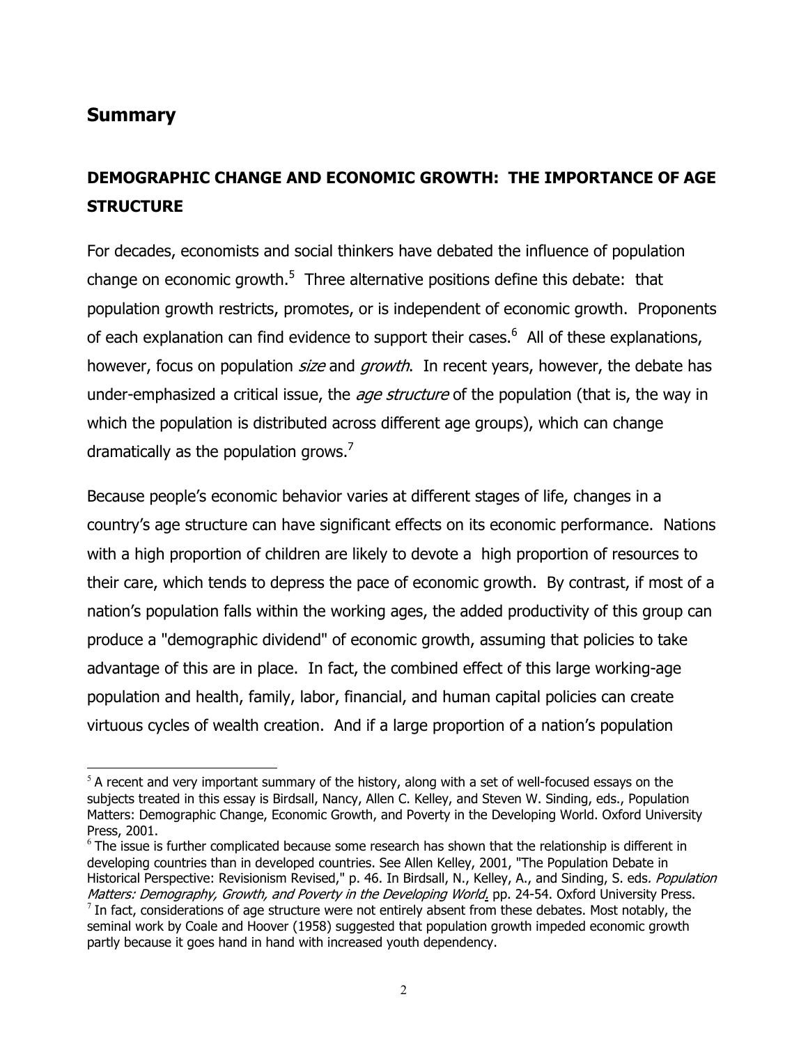## Summary

### DEMOGRAPHIC CHANGE AND ECONOMIC GROWTH: THE IMPORTANCE OF AGE STRUCTURE

For decades, economists and social thinkers have debated the influence of population change on economic growth.[5] Three alternative positions define this debate: that population growth restricts, promotes, or is independent of economic growth. Proponents of each explanation can find evidence to support their cases.[6] All of these explanations, however, focus on population *size* and *growth*. In recent years, however, the debate has under-emphasized a critical issue, the *age structure* of the population (that is, the way in which the population is distributed across different age groups), which can change dramatically as the population grows.[7]

Because people's economic behavior varies at different stages of life, changes in a country's age structure can have significant effects on its economic performance. Nations with a high proportion of children are likely to devote a high proportion of resources to their care, which tends to depress the pace of economic growth. By contrast, if most of a nation's population falls within the working ages, the added productivity of this group can produce a "demographic dividend" of economic growth, assuming that policies to take advantage of this are in place. In fact, the combined effect of this large working-age population and health, family, labor, financial, and human capital policies can create virtuous cycles of wealth creation. And if a large proportion of a nation's population

---

[5] A recent and very important summary of the history, along with a set of well-focused essays on the subjects treated in this essay is Birdsall, Nancy, Allen C. Kelley, and Steven W. Sinding, eds., Population Matters: Demographic Change, Economic Growth, and Poverty in the Developing World. Oxford University Press, 2001.

[6] The issue is further complicated because some research has shown that the relationship is different in developing countries than in developed countries. See Allen Kelley, 2001, "The Population Debate in Historical Perspective: Revisionism Revised," p. 46. In Birdsall, N., Kelley, A., and Sinding, S. eds. *Population Matters: Demography, Growth, and Poverty in the Developing World*. pp. 24-54. Oxford University Press.

[7] In fact, considerations of age structure were not entirely absent from these debates. Most notably, the seminal work by Coale and Hoover (1958) suggested that population growth impeded economic growth partly because it goes hand in hand with increased youth dependency.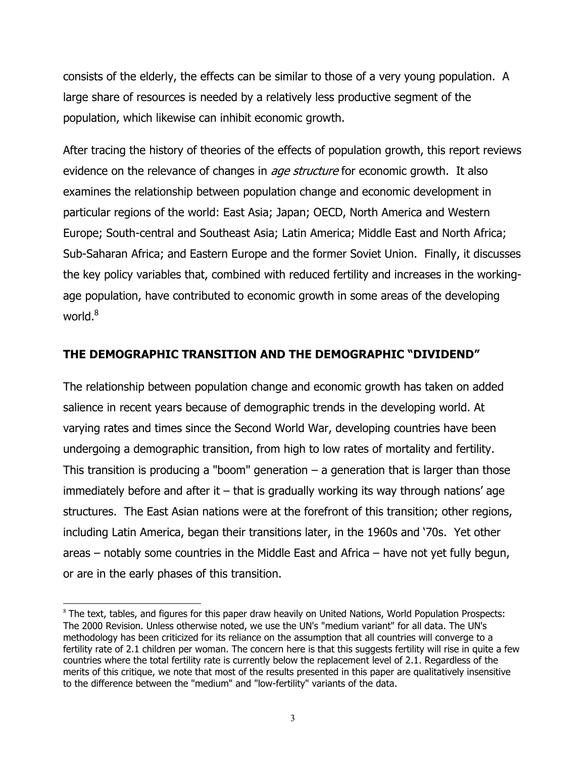consists of the elderly, the effects can be similar to those of a very young population. A large share of resources is needed by a relatively less productive segment of the population, which likewise can inhibit economic growth.

After tracing the history of theories of the effects of population growth, this report reviews evidence on the relevance of changes in *age structure* for economic growth. It also examines the relationship between population change and economic development in particular regions of the world: East Asia; Japan; OECD, North America and Western Europe; South-central and Southeast Asia; Latin America; Middle East and North Africa; Sub-Saharan Africa; and Eastern Europe and the former Soviet Union. Finally, it discusses the key policy variables that, combined with reduced fertility and increases in the working-age population, have contributed to economic growth in some areas of the developing world.[8]

## THE DEMOGRAPHIC TRANSITION AND THE DEMOGRAPHIC "DIVIDEND"

The relationship between population change and economic growth has taken on added salience in recent years because of demographic trends in the developing world. At varying rates and times since the Second World War, developing countries have been undergoing a demographic transition, from high to low rates of mortality and fertility. This transition is producing a "boom" generation – a generation that is larger than those immediately before and after it – that is gradually working its way through nations' age structures. The East Asian nations were at the forefront of this transition; other regions, including Latin America, began their transitions later, in the 1960s and '70s. Yet other areas – notably some countries in the Middle East and Africa – have not yet fully begun, or are in the early phases of this transition.

[8] The text, tables, and figures for this paper draw heavily on United Nations, World Population Prospects: The 2000 Revision. Unless otherwise noted, we use the UN's "medium variant" for all data. The UN's methodology has been criticized for its reliance on the assumption that all countries will converge to a fertility rate of 2.1 children per woman. The concern here is that this suggests fertility will rise in quite a few countries where the total fertility rate is currently below the replacement level of 2.1. Regardless of the merits of this critique, we note that most of the results presented in this paper are qualitatively insensitive to the difference between the "medium" and "low-fertility" variants of the data.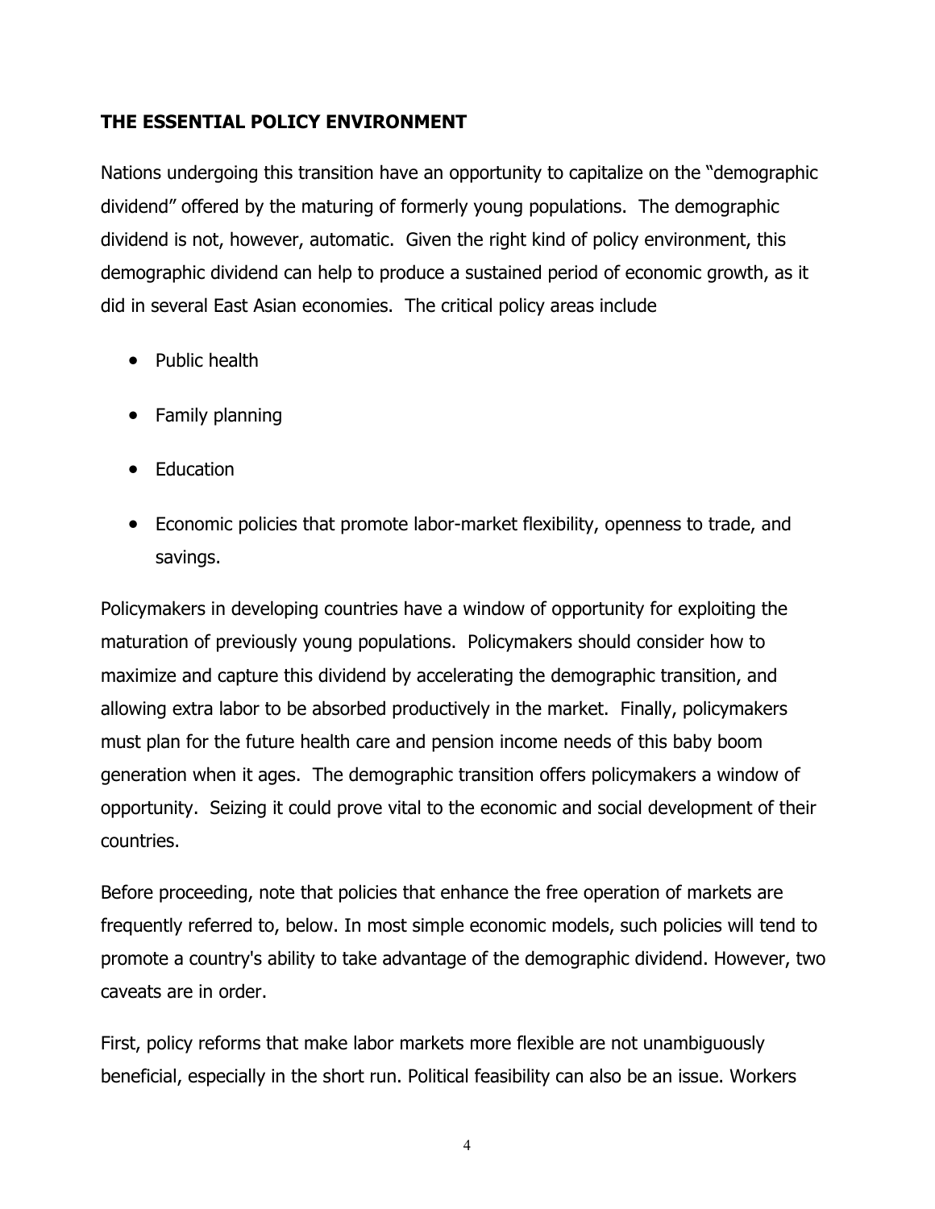## THE ESSENTIAL POLICY ENVIRONMENT

Nations undergoing this transition have an opportunity to capitalize on the "demographic dividend" offered by the maturing of formerly young populations. The demographic dividend is not, however, automatic. Given the right kind of policy environment, this demographic dividend can help to produce a sustained period of economic growth, as it did in several East Asian economies. The critical policy areas include

- Public health
- Family planning
- Education
- Economic policies that promote labor-market flexibility, openness to trade, and savings.

Policymakers in developing countries have a window of opportunity for exploiting the maturation of previously young populations. Policymakers should consider how to maximize and capture this dividend by accelerating the demographic transition, and allowing extra labor to be absorbed productively in the market. Finally, policymakers must plan for the future health care and pension income needs of this baby boom generation when it ages. The demographic transition offers policymakers a window of opportunity. Seizing it could prove vital to the economic and social development of their countries.

Before proceeding, note that policies that enhance the free operation of markets are frequently referred to, below. In most simple economic models, such policies will tend to promote a country's ability to take advantage of the demographic dividend. However, two caveats are in order.

First, policy reforms that make labor markets more flexible are not unambiguously beneficial, especially in the short run. Political feasibility can also be an issue. Workers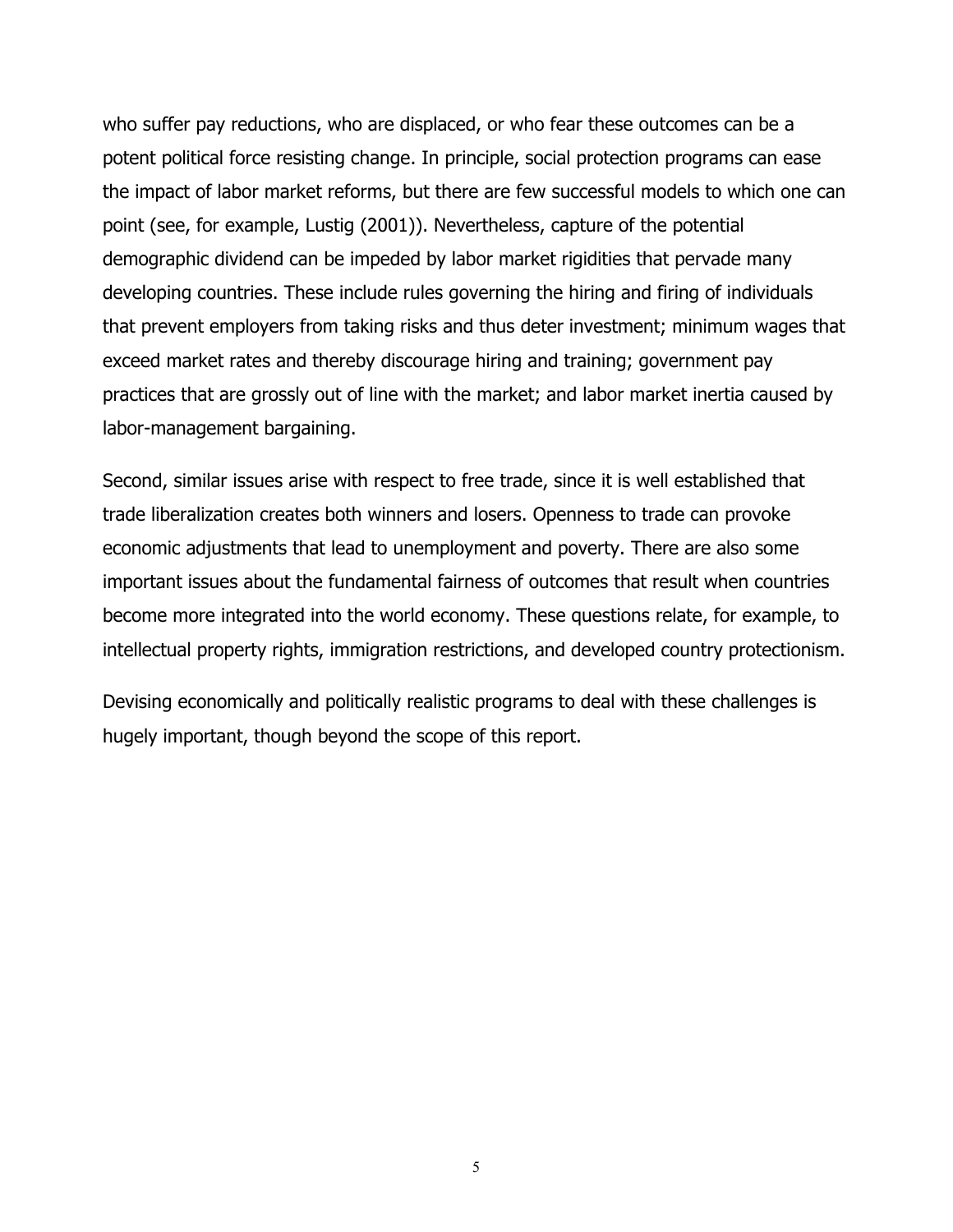who suffer pay reductions, who are displaced, or who fear these outcomes can be a potent political force resisting change. In principle, social protection programs can ease the impact of labor market reforms, but there are few successful models to which one can point (see, for example, Lustig (2001)). Nevertheless, capture of the potential demographic dividend can be impeded by labor market rigidities that pervade many developing countries. These include rules governing the hiring and firing of individuals that prevent employers from taking risks and thus deter investment; minimum wages that exceed market rates and thereby discourage hiring and training; government pay practices that are grossly out of line with the market; and labor market inertia caused by labor-management bargaining.

Second, similar issues arise with respect to free trade, since it is well established that trade liberalization creates both winners and losers. Openness to trade can provoke economic adjustments that lead to unemployment and poverty. There are also some important issues about the fundamental fairness of outcomes that result when countries become more integrated into the world economy. These questions relate, for example, to intellectual property rights, immigration restrictions, and developed country protectionism.

Devising economically and politically realistic programs to deal with these challenges is hugely important, though beyond the scope of this report.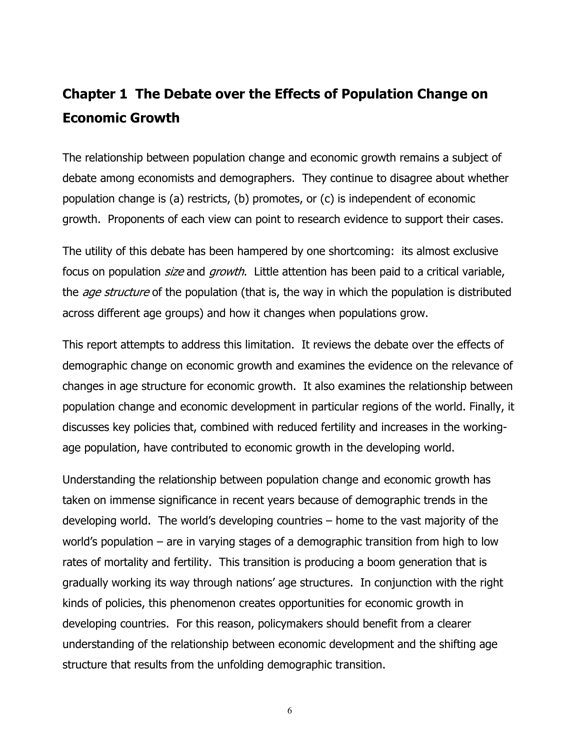# Chapter 1 The Debate over the Effects of Population Change on Economic Growth

The relationship between population change and economic growth remains a subject of debate among economists and demographers. They continue to disagree about whether population change is (a) restricts, (b) promotes, or (c) is independent of economic growth. Proponents of each view can point to research evidence to support their cases.

The utility of this debate has been hampered by one shortcoming: its almost exclusive focus on population *size* and *growth*. Little attention has been paid to a critical variable, the *age structure* of the population (that is, the way in which the population is distributed across different age groups) and how it changes when populations grow.

This report attempts to address this limitation. It reviews the debate over the effects of demographic change on economic growth and examines the evidence on the relevance of changes in age structure for economic growth. It also examines the relationship between population change and economic development in particular regions of the world. Finally, it discusses key policies that, combined with reduced fertility and increases in the working-age population, have contributed to economic growth in the developing world.

Understanding the relationship between population change and economic growth has taken on immense significance in recent years because of demographic trends in the developing world. The world's developing countries – home to the vast majority of the world's population – are in varying stages of a demographic transition from high to low rates of mortality and fertility. This transition is producing a boom generation that is gradually working its way through nations' age structures. In conjunction with the right kinds of policies, this phenomenon creates opportunities for economic growth in developing countries. For this reason, policymakers should benefit from a clearer understanding of the relationship between economic development and the shifting age structure that results from the unfolding demographic transition.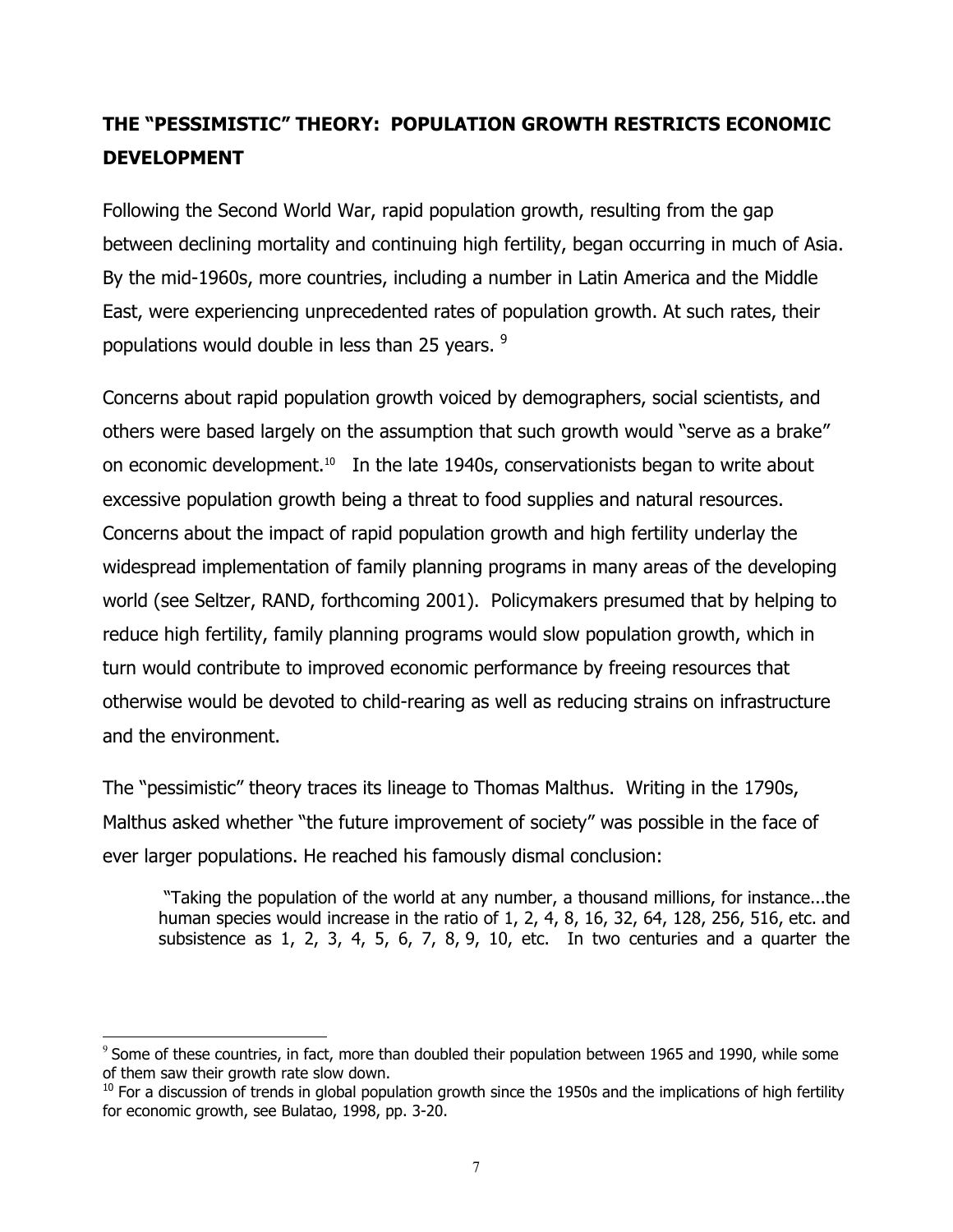## THE "PESSIMISTIC" THEORY: POPULATION GROWTH RESTRICTS ECONOMIC DEVELOPMENT

Following the Second World War, rapid population growth, resulting from the gap between declining mortality and continuing high fertility, began occurring in much of Asia. By the mid-1960s, more countries, including a number in Latin America and the Middle East, were experiencing unprecedented rates of population growth. At such rates, their populations would double in less than 25 years. [9]

Concerns about rapid population growth voiced by demographers, social scientists, and others were based largely on the assumption that such growth would "serve as a brake" on economic development.[10] In the late 1940s, conservationists began to write about excessive population growth being a threat to food supplies and natural resources. Concerns about the impact of rapid population growth and high fertility underlay the widespread implementation of family planning programs in many areas of the developing world (see Seltzer, RAND, forthcoming 2001). Policymakers presumed that by helping to reduce high fertility, family planning programs would slow population growth, which in turn would contribute to improved economic performance by freeing resources that otherwise would be devoted to child-rearing as well as reducing strains on infrastructure and the environment.

The "pessimistic" theory traces its lineage to Thomas Malthus. Writing in the 1790s, Malthus asked whether "the future improvement of society" was possible in the face of ever larger populations. He reached his famously dismal conclusion:

> "Taking the population of the world at any number, a thousand millions, for instance...the human species would increase in the ratio of 1, 2, 4, 8, 16, 32, 64, 128, 256, 516, etc. and subsistence as 1, 2, 3, 4, 5, 6, 7, 8, 9, 10, etc. In two centuries and a quarter the

---

[9] Some of these countries, in fact, more than doubled their population between 1965 and 1990, while some of them saw their growth rate slow down.

[10] For a discussion of trends in global population growth since the 1950s and the implications of high fertility for economic growth, see Bulatao, 1998, pp. 3-20.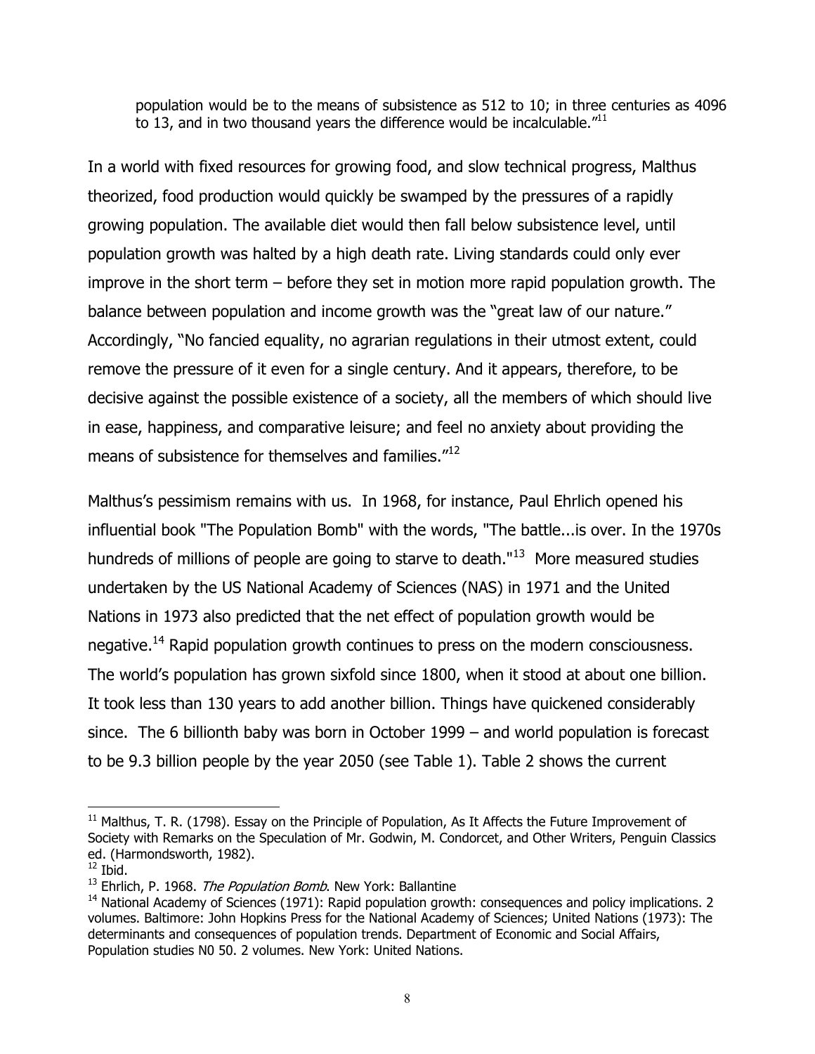> population would be to the means of subsistence as 512 to 10; in three centuries as 4096 to 13, and in two thousand years the difference would be incalculable."[11]

In a world with fixed resources for growing food, and slow technical progress, Malthus theorized, food production would quickly be swamped by the pressures of a rapidly growing population. The available diet would then fall below subsistence level, until population growth was halted by a high death rate. Living standards could only ever improve in the short term – before they set in motion more rapid population growth. The balance between population and income growth was the "great law of our nature." Accordingly, "No fancied equality, no agrarian regulations in their utmost extent, could remove the pressure of it even for a single century. And it appears, therefore, to be decisive against the possible existence of a society, all the members of which should live in ease, happiness, and comparative leisure; and feel no anxiety about providing the means of subsistence for themselves and families."[12]

Malthus's pessimism remains with us. In 1968, for instance, Paul Ehrlich opened his influential book "The Population Bomb" with the words, "The battle...is over. In the 1970s hundreds of millions of people are going to starve to death."[13] More measured studies undertaken by the US National Academy of Sciences (NAS) in 1971 and the United Nations in 1973 also predicted that the net effect of population growth would be negative.[14] Rapid population growth continues to press on the modern consciousness. The world's population has grown sixfold since 1800, when it stood at about one billion. It took less than 130 years to add another billion. Things have quickened considerably since. The 6 billionth baby was born in October 1999 – and world population is forecast to be 9.3 billion people by the year 2050 (see Table 1). Table 2 shows the current

---

[11] Malthus, T. R. (1798). Essay on the Principle of Population, As It Affects the Future Improvement of Society with Remarks on the Speculation of Mr. Godwin, M. Condorcet, and Other Writers, Penguin Classics ed. (Harmondsworth, 1982).

[12] Ibid.

[13] Ehrlich, P. 1968. *The Population Bomb*. New York: Ballantine

[14] National Academy of Sciences (1971): Rapid population growth: consequences and policy implications. 2 volumes. Baltimore: John Hopkins Press for the National Academy of Sciences; United Nations (1973): The determinants and consequences of population trends. Department of Economic and Social Affairs, Population studies N0 50. 2 volumes. New York: United Nations.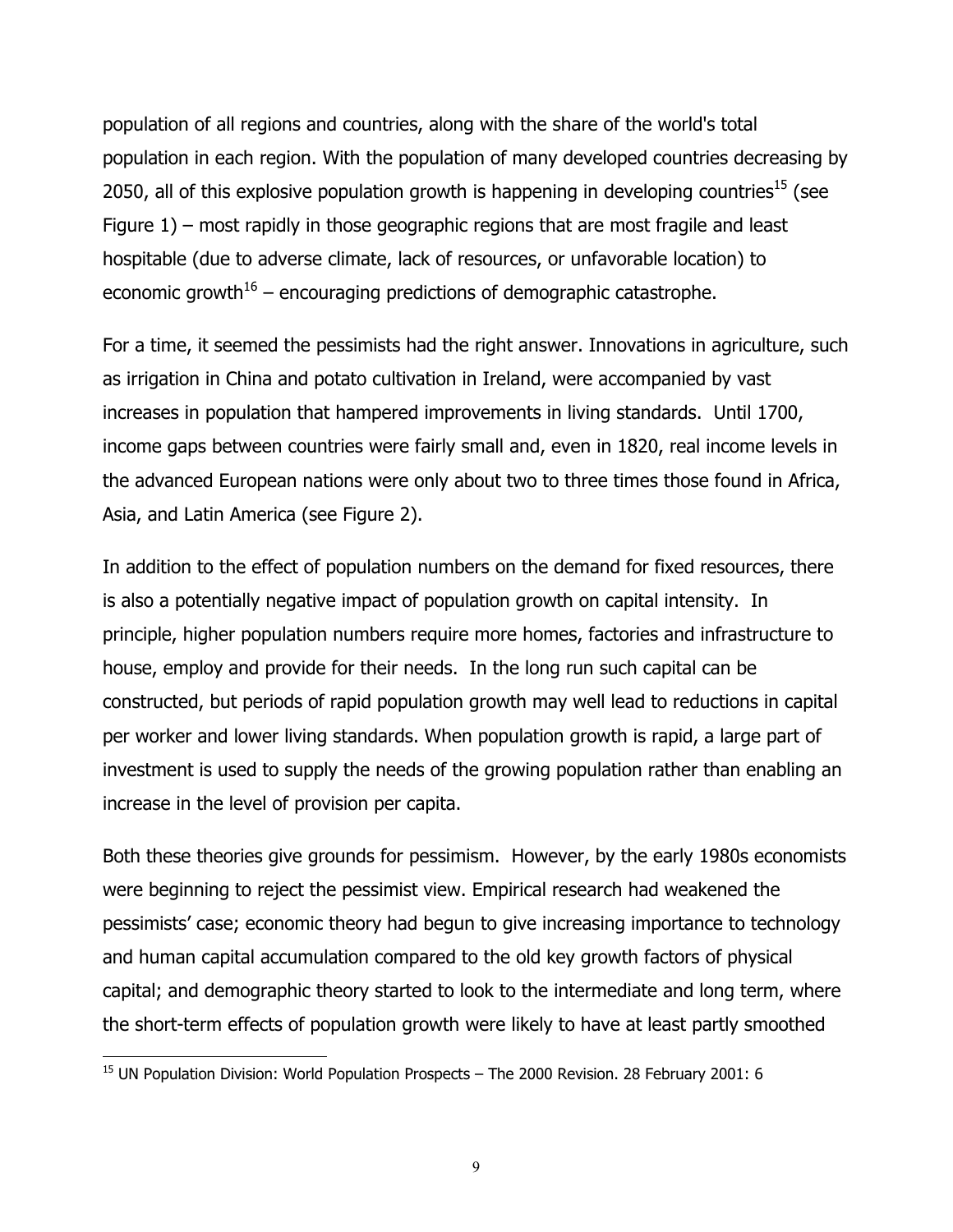population of all regions and countries, along with the share of the world's total population in each region. With the population of many developed countries decreasing by 2050, all of this explosive population growth is happening in developing countries[15] (see Figure 1) – most rapidly in those geographic regions that are most fragile and least hospitable (due to adverse climate, lack of resources, or unfavorable location) to economic growth[16] – encouraging predictions of demographic catastrophe.

For a time, it seemed the pessimists had the right answer. Innovations in agriculture, such as irrigation in China and potato cultivation in Ireland, were accompanied by vast increases in population that hampered improvements in living standards. Until 1700, income gaps between countries were fairly small and, even in 1820, real income levels in the advanced European nations were only about two to three times those found in Africa, Asia, and Latin America (see Figure 2).

In addition to the effect of population numbers on the demand for fixed resources, there is also a potentially negative impact of population growth on capital intensity. In principle, higher population numbers require more homes, factories and infrastructure to house, employ and provide for their needs. In the long run such capital can be constructed, but periods of rapid population growth may well lead to reductions in capital per worker and lower living standards. When population growth is rapid, a large part of investment is used to supply the needs of the growing population rather than enabling an increase in the level of provision per capita.

Both these theories give grounds for pessimism. However, by the early 1980s economists were beginning to reject the pessimist view. Empirical research had weakened the pessimists' case; economic theory had begun to give increasing importance to technology and human capital accumulation compared to the old key growth factors of physical capital; and demographic theory started to look to the intermediate and long term, where the short-term effects of population growth were likely to have at least partly smoothed

[15] UN Population Division: World Population Prospects – The 2000 Revision. 28 February 2001: 6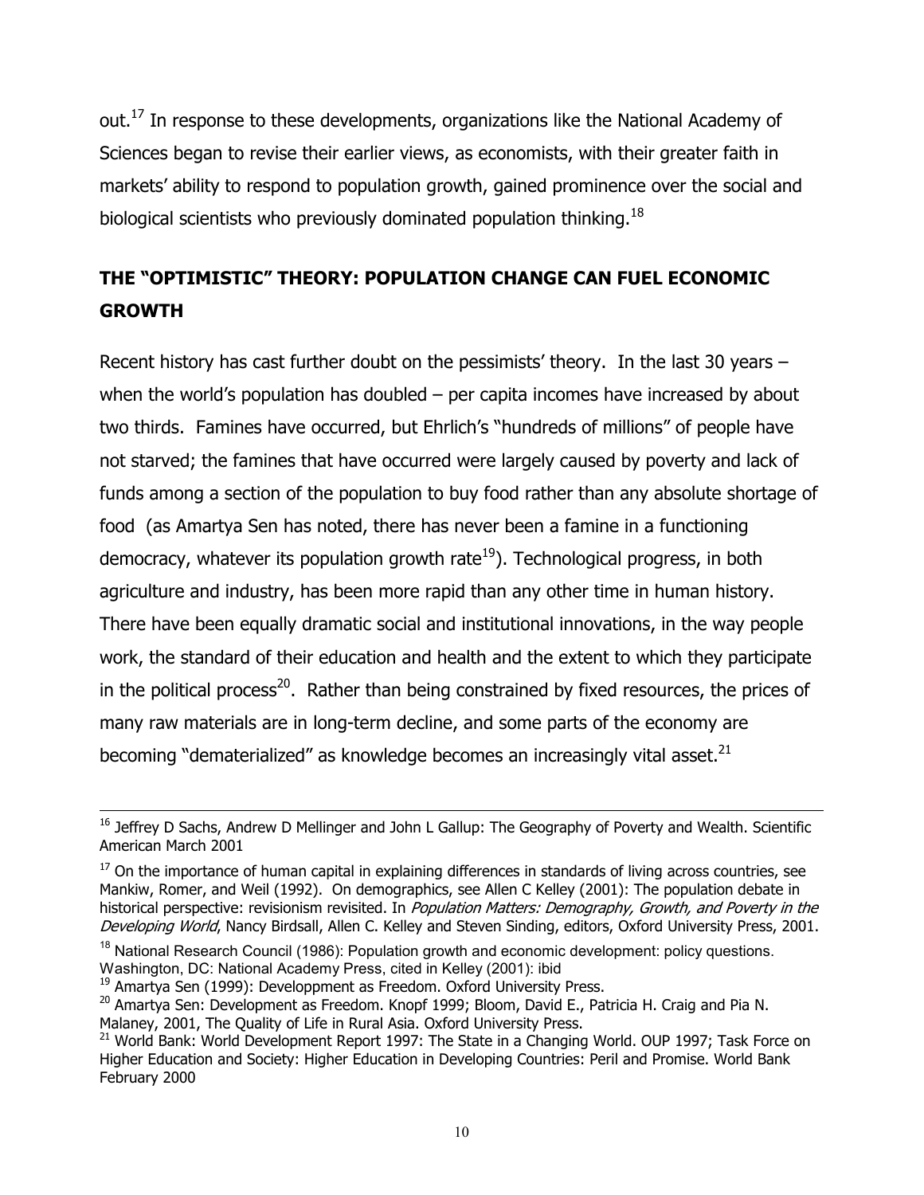out.[17] In response to these developments, organizations like the National Academy of Sciences began to revise their earlier views, as economists, with their greater faith in markets' ability to respond to population growth, gained prominence over the social and biological scientists who previously dominated population thinking.[18]

## THE "OPTIMISTIC" THEORY: POPULATION CHANGE CAN FUEL ECONOMIC GROWTH

Recent history has cast further doubt on the pessimists' theory. In the last 30 years – when the world's population has doubled – per capita incomes have increased by about two thirds. Famines have occurred, but Ehrlich's "hundreds of millions" of people have not starved; the famines that have occurred were largely caused by poverty and lack of funds among a section of the population to buy food rather than any absolute shortage of food (as Amartya Sen has noted, there has never been a famine in a functioning democracy, whatever its population growth rate[19]). Technological progress, in both agriculture and industry, has been more rapid than any other time in human history. There have been equally dramatic social and institutional innovations, in the way people work, the standard of their education and health and the extent to which they participate in the political process[20]. Rather than being constrained by fixed resources, the prices of many raw materials are in long-term decline, and some parts of the economy are becoming "dematerialized" as knowledge becomes an increasingly vital asset.[21]

---

[16] Jeffrey D Sachs, Andrew D Mellinger and John L Gallup: The Geography of Poverty and Wealth. Scientific American March 2001

[17] On the importance of human capital in explaining differences in standards of living across countries, see Mankiw, Romer, and Weil (1992). On demographics, see Allen C Kelley (2001): The population debate in historical perspective: revisionism revisited. In *Population Matters: Demography, Growth, and Poverty in the Developing World*, Nancy Birdsall, Allen C. Kelley and Steven Sinding, editors, Oxford University Press, 2001.

[18] National Research Council (1986): Population growth and economic development: policy questions. Washington, DC: National Academy Press, cited in Kelley (2001): ibid

[19] Amartya Sen (1999): Developpment as Freedom. Oxford University Press.

[20] Amartya Sen: Development as Freedom. Knopf 1999; Bloom, David E., Patricia H. Craig and Pia N. Malaney, 2001, The Quality of Life in Rural Asia. Oxford University Press.

[21] World Bank: World Development Report 1997: The State in a Changing World. OUP 1997; Task Force on Higher Education and Society: Higher Education in Developing Countries: Peril and Promise. World Bank February 2000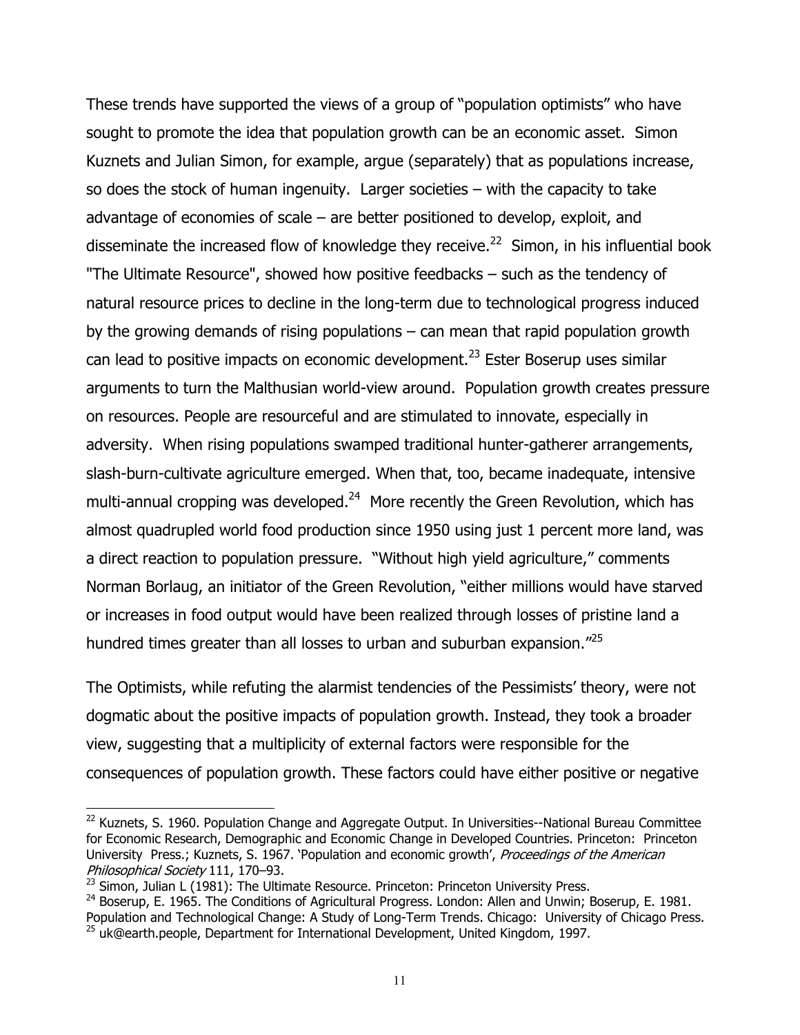These trends have supported the views of a group of "population optimists" who have sought to promote the idea that population growth can be an economic asset. Simon Kuznets and Julian Simon, for example, argue (separately) that as populations increase, so does the stock of human ingenuity. Larger societies – with the capacity to take advantage of economies of scale – are better positioned to develop, exploit, and disseminate the increased flow of knowledge they receive.[22] Simon, in his influential book "The Ultimate Resource", showed how positive feedbacks – such as the tendency of natural resource prices to decline in the long-term due to technological progress induced by the growing demands of rising populations – can mean that rapid population growth can lead to positive impacts on economic development.[23] Ester Boserup uses similar arguments to turn the Malthusian world-view around. Population growth creates pressure on resources. People are resourceful and are stimulated to innovate, especially in adversity. When rising populations swamped traditional hunter-gatherer arrangements, slash-burn-cultivate agriculture emerged. When that, too, became inadequate, intensive multi-annual cropping was developed.[24] More recently the Green Revolution, which has almost quadrupled world food production since 1950 using just 1 percent more land, was a direct reaction to population pressure. "Without high yield agriculture," comments Norman Borlaug, an initiator of the Green Revolution, "either millions would have starved or increases in food output would have been realized through losses of pristine land a hundred times greater than all losses to urban and suburban expansion."[25]

The Optimists, while refuting the alarmist tendencies of the Pessimists' theory, were not dogmatic about the positive impacts of population growth. Instead, they took a broader view, suggesting that a multiplicity of external factors were responsible for the consequences of population growth. These factors could have either positive or negative

---

[22] Kuznets, S. 1960. Population Change and Aggregate Output. In Universities--National Bureau Committee for Economic Research, Demographic and Economic Change in Developed Countries. Princeton: Princeton University Press.; Kuznets, S. 1967. 'Population and economic growth', *Proceedings of the American Philosophical Society* 111, 170–93.

[23] Simon, Julian L (1981): The Ultimate Resource. Princeton: Princeton University Press.

[24] Boserup, E. 1965. The Conditions of Agricultural Progress. London: Allen and Unwin; Boserup, E. 1981. Population and Technological Change: A Study of Long-Term Trends. Chicago: University of Chicago Press.

[25] uk@earth.people, Department for International Development, United Kingdom, 1997.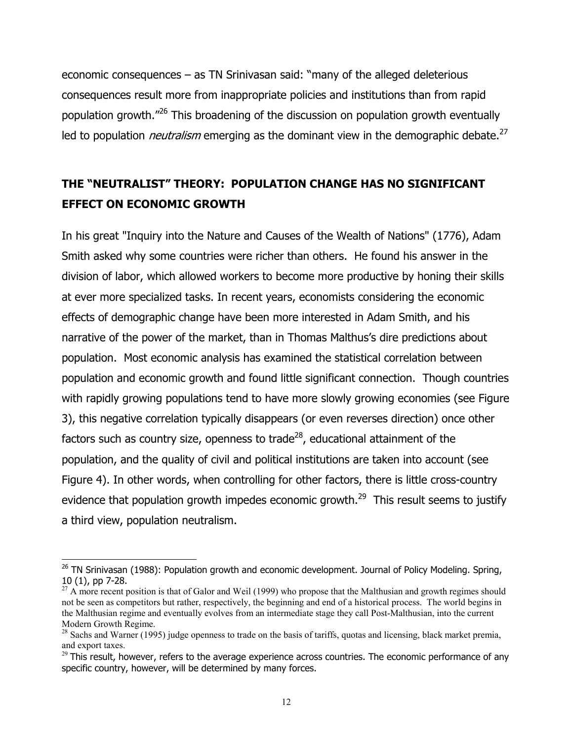economic consequences – as TN Srinivasan said: "many of the alleged deleterious consequences result more from inappropriate policies and institutions than from rapid population growth."[26] This broadening of the discussion on population growth eventually led to population *neutralism* emerging as the dominant view in the demographic debate.[27]

## THE "NEUTRALIST" THEORY: POPULATION CHANGE HAS NO SIGNIFICANT EFFECT ON ECONOMIC GROWTH

In his great "Inquiry into the Nature and Causes of the Wealth of Nations" (1776), Adam Smith asked why some countries were richer than others. He found his answer in the division of labor, which allowed workers to become more productive by honing their skills at ever more specialized tasks. In recent years, economists considering the economic effects of demographic change have been more interested in Adam Smith, and his narrative of the power of the market, than in Thomas Malthus's dire predictions about population. Most economic analysis has examined the statistical correlation between population and economic growth and found little significant connection. Though countries with rapidly growing populations tend to have more slowly growing economies (see Figure 3), this negative correlation typically disappears (or even reverses direction) once other factors such as country size, openness to trade[28], educational attainment of the population, and the quality of civil and political institutions are taken into account (see Figure 4). In other words, when controlling for other factors, there is little cross-country evidence that population growth impedes economic growth.[29] This result seems to justify a third view, population neutralism.

---

[26] TN Srinivasan (1988): Population growth and economic development. Journal of Policy Modeling. Spring, 10 (1), pp 7-28.

[27] A more recent position is that of Galor and Weil (1999) who propose that the Malthusian and growth regimes should not be seen as competitors but rather, respectively, the beginning and end of a historical process. The world begins in the Malthusian regime and eventually evolves from an intermediate stage they call Post-Malthusian, into the current Modern Growth Regime.

[28] Sachs and Warner (1995) judge openness to trade on the basis of tariffs, quotas and licensing, black market premia, and export taxes.

[29] This result, however, refers to the average experience across countries. The economic performance of any specific country, however, will be determined by many forces.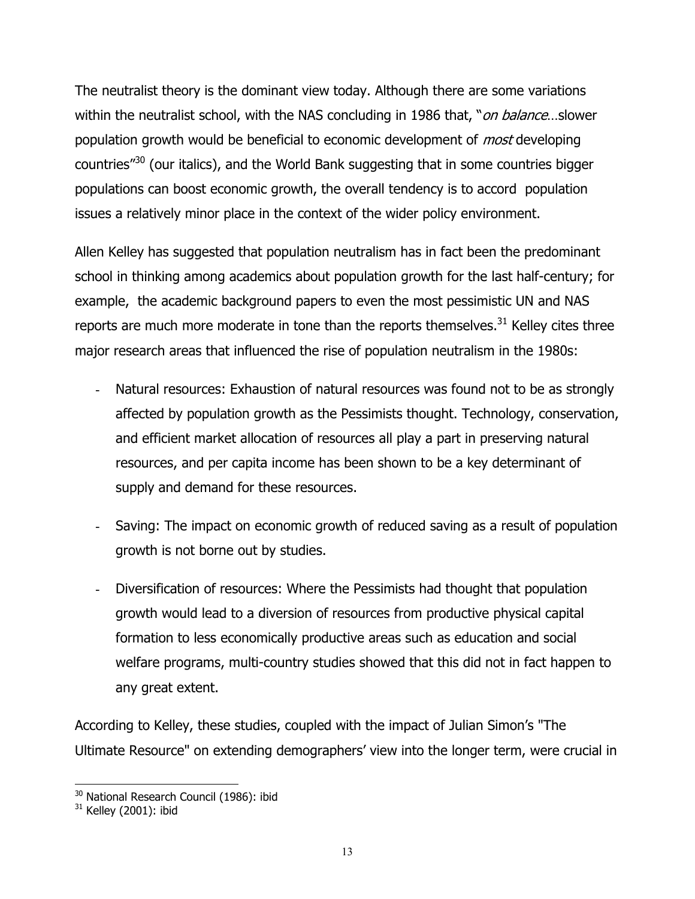The neutralist theory is the dominant view today. Although there are some variations within the neutralist school, with the NAS concluding in 1986 that, "*on balance*…slower population growth would be beneficial to economic development of *most* developing countries"[30] (our italics), and the World Bank suggesting that in some countries bigger populations can boost economic growth, the overall tendency is to accord population issues a relatively minor place in the context of the wider policy environment.

Allen Kelley has suggested that population neutralism has in fact been the predominant school in thinking among academics about population growth for the last half-century; for example, the academic background papers to even the most pessimistic UN and NAS reports are much more moderate in tone than the reports themselves.[31] Kelley cites three major research areas that influenced the rise of population neutralism in the 1980s:

- Natural resources: Exhaustion of natural resources was found not to be as strongly affected by population growth as the Pessimists thought. Technology, conservation, and efficient market allocation of resources all play a part in preserving natural resources, and per capita income has been shown to be a key determinant of supply and demand for these resources.

- Saving: The impact on economic growth of reduced saving as a result of population growth is not borne out by studies.

- Diversification of resources: Where the Pessimists had thought that population growth would lead to a diversion of resources from productive physical capital formation to less economically productive areas such as education and social welfare programs, multi-country studies showed that this did not in fact happen to any great extent.

According to Kelley, these studies, coupled with the impact of Julian Simon's "The Ultimate Resource" on extending demographers' view into the longer term, were crucial in

---

[30] National Research Council (1986): ibid

[31] Kelley (2001): ibid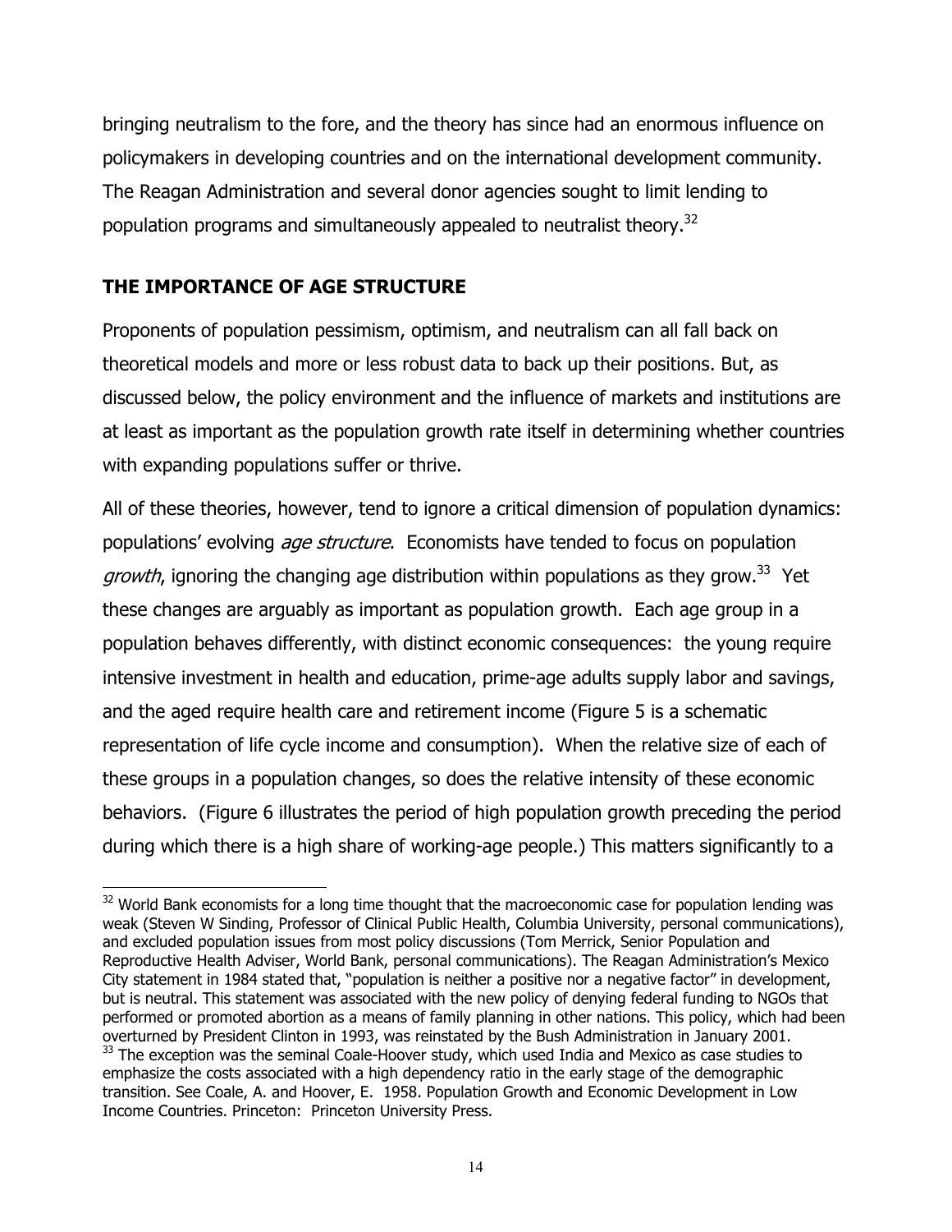bringing neutralism to the fore, and the theory has since had an enormous influence on policymakers in developing countries and on the international development community. The Reagan Administration and several donor agencies sought to limit lending to population programs and simultaneously appealed to neutralist theory.[32]

## THE IMPORTANCE OF AGE STRUCTURE

Proponents of population pessimism, optimism, and neutralism can all fall back on theoretical models and more or less robust data to back up their positions. But, as discussed below, the policy environment and the influence of markets and institutions are at least as important as the population growth rate itself in determining whether countries with expanding populations suffer or thrive.

All of these theories, however, tend to ignore a critical dimension of population dynamics: populations' evolving *age structure*. Economists have tended to focus on population *growth*, ignoring the changing age distribution within populations as they grow.[33] Yet these changes are arguably as important as population growth. Each age group in a population behaves differently, with distinct economic consequences: the young require intensive investment in health and education, prime-age adults supply labor and savings, and the aged require health care and retirement income (Figure 5 is a schematic representation of life cycle income and consumption). When the relative size of each of these groups in a population changes, so does the relative intensity of these economic behaviors. (Figure 6 illustrates the period of high population growth preceding the period during which there is a high share of working-age people.) This matters significantly to a

---

[32] World Bank economists for a long time thought that the macroeconomic case for population lending was weak (Steven W Sinding, Professor of Clinical Public Health, Columbia University, personal communications), and excluded population issues from most policy discussions (Tom Merrick, Senior Population and Reproductive Health Adviser, World Bank, personal communications). The Reagan Administration's Mexico City statement in 1984 stated that, "population is neither a positive nor a negative factor" in development, but is neutral. This statement was associated with the new policy of denying federal funding to NGOs that performed or promoted abortion as a means of family planning in other nations. This policy, which had been overturned by President Clinton in 1993, was reinstated by the Bush Administration in January 2001.

[33] The exception was the seminal Coale-Hoover study, which used India and Mexico as case studies to emphasize the costs associated with a high dependency ratio in the early stage of the demographic transition. See Coale, A. and Hoover, E. 1958. Population Growth and Economic Development in Low Income Countries. Princeton: Princeton University Press.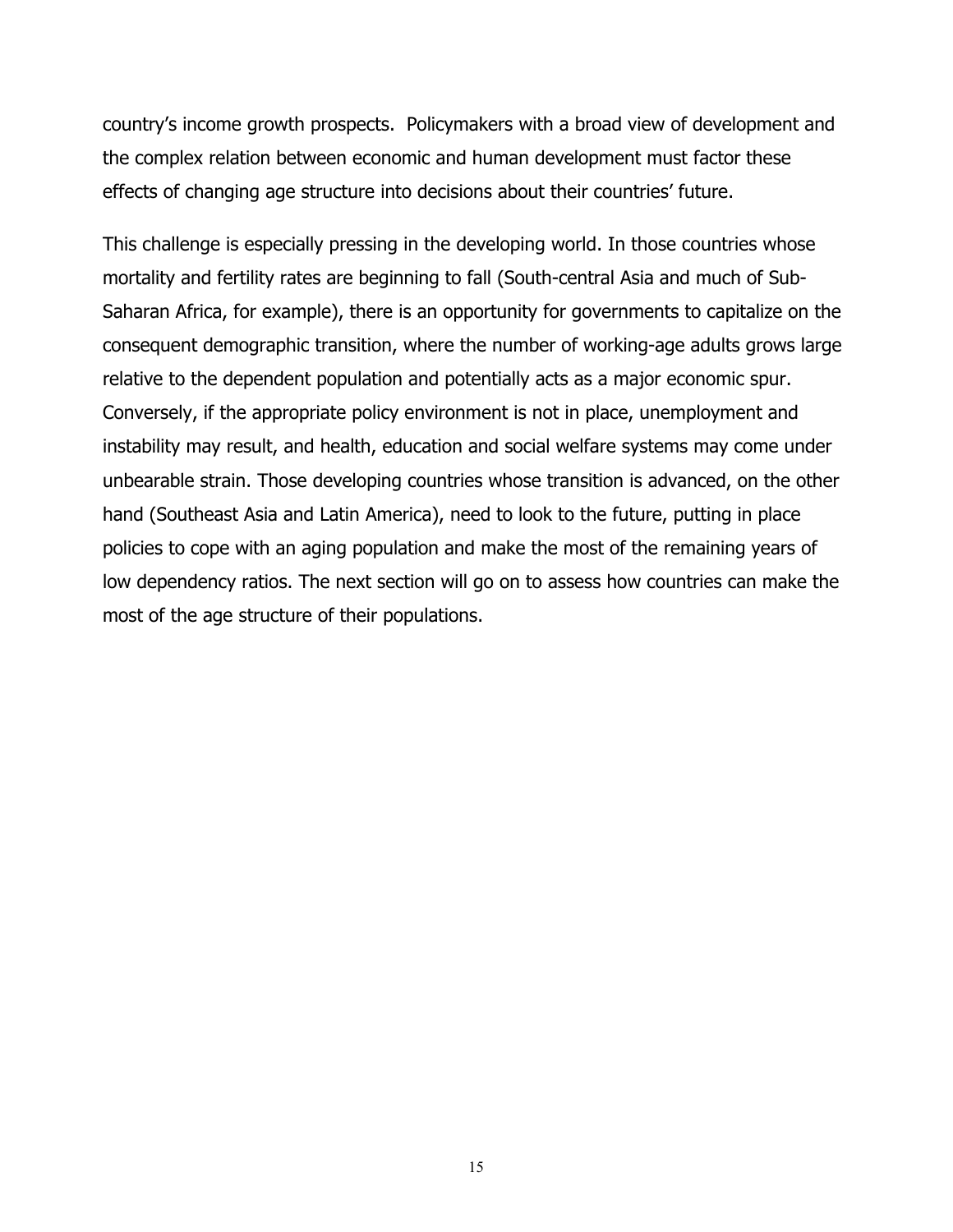country's income growth prospects. Policymakers with a broad view of development and the complex relation between economic and human development must factor these effects of changing age structure into decisions about their countries' future.

This challenge is especially pressing in the developing world. In those countries whose mortality and fertility rates are beginning to fall (South-central Asia and much of Sub-Saharan Africa, for example), there is an opportunity for governments to capitalize on the consequent demographic transition, where the number of working-age adults grows large relative to the dependent population and potentially acts as a major economic spur. Conversely, if the appropriate policy environment is not in place, unemployment and instability may result, and health, education and social welfare systems may come under unbearable strain. Those developing countries whose transition is advanced, on the other hand (Southeast Asia and Latin America), need to look to the future, putting in place policies to cope with an aging population and make the most of the remaining years of low dependency ratios. The next section will go on to assess how countries can make the most of the age structure of their populations.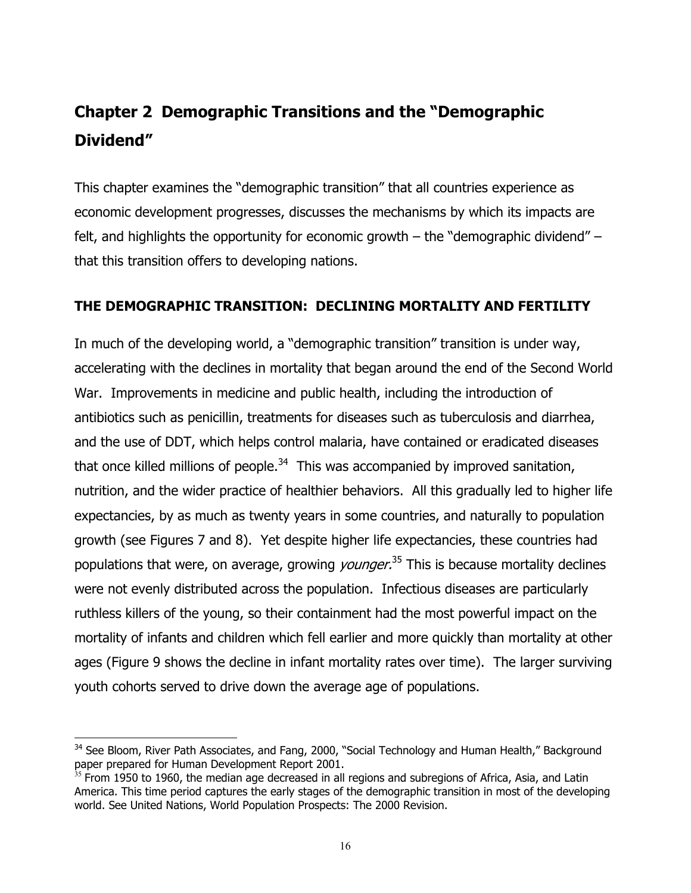# Chapter 2 Demographic Transitions and the "Demographic Dividend"

This chapter examines the "demographic transition" that all countries experience as economic development progresses, discusses the mechanisms by which its impacts are felt, and highlights the opportunity for economic growth – the "demographic dividend" – that this transition offers to developing nations.

## THE DEMOGRAPHIC TRANSITION: DECLINING MORTALITY AND FERTILITY

In much of the developing world, a "demographic transition" transition is under way, accelerating with the declines in mortality that began around the end of the Second World War. Improvements in medicine and public health, including the introduction of antibiotics such as penicillin, treatments for diseases such as tuberculosis and diarrhea, and the use of DDT, which helps control malaria, have contained or eradicated diseases that once killed millions of people.[34] This was accompanied by improved sanitation, nutrition, and the wider practice of healthier behaviors. All this gradually led to higher life expectancies, by as much as twenty years in some countries, and naturally to population growth (see Figures 7 and 8). Yet despite higher life expectancies, these countries had populations that were, on average, growing *younger.*[35] This is because mortality declines were not evenly distributed across the population. Infectious diseases are particularly ruthless killers of the young, so their containment had the most powerful impact on the mortality of infants and children which fell earlier and more quickly than mortality at other ages (Figure 9 shows the decline in infant mortality rates over time). The larger surviving youth cohorts served to drive down the average age of populations.

---

[34] See Bloom, River Path Associates, and Fang, 2000, "Social Technology and Human Health," Background paper prepared for Human Development Report 2001.

[35] From 1950 to 1960, the median age decreased in all regions and subregions of Africa, Asia, and Latin America. This time period captures the early stages of the demographic transition in most of the developing world. See United Nations, World Population Prospects: The 2000 Revision.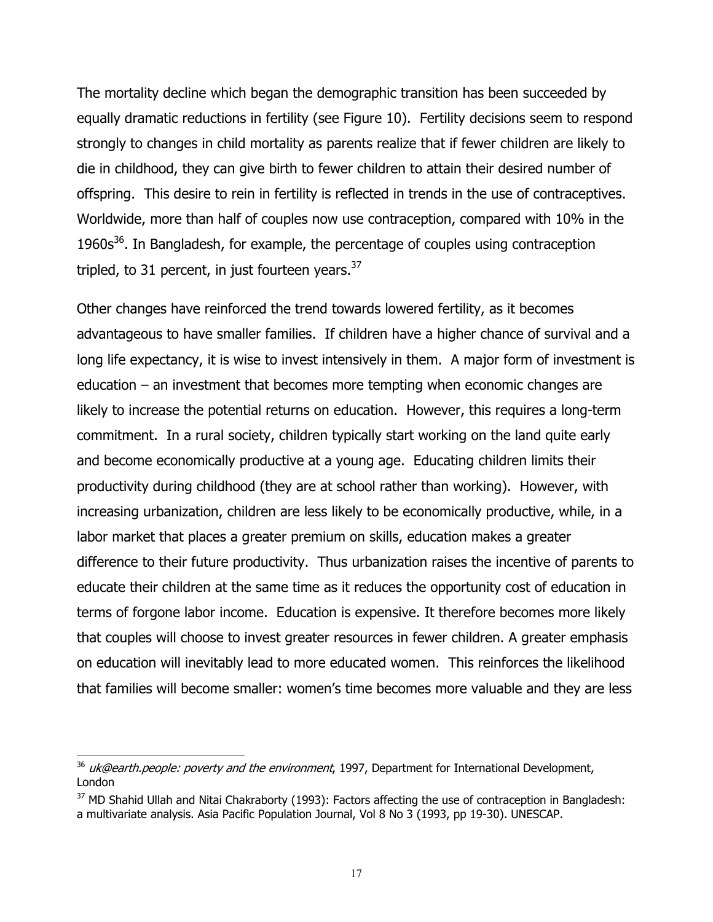The mortality decline which began the demographic transition has been succeeded by equally dramatic reductions in fertility (see Figure 10). Fertility decisions seem to respond strongly to changes in child mortality as parents realize that if fewer children are likely to die in childhood, they can give birth to fewer children to attain their desired number of offspring. This desire to rein in fertility is reflected in trends in the use of contraceptives. Worldwide, more than half of couples now use contraception, compared with 10% in the 1960s[36]. In Bangladesh, for example, the percentage of couples using contraception tripled, to 31 percent, in just fourteen years.[37]

Other changes have reinforced the trend towards lowered fertility, as it becomes advantageous to have smaller families. If children have a higher chance of survival and a long life expectancy, it is wise to invest intensively in them. A major form of investment is education – an investment that becomes more tempting when economic changes are likely to increase the potential returns on education. However, this requires a long-term commitment. In a rural society, children typically start working on the land quite early and become economically productive at a young age. Educating children limits their productivity during childhood (they are at school rather than working). However, with increasing urbanization, children are less likely to be economically productive, while, in a labor market that places a greater premium on skills, education makes a greater difference to their future productivity. Thus urbanization raises the incentive of parents to educate their children at the same time as it reduces the opportunity cost of education in terms of forgone labor income. Education is expensive. It therefore becomes more likely that couples will choose to invest greater resources in fewer children. A greater emphasis on education will inevitably lead to more educated women. This reinforces the likelihood that families will become smaller: women's time becomes more valuable and they are less

[36] *uk@earth.people: poverty and the environment*, 1997, Department for International Development, London

[37] MD Shahid Ullah and Nitai Chakraborty (1993): Factors affecting the use of contraception in Bangladesh: a multivariate analysis. Asia Pacific Population Journal, Vol 8 No 3 (1993, pp 19-30). UNESCAP.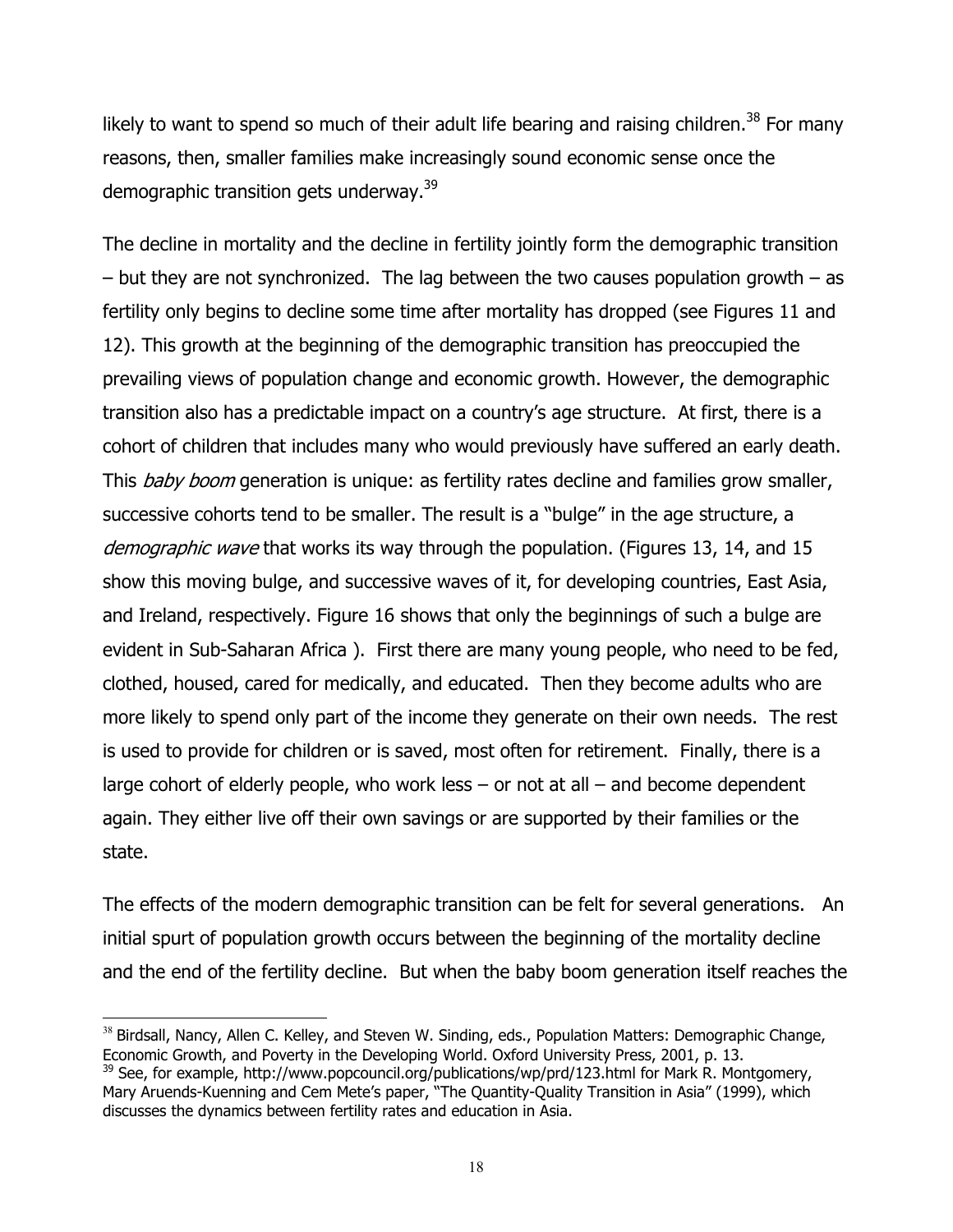likely to want to spend so much of their adult life bearing and raising children.[38] For many reasons, then, smaller families make increasingly sound economic sense once the demographic transition gets underway.[39]

The decline in mortality and the decline in fertility jointly form the demographic transition – but they are not synchronized. The lag between the two causes population growth – as fertility only begins to decline some time after mortality has dropped (see Figures 11 and 12). This growth at the beginning of the demographic transition has preoccupied the prevailing views of population change and economic growth. However, the demographic transition also has a predictable impact on a country's age structure. At first, there is a cohort of children that includes many who would previously have suffered an early death. This *baby boom* generation is unique: as fertility rates decline and families grow smaller, successive cohorts tend to be smaller. The result is a "bulge" in the age structure, a *demographic wave* that works its way through the population. (Figures 13, 14, and 15 show this moving bulge, and successive waves of it, for developing countries, East Asia, and Ireland, respectively. Figure 16 shows that only the beginnings of such a bulge are evident in Sub-Saharan Africa ). First there are many young people, who need to be fed, clothed, housed, cared for medically, and educated. Then they become adults who are more likely to spend only part of the income they generate on their own needs. The rest is used to provide for children or is saved, most often for retirement. Finally, there is a large cohort of elderly people, who work less – or not at all – and become dependent again. They either live off their own savings or are supported by their families or the state.

The effects of the modern demographic transition can be felt for several generations. An initial spurt of population growth occurs between the beginning of the mortality decline and the end of the fertility decline. But when the baby boom generation itself reaches the

---

[38] Birdsall, Nancy, Allen C. Kelley, and Steven W. Sinding, eds., Population Matters: Demographic Change, Economic Growth, and Poverty in the Developing World. Oxford University Press, 2001, p. 13.

[39] See, for example, http://www.popcouncil.org/publications/wp/prd/123.html for Mark R. Montgomery, Mary Aruends-Kuenning and Cem Mete's paper, "The Quantity-Quality Transition in Asia" (1999), which discusses the dynamics between fertility rates and education in Asia.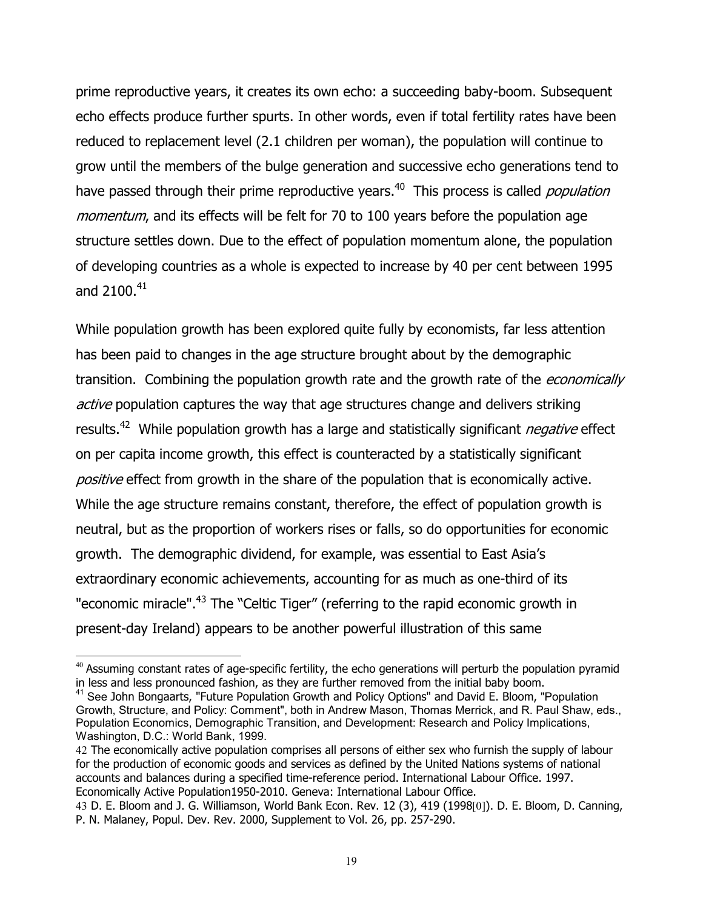prime reproductive years, it creates its own echo: a succeeding baby-boom. Subsequent echo effects produce further spurts. In other words, even if total fertility rates have been reduced to replacement level (2.1 children per woman), the population will continue to grow until the members of the bulge generation and successive echo generations tend to have passed through their prime reproductive years.[40] This process is called *population momentum*, and its effects will be felt for 70 to 100 years before the population age structure settles down. Due to the effect of population momentum alone, the population of developing countries as a whole is expected to increase by 40 per cent between 1995 and 2100.[41]

While population growth has been explored quite fully by economists, far less attention has been paid to changes in the age structure brought about by the demographic transition. Combining the population growth rate and the growth rate of the *economically active* population captures the way that age structures change and delivers striking results.[42] While population growth has a large and statistically significant *negative* effect on per capita income growth, this effect is counteracted by a statistically significant *positive* effect from growth in the share of the population that is economically active. While the age structure remains constant, therefore, the effect of population growth is neutral, but as the proportion of workers rises or falls, so do opportunities for economic growth. The demographic dividend, for example, was essential to East Asia's extraordinary economic achievements, accounting for as much as one-third of its "economic miracle".[43] The "Celtic Tiger" (referring to the rapid economic growth in present-day Ireland) appears to be another powerful illustration of this same

---

[40] Assuming constant rates of age-specific fertility, the echo generations will perturb the population pyramid in less and less pronounced fashion, as they are further removed from the initial baby boom.

[41] See John Bongaarts, "Future Population Growth and Policy Options" and David E. Bloom, "Population Growth, Structure, and Policy: Comment", both in Andrew Mason, Thomas Merrick, and R. Paul Shaw, eds., Population Economics, Demographic Transition, and Development: Research and Policy Implications, Washington, D.C.: World Bank, 1999.

[42] The economically active population comprises all persons of either sex who furnish the supply of labour for the production of economic goods and services as defined by the United Nations systems of national accounts and balances during a specified time-reference period. International Labour Office. 1997. Economically Active Population1950-2010. Geneva: International Labour Office.

[43] D. E. Bloom and J. G. Williamson, World Bank Econ. Rev. 12 (3), 419 (1998[0]). D. E. Bloom, D. Canning, P. N. Malaney, Popul. Dev. Rev. 2000, Supplement to Vol. 26, pp. 257-290.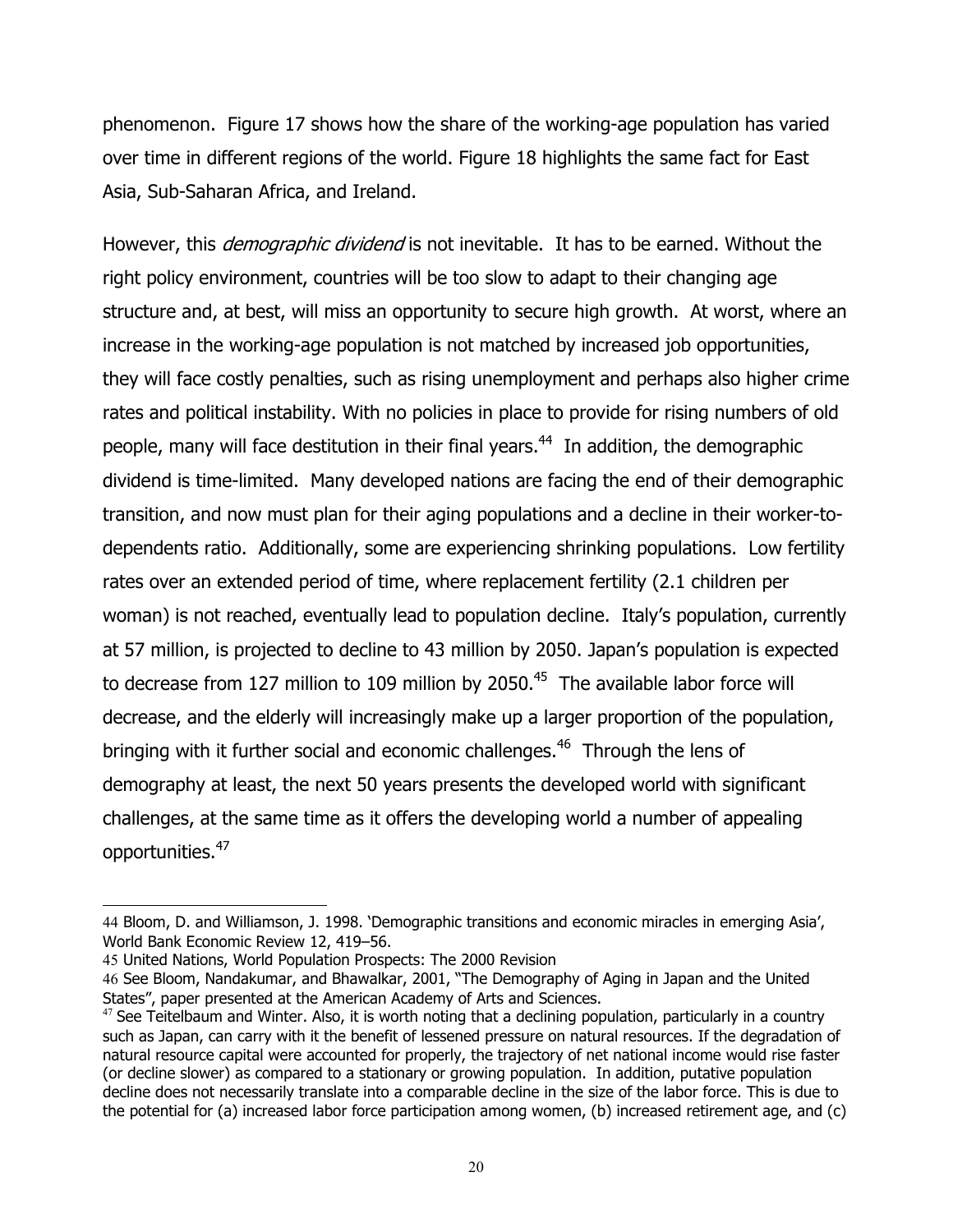phenomenon. Figure 17 shows how the share of the working-age population has varied over time in different regions of the world. Figure 18 highlights the same fact for East Asia, Sub-Saharan Africa, and Ireland.

However, this *demographic dividend* is not inevitable. It has to be earned. Without the right policy environment, countries will be too slow to adapt to their changing age structure and, at best, will miss an opportunity to secure high growth. At worst, where an increase in the working-age population is not matched by increased job opportunities, they will face costly penalties, such as rising unemployment and perhaps also higher crime rates and political instability. With no policies in place to provide for rising numbers of old people, many will face destitution in their final years.[44] In addition, the demographic dividend is time-limited. Many developed nations are facing the end of their demographic transition, and now must plan for their aging populations and a decline in their worker-to-dependents ratio. Additionally, some are experiencing shrinking populations. Low fertility rates over an extended period of time, where replacement fertility (2.1 children per woman) is not reached, eventually lead to population decline. Italy's population, currently at 57 million, is projected to decline to 43 million by 2050. Japan's population is expected to decrease from 127 million to 109 million by 2050.[45] The available labor force will decrease, and the elderly will increasingly make up a larger proportion of the population, bringing with it further social and economic challenges.[46] Through the lens of demography at least, the next 50 years presents the developed world with significant challenges, at the same time as it offers the developing world a number of appealing opportunities.[47]

---

44 Bloom, D. and Williamson, J. 1998. 'Demographic transitions and economic miracles in emerging Asia', World Bank Economic Review 12, 419–56.

45 United Nations, World Population Prospects: The 2000 Revision

46 See Bloom, Nandakumar, and Bhawalkar, 2001, "The Demography of Aging in Japan and the United States", paper presented at the American Academy of Arts and Sciences.

47 See Teitelbaum and Winter. Also, it is worth noting that a declining population, particularly in a country such as Japan, can carry with it the benefit of lessened pressure on natural resources. If the degradation of natural resource capital were accounted for properly, the trajectory of net national income would rise faster (or decline slower) as compared to a stationary or growing population. In addition, putative population decline does not necessarily translate into a comparable decline in the size of the labor force. This is due to the potential for (a) increased labor force participation among women, (b) increased retirement age, and (c)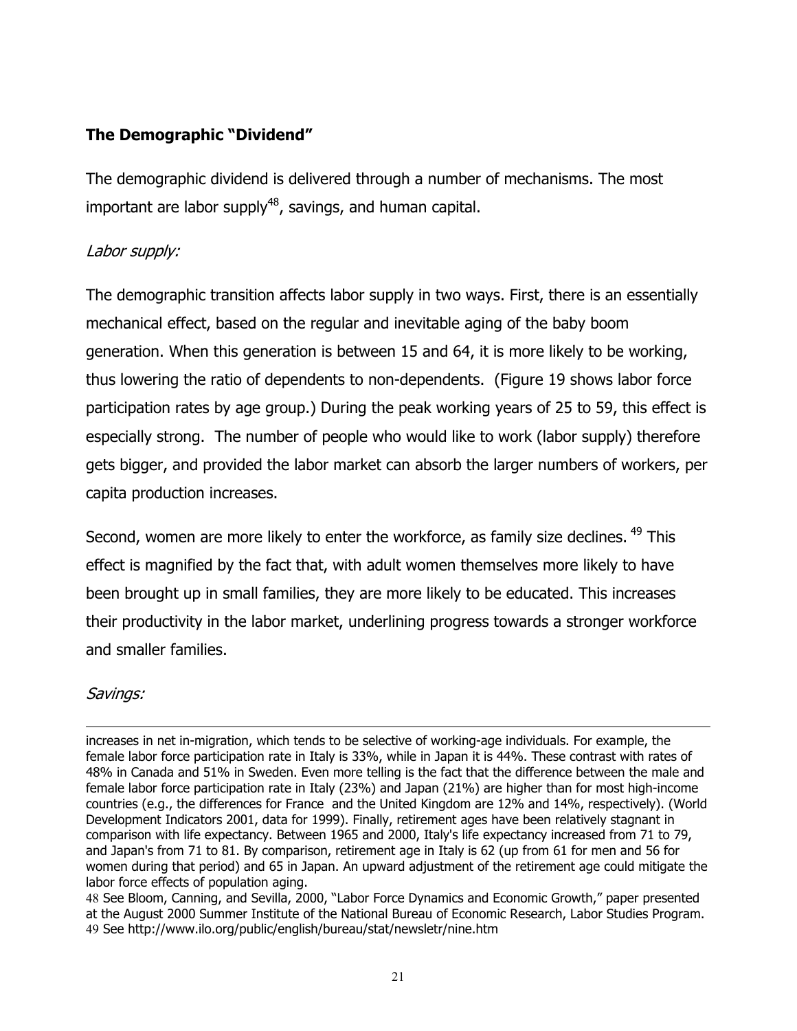## The Demographic "Dividend"

The demographic dividend is delivered through a number of mechanisms. The most important are labor supply[48], savings, and human capital.

*Labor supply:*

The demographic transition affects labor supply in two ways. First, there is an essentially mechanical effect, based on the regular and inevitable aging of the baby boom generation. When this generation is between 15 and 64, it is more likely to be working, thus lowering the ratio of dependents to non-dependents. (Figure 19 shows labor force participation rates by age group.) During the peak working years of 25 to 59, this effect is especially strong. The number of people who would like to work (labor supply) therefore gets bigger, and provided the labor market can absorb the larger numbers of workers, per capita production increases.

Second, women are more likely to enter the workforce, as family size declines. [49] This effect is magnified by the fact that, with adult women themselves more likely to have been brought up in small families, they are more likely to be educated. This increases their productivity in the labor market, underlining progress towards a stronger workforce and smaller families.

*Savings:*

---

increases in net in-migration, which tends to be selective of working-age individuals. For example, the female labor force participation rate in Italy is 33%, while in Japan it is 44%. These contrast with rates of 48% in Canada and 51% in Sweden. Even more telling is the fact that the difference between the male and female labor force participation rate in Italy (23%) and Japan (21%) are higher than for most high-income countries (e.g., the differences for France and the United Kingdom are 12% and 14%, respectively). (World Development Indicators 2001, data for 1999). Finally, retirement ages have been relatively stagnant in comparison with life expectancy. Between 1965 and 2000, Italy's life expectancy increased from 71 to 79, and Japan's from 71 to 81. By comparison, retirement age in Italy is 62 (up from 61 for men and 56 for women during that period) and 65 in Japan. An upward adjustment of the retirement age could mitigate the labor force effects of population aging.

48 See Bloom, Canning, and Sevilla, 2000, "Labor Force Dynamics and Economic Growth," paper presented at the August 2000 Summer Institute of the National Bureau of Economic Research, Labor Studies Program.

49 See http://www.ilo.org/public/english/bureau/stat/newsletr/nine.htm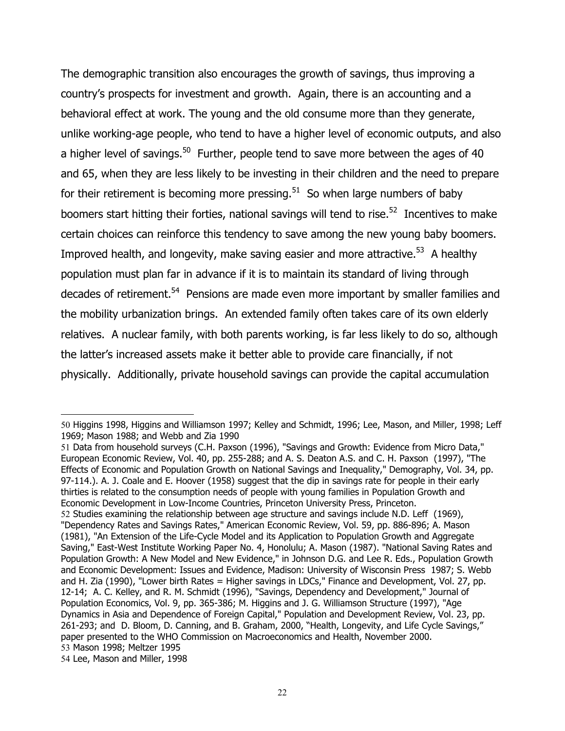The demographic transition also encourages the growth of savings, thus improving a country's prospects for investment and growth. Again, there is an accounting and a behavioral effect at work. The young and the old consume more than they generate, unlike working-age people, who tend to have a higher level of economic outputs, and also a higher level of savings.[50] Further, people tend to save more between the ages of 40 and 65, when they are less likely to be investing in their children and the need to prepare for their retirement is becoming more pressing.[51] So when large numbers of baby boomers start hitting their forties, national savings will tend to rise.[52] Incentives to make certain choices can reinforce this tendency to save among the new young baby boomers. Improved health, and longevity, make saving easier and more attractive.[53] A healthy population must plan far in advance if it is to maintain its standard of living through decades of retirement.[54] Pensions are made even more important by smaller families and the mobility urbanization brings. An extended family often takes care of its own elderly relatives. A nuclear family, with both parents working, is far less likely to do so, although the latter's increased assets make it better able to provide care financially, if not physically. Additionally, private household savings can provide the capital accumulation

---

50 Higgins 1998, Higgins and Williamson 1997; Kelley and Schmidt, 1996; Lee, Mason, and Miller, 1998; Leff 1969; Mason 1988; and Webb and Zia 1990

51 Data from household surveys (C.H. Paxson (1996), "Savings and Growth: Evidence from Micro Data," European Economic Review, Vol. 40, pp. 255-288; and A. S. Deaton A.S. and C. H. Paxson (1997), "The Effects of Economic and Population Growth on National Savings and Inequality," Demography, Vol. 34, pp. 97-114.). A. J. Coale and E. Hoover (1958) suggest that the dip in savings rate for people in their early thirties is related to the consumption needs of people with young families in Population Growth and Economic Development in Low-Income Countries, Princeton University Press, Princeton.

52 Studies examining the relationship between age structure and savings include N.D. Leff (1969), "Dependency Rates and Savings Rates," American Economic Review, Vol. 59, pp. 886-896; A. Mason (1981), "An Extension of the Life-Cycle Model and its Application to Population Growth and Aggregate Saving," East-West Institute Working Paper No. 4, Honolulu; A. Mason (1987). "National Saving Rates and Population Growth: A New Model and New Evidence," in Johnson D.G. and Lee R. Eds., Population Growth and Economic Development: Issues and Evidence, Madison: University of Wisconsin Press 1987; S. Webb and H. Zia (1990), "Lower birth Rates = Higher savings in LDCs," Finance and Development, Vol. 27, pp. 12-14; A. C. Kelley, and R. M. Schmidt (1996), "Savings, Dependency and Development," Journal of Population Economics, Vol. 9, pp. 365-386; M. Higgins and J. G. Williamson Structure (1997), "Age Dynamics in Asia and Dependence of Foreign Capital," Population and Development Review, Vol. 23, pp. 261-293; and D. Bloom, D. Canning, and B. Graham, 2000, "Health, Longevity, and Life Cycle Savings," paper presented to the WHO Commission on Macroeconomics and Health, November 2000.

53 Mason 1998; Meltzer 1995

54 Lee, Mason and Miller, 1998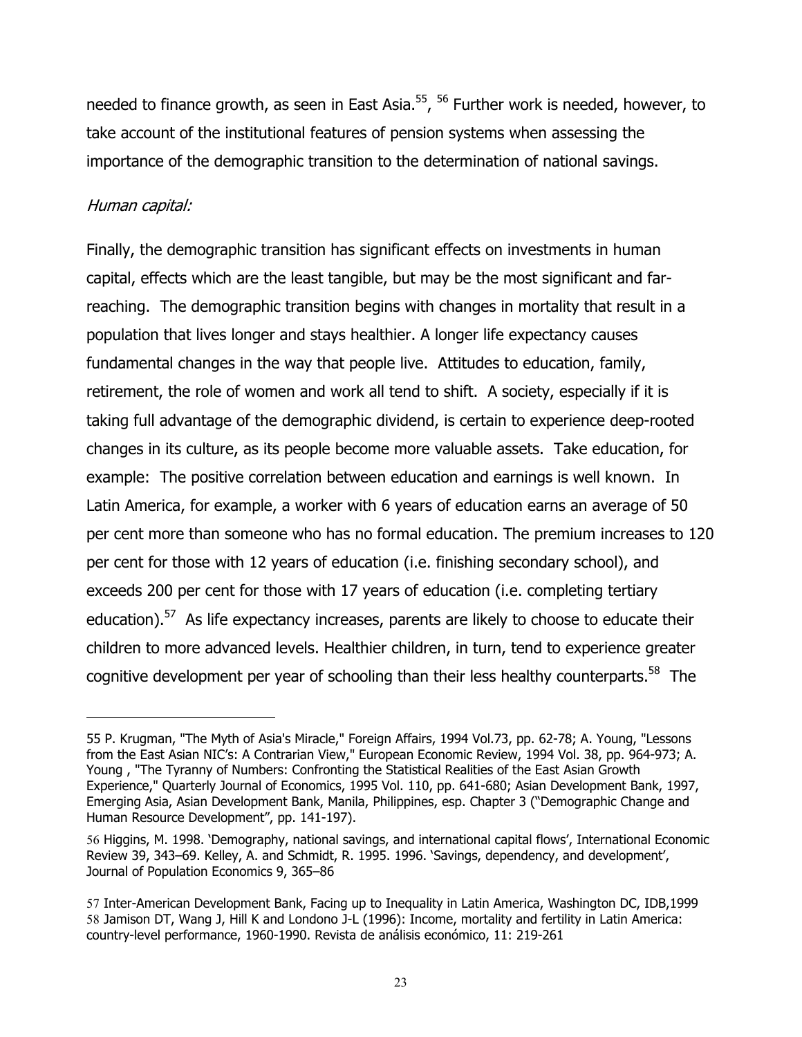needed to finance growth, as seen in East Asia.[55], [56] Further work is needed, however, to take account of the institutional features of pension systems when assessing the importance of the demographic transition to the determination of national savings.

*Human capital:*

Finally, the demographic transition has significant effects on investments in human capital, effects which are the least tangible, but may be the most significant and far-reaching. The demographic transition begins with changes in mortality that result in a population that lives longer and stays healthier. A longer life expectancy causes fundamental changes in the way that people live. Attitudes to education, family, retirement, the role of women and work all tend to shift. A society, especially if it is taking full advantage of the demographic dividend, is certain to experience deep-rooted changes in its culture, as its people become more valuable assets. Take education, for example: The positive correlation between education and earnings is well known. In Latin America, for example, a worker with 6 years of education earns an average of 50 per cent more than someone who has no formal education. The premium increases to 120 per cent for those with 12 years of education (i.e. finishing secondary school), and exceeds 200 per cent for those with 17 years of education (i.e. completing tertiary education).[57] As life expectancy increases, parents are likely to choose to educate their children to more advanced levels. Healthier children, in turn, tend to experience greater cognitive development per year of schooling than their less healthy counterparts.[58] The

---

55 P. Krugman, "The Myth of Asia's Miracle," Foreign Affairs, 1994 Vol.73, pp. 62-78; A. Young, "Lessons from the East Asian NIC's: A Contrarian View," European Economic Review, 1994 Vol. 38, pp. 964-973; A. Young , "The Tyranny of Numbers: Confronting the Statistical Realities of the East Asian Growth Experience," Quarterly Journal of Economics, 1995 Vol. 110, pp. 641-680; Asian Development Bank, 1997, Emerging Asia, Asian Development Bank, Manila, Philippines, esp. Chapter 3 ("Demographic Change and Human Resource Development", pp. 141-197).

56 Higgins, M. 1998. 'Demography, national savings, and international capital flows', International Economic Review 39, 343–69. Kelley, A. and Schmidt, R. 1995. 1996. 'Savings, dependency, and development', Journal of Population Economics 9, 365–86

57 Inter-American Development Bank, Facing up to Inequality in Latin America, Washington DC, IDB,1999

58 Jamison DT, Wang J, Hill K and Londono J-L (1996): Income, mortality and fertility in Latin America: country-level performance, 1960-1990. Revista de análisis económico, 11: 219-261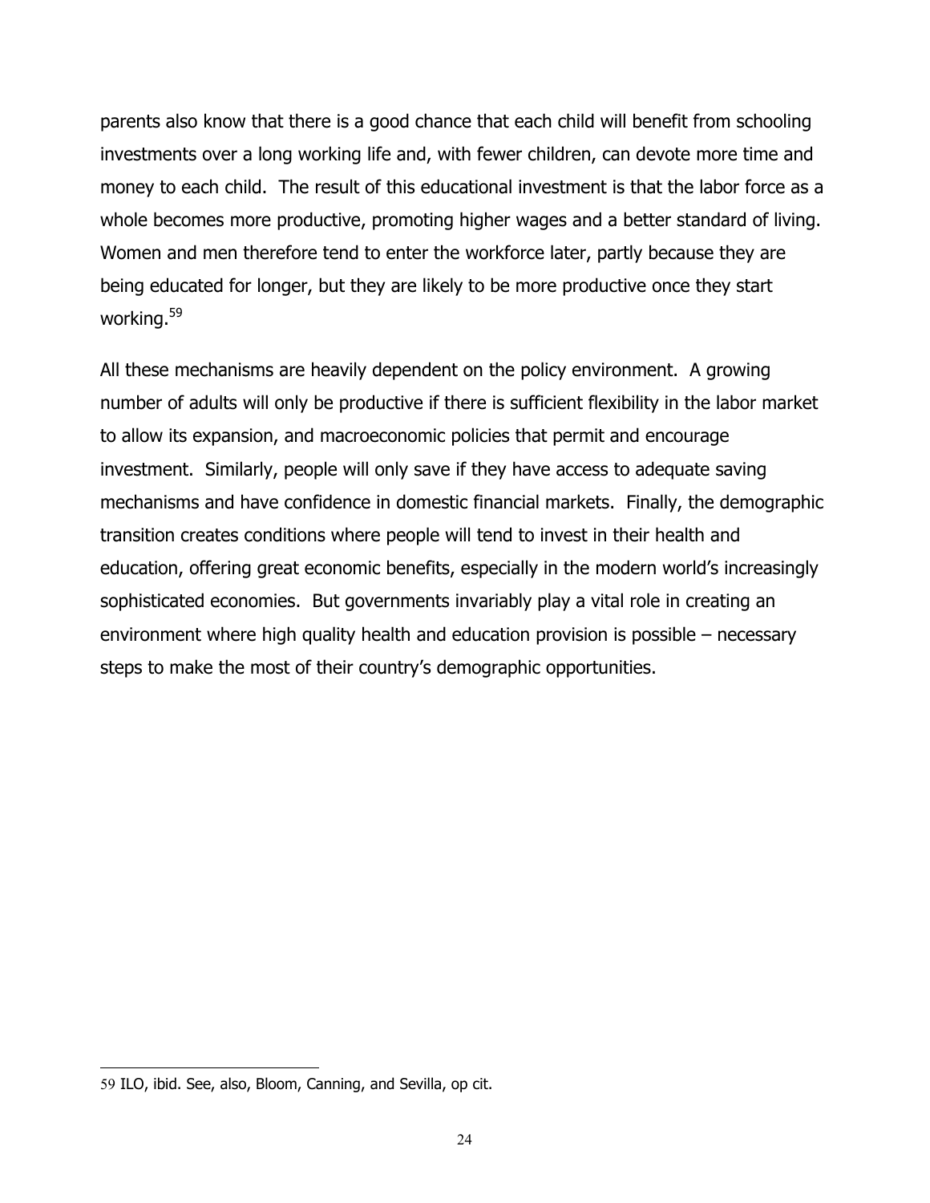parents also know that there is a good chance that each child will benefit from schooling investments over a long working life and, with fewer children, can devote more time and money to each child. The result of this educational investment is that the labor force as a whole becomes more productive, promoting higher wages and a better standard of living. Women and men therefore tend to enter the workforce later, partly because they are being educated for longer, but they are likely to be more productive once they start working.[59]

All these mechanisms are heavily dependent on the policy environment. A growing number of adults will only be productive if there is sufficient flexibility in the labor market to allow its expansion, and macroeconomic policies that permit and encourage investment. Similarly, people will only save if they have access to adequate saving mechanisms and have confidence in domestic financial markets. Finally, the demographic transition creates conditions where people will tend to invest in their health and education, offering great economic benefits, especially in the modern world's increasingly sophisticated economies. But governments invariably play a vital role in creating an environment where high quality health and education provision is possible – necessary steps to make the most of their country's demographic opportunities.

---

59 ILO, ibid. See, also, Bloom, Canning, and Sevilla, op cit.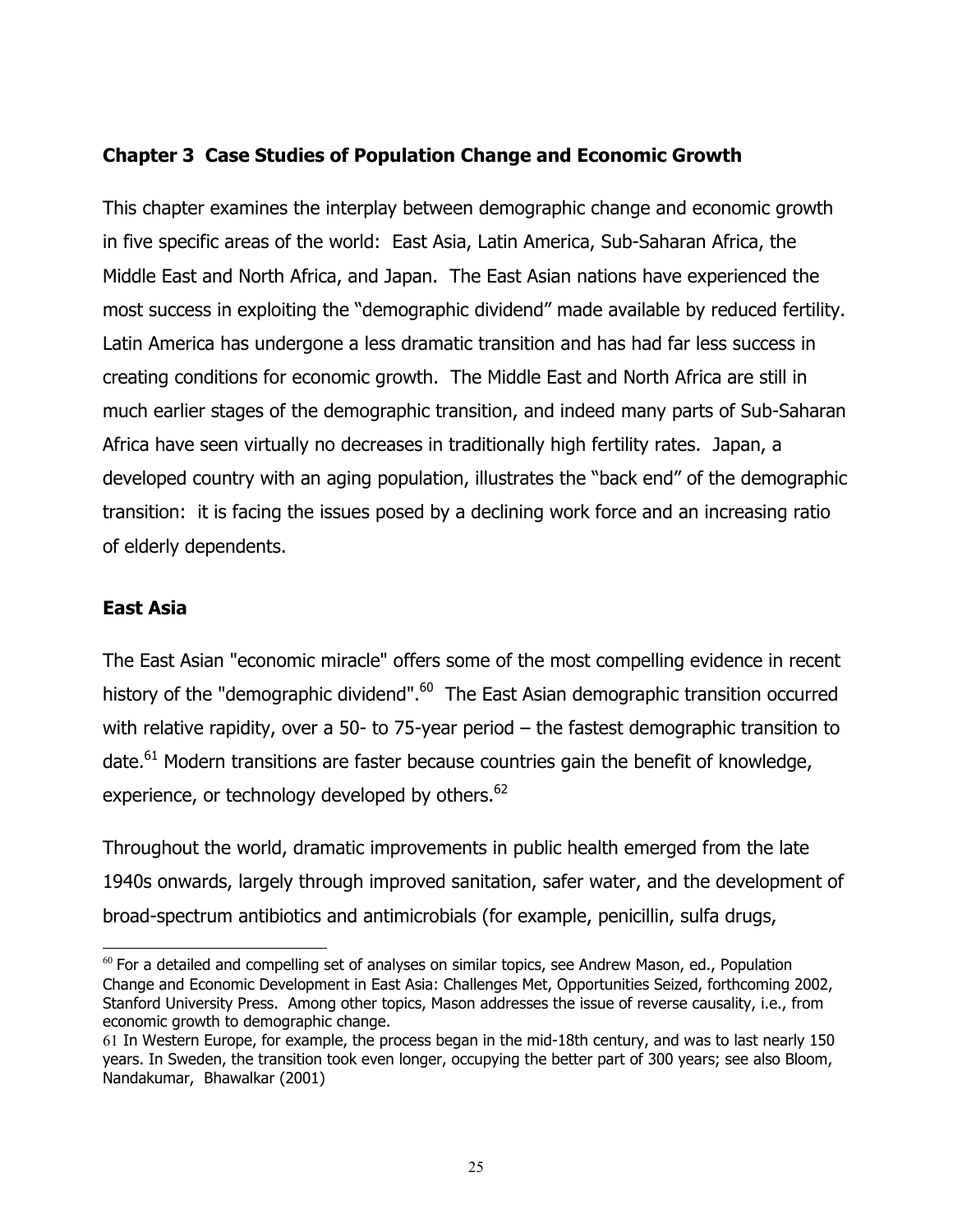## Chapter 3 Case Studies of Population Change and Economic Growth

This chapter examines the interplay between demographic change and economic growth in five specific areas of the world: East Asia, Latin America, Sub-Saharan Africa, the Middle East and North Africa, and Japan. The East Asian nations have experienced the most success in exploiting the "demographic dividend" made available by reduced fertility. Latin America has undergone a less dramatic transition and has had far less success in creating conditions for economic growth. The Middle East and North Africa are still in much earlier stages of the demographic transition, and indeed many parts of Sub-Saharan Africa have seen virtually no decreases in traditionally high fertility rates. Japan, a developed country with an aging population, illustrates the "back end" of the demographic transition: it is facing the issues posed by a declining work force and an increasing ratio of elderly dependents.

### East Asia

The East Asian "economic miracle" offers some of the most compelling evidence in recent history of the "demographic dividend".[60] The East Asian demographic transition occurred with relative rapidity, over a 50- to 75-year period – the fastest demographic transition to date.[61] Modern transitions are faster because countries gain the benefit of knowledge, experience, or technology developed by others.[62]

Throughout the world, dramatic improvements in public health emerged from the late 1940s onwards, largely through improved sanitation, safer water, and the development of broad-spectrum antibiotics and antimicrobials (for example, penicillin, sulfa drugs,

---

[60] For a detailed and compelling set of analyses on similar topics, see Andrew Mason, ed., Population Change and Economic Development in East Asia: Challenges Met, Opportunities Seized, forthcoming 2002, Stanford University Press. Among other topics, Mason addresses the issue of reverse causality, i.e., from economic growth to demographic change.

[61] In Western Europe, for example, the process began in the mid-18th century, and was to last nearly 150 years. In Sweden, the transition took even longer, occupying the better part of 300 years; see also Bloom, Nandakumar, Bhawalkar (2001)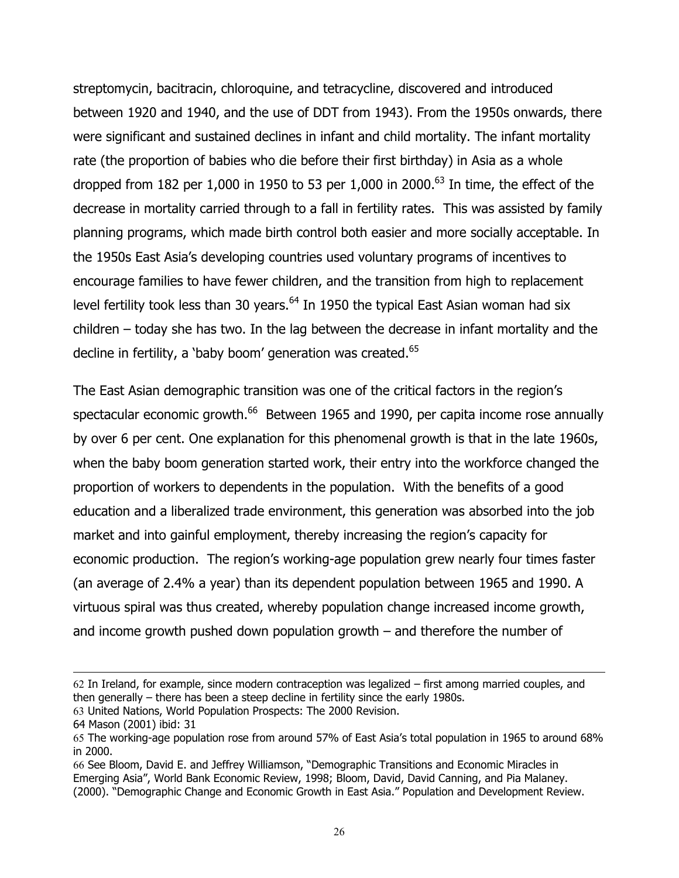streptomycin, bacitracin, chloroquine, and tetracycline, discovered and introduced between 1920 and 1940, and the use of DDT from 1943). From the 1950s onwards, there were significant and sustained declines in infant and child mortality. The infant mortality rate (the proportion of babies who die before their first birthday) in Asia as a whole dropped from 182 per 1,000 in 1950 to 53 per 1,000 in 2000.[63] In time, the effect of the decrease in mortality carried through to a fall in fertility rates. This was assisted by family planning programs, which made birth control both easier and more socially acceptable. In the 1950s East Asia's developing countries used voluntary programs of incentives to encourage families to have fewer children, and the transition from high to replacement level fertility took less than 30 years.[64] In 1950 the typical East Asian woman had six children – today she has two. In the lag between the decrease in infant mortality and the decline in fertility, a 'baby boom' generation was created.[65]

The East Asian demographic transition was one of the critical factors in the region's spectacular economic growth.[66] Between 1965 and 1990, per capita income rose annually by over 6 per cent. One explanation for this phenomenal growth is that in the late 1960s, when the baby boom generation started work, their entry into the workforce changed the proportion of workers to dependents in the population. With the benefits of a good education and a liberalized trade environment, this generation was absorbed into the job market and into gainful employment, thereby increasing the region's capacity for economic production. The region's working-age population grew nearly four times faster (an average of 2.4% a year) than its dependent population between 1965 and 1990. A virtuous spiral was thus created, whereby population change increased income growth, and income growth pushed down population growth – and therefore the number of

---

62 In Ireland, for example, since modern contraception was legalized – first among married couples, and then generally – there has been a steep decline in fertility since the early 1980s.

63 United Nations, World Population Prospects: The 2000 Revision.

64 Mason (2001) ibid: 31

65 The working-age population rose from around 57% of East Asia's total population in 1965 to around 68% in 2000.

66 See Bloom, David E. and Jeffrey Williamson, "Demographic Transitions and Economic Miracles in Emerging Asia", World Bank Economic Review, 1998; Bloom, David, David Canning, and Pia Malaney. (2000). "Demographic Change and Economic Growth in East Asia." Population and Development Review.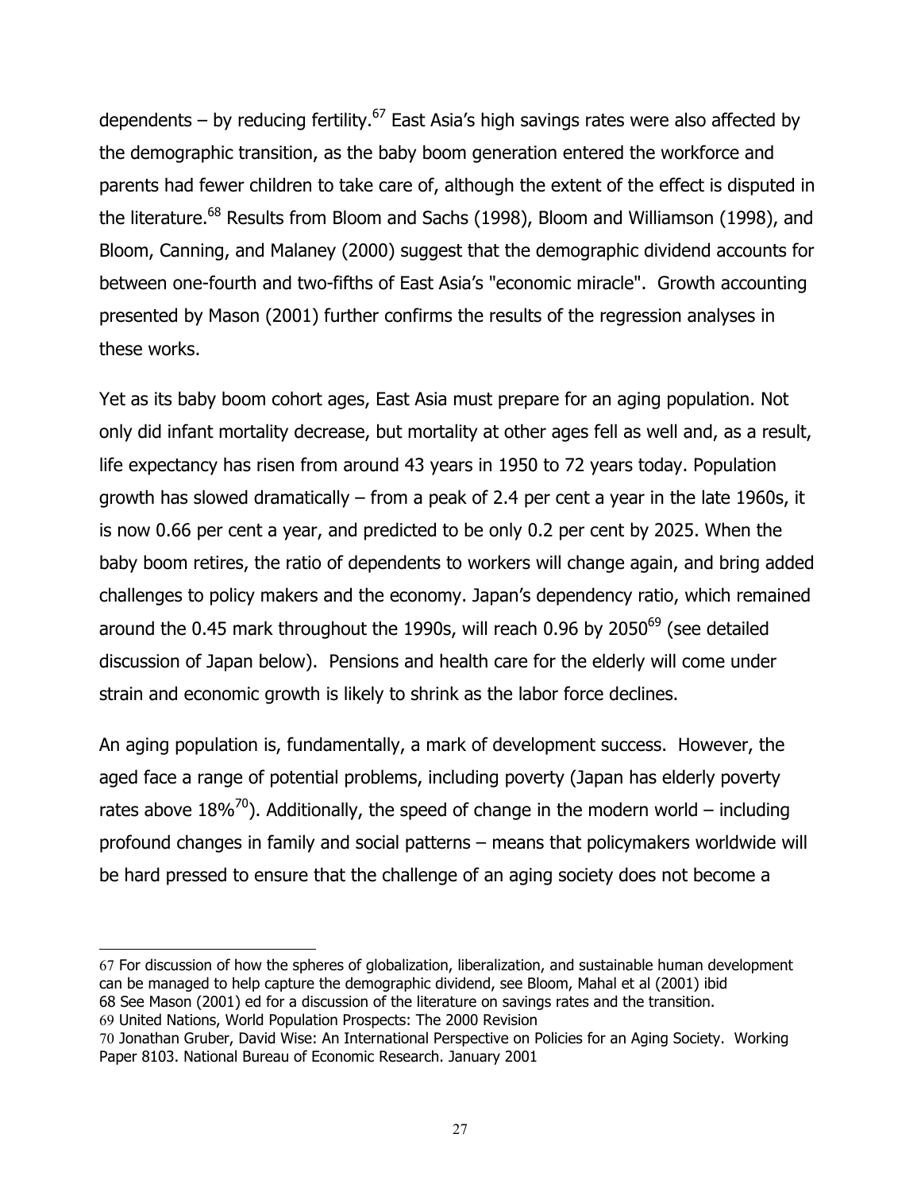dependents – by reducing fertility.[67] East Asia's high savings rates were also affected by the demographic transition, as the baby boom generation entered the workforce and parents had fewer children to take care of, although the extent of the effect is disputed in the literature.[68] Results from Bloom and Sachs (1998), Bloom and Williamson (1998), and Bloom, Canning, and Malaney (2000) suggest that the demographic dividend accounts for between one-fourth and two-fifths of East Asia's "economic miracle". Growth accounting presented by Mason (2001) further confirms the results of the regression analyses in these works.

Yet as its baby boom cohort ages, East Asia must prepare for an aging population. Not only did infant mortality decrease, but mortality at other ages fell as well and, as a result, life expectancy has risen from around 43 years in 1950 to 72 years today. Population growth has slowed dramatically – from a peak of 2.4 per cent a year in the late 1960s, it is now 0.66 per cent a year, and predicted to be only 0.2 per cent by 2025. When the baby boom retires, the ratio of dependents to workers will change again, and bring added challenges to policy makers and the economy. Japan's dependency ratio, which remained around the 0.45 mark throughout the 1990s, will reach 0.96 by 2050[69] (see detailed discussion of Japan below). Pensions and health care for the elderly will come under strain and economic growth is likely to shrink as the labor force declines.

An aging population is, fundamentally, a mark of development success. However, the aged face a range of potential problems, including poverty (Japan has elderly poverty rates above 18%[70]). Additionally, the speed of change in the modern world – including profound changes in family and social patterns – means that policymakers worldwide will be hard pressed to ensure that the challenge of an aging society does not become a

---

67 For discussion of how the spheres of globalization, liberalization, and sustainable human development can be managed to help capture the demographic dividend, see Bloom, Mahal et al (2001) ibid

68 See Mason (2001) ed for a discussion of the literature on savings rates and the transition.

69 United Nations, World Population Prospects: The 2000 Revision

70 Jonathan Gruber, David Wise: An International Perspective on Policies for an Aging Society. Working Paper 8103. National Bureau of Economic Research. January 2001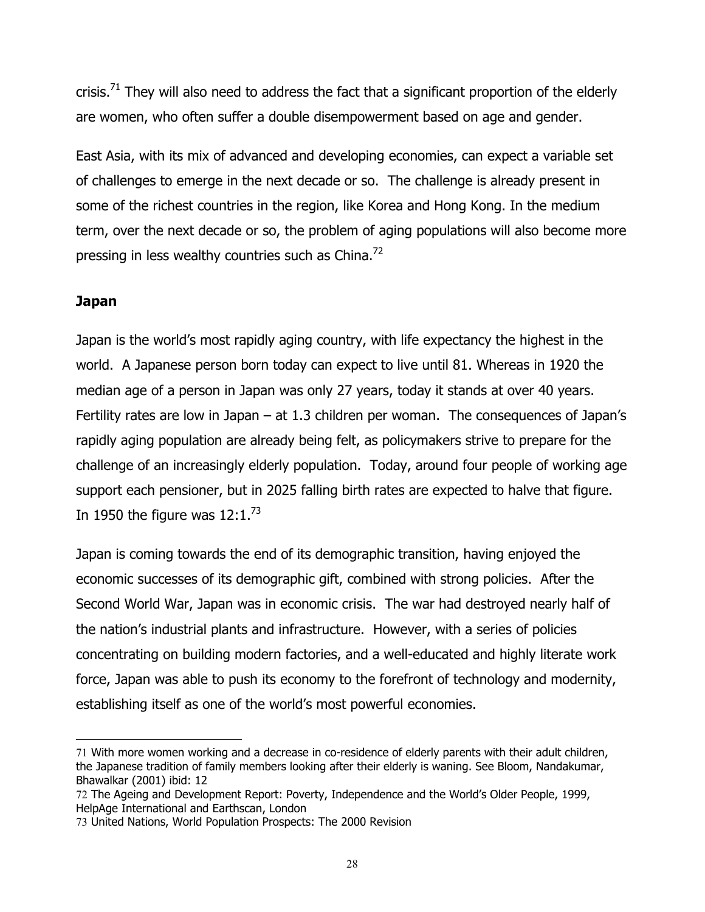crisis.[71] They will also need to address the fact that a significant proportion of the elderly are women, who often suffer a double disempowerment based on age and gender.

East Asia, with its mix of advanced and developing economies, can expect a variable set of challenges to emerge in the next decade or so. The challenge is already present in some of the richest countries in the region, like Korea and Hong Kong. In the medium term, over the next decade or so, the problem of aging populations will also become more pressing in less wealthy countries such as China.[72]

### Japan

Japan is the world's most rapidly aging country, with life expectancy the highest in the world. A Japanese person born today can expect to live until 81. Whereas in 1920 the median age of a person in Japan was only 27 years, today it stands at over 40 years. Fertility rates are low in Japan – at 1.3 children per woman. The consequences of Japan's rapidly aging population are already being felt, as policymakers strive to prepare for the challenge of an increasingly elderly population. Today, around four people of working age support each pensioner, but in 2025 falling birth rates are expected to halve that figure. In 1950 the figure was 12:1.[73]

Japan is coming towards the end of its demographic transition, having enjoyed the economic successes of its demographic gift, combined with strong policies. After the Second World War, Japan was in economic crisis. The war had destroyed nearly half of the nation's industrial plants and infrastructure. However, with a series of policies concentrating on building modern factories, and a well-educated and highly literate work force, Japan was able to push its economy to the forefront of technology and modernity, establishing itself as one of the world's most powerful economies.

---

71 With more women working and a decrease in co-residence of elderly parents with their adult children, the Japanese tradition of family members looking after their elderly is waning. See Bloom, Nandakumar, Bhawalkar (2001) ibid: 12

72 The Ageing and Development Report: Poverty, Independence and the World's Older People, 1999, HelpAge International and Earthscan, London

73 United Nations, World Population Prospects: The 2000 Revision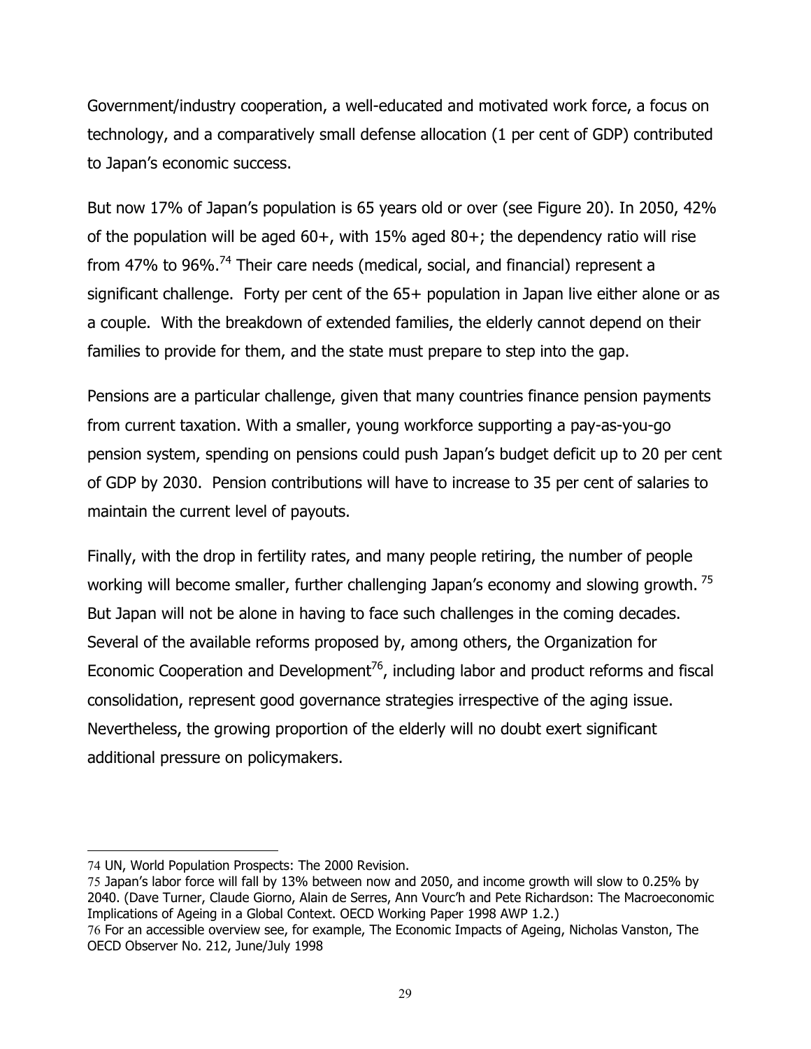Government/industry cooperation, a well-educated and motivated work force, a focus on technology, and a comparatively small defense allocation (1 per cent of GDP) contributed to Japan's economic success.

But now 17% of Japan's population is 65 years old or over (see Figure 20). In 2050, 42% of the population will be aged 60+, with 15% aged 80+; the dependency ratio will rise from 47% to 96%.[74] Their care needs (medical, social, and financial) represent a significant challenge. Forty per cent of the 65+ population in Japan live either alone or as a couple. With the breakdown of extended families, the elderly cannot depend on their families to provide for them, and the state must prepare to step into the gap.

Pensions are a particular challenge, given that many countries finance pension payments from current taxation. With a smaller, young workforce supporting a pay-as-you-go pension system, spending on pensions could push Japan's budget deficit up to 20 per cent of GDP by 2030. Pension contributions will have to increase to 35 per cent of salaries to maintain the current level of payouts.

Finally, with the drop in fertility rates, and many people retiring, the number of people working will become smaller, further challenging Japan's economy and slowing growth.[75] But Japan will not be alone in having to face such challenges in the coming decades. Several of the available reforms proposed by, among others, the Organization for Economic Cooperation and Development[76], including labor and product reforms and fiscal consolidation, represent good governance strategies irrespective of the aging issue. Nevertheless, the growing proportion of the elderly will no doubt exert significant additional pressure on policymakers.

---

74 UN, World Population Prospects: The 2000 Revision.

75 Japan's labor force will fall by 13% between now and 2050, and income growth will slow to 0.25% by 2040. (Dave Turner, Claude Giorno, Alain de Serres, Ann Vourc'h and Pete Richardson: The Macroeconomic Implications of Ageing in a Global Context. OECD Working Paper 1998 AWP 1.2.)

76 For an accessible overview see, for example, The Economic Impacts of Ageing, Nicholas Vanston, The OECD Observer No. 212, June/July 1998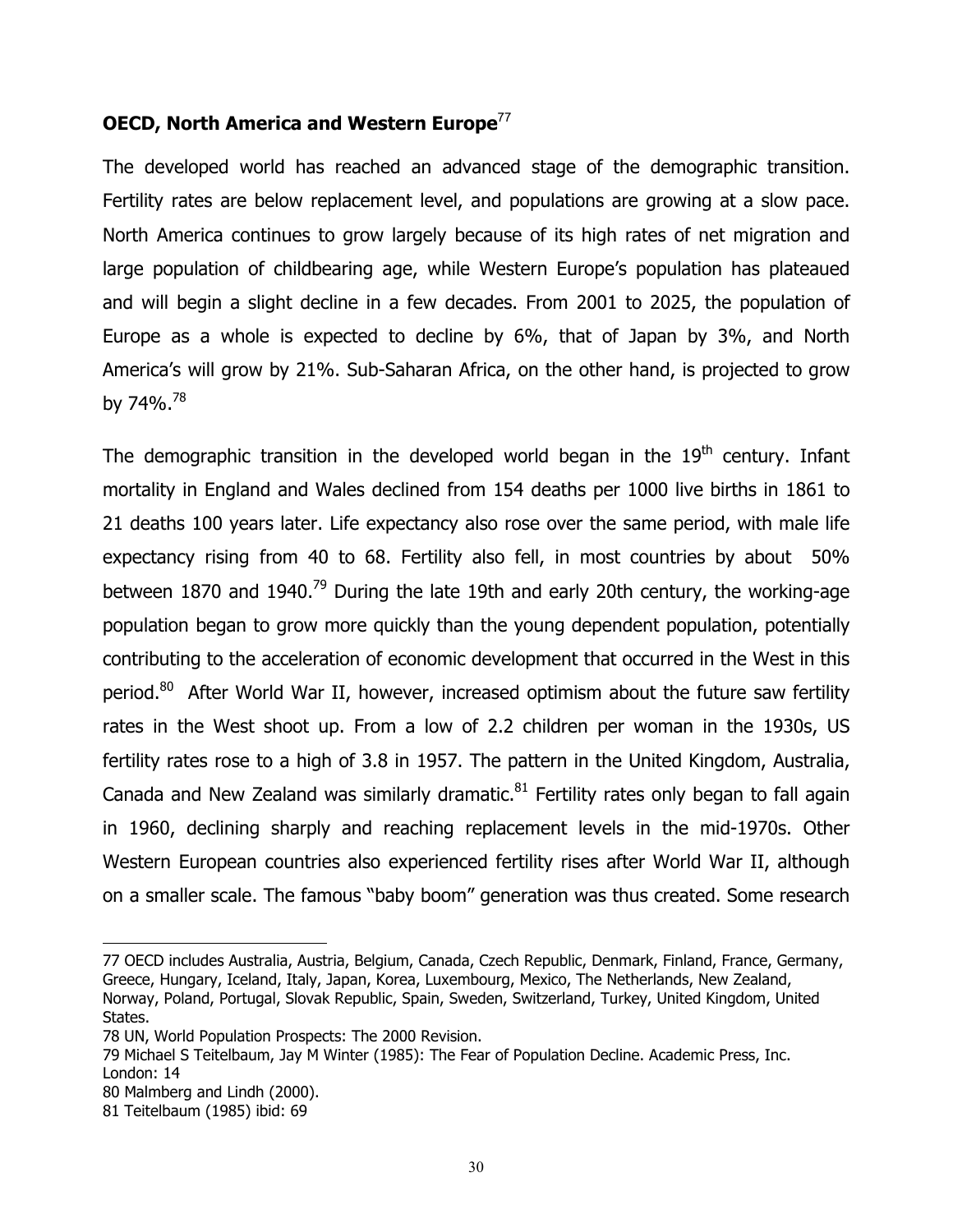**OECD, North America and Western Europe**[77]

The developed world has reached an advanced stage of the demographic transition. Fertility rates are below replacement level, and populations are growing at a slow pace. North America continues to grow largely because of its high rates of net migration and large population of childbearing age, while Western Europe's population has plateaued and will begin a slight decline in a few decades. From 2001 to 2025, the population of Europe as a whole is expected to decline by 6%, that of Japan by 3%, and North America's will grow by 21%. Sub-Saharan Africa, on the other hand, is projected to grow by 74%.[78]

The demographic transition in the developed world began in the 19th century. Infant mortality in England and Wales declined from 154 deaths per 1000 live births in 1861 to 21 deaths 100 years later. Life expectancy also rose over the same period, with male life expectancy rising from 40 to 68. Fertility also fell, in most countries by about 50% between 1870 and 1940.[79] During the late 19th and early 20th century, the working-age population began to grow more quickly than the young dependent population, potentially contributing to the acceleration of economic development that occurred in the West in this period.[80] After World War II, however, increased optimism about the future saw fertility rates in the West shoot up. From a low of 2.2 children per woman in the 1930s, US fertility rates rose to a high of 3.8 in 1957. The pattern in the United Kingdom, Australia, Canada and New Zealand was similarly dramatic.[81] Fertility rates only began to fall again in 1960, declining sharply and reaching replacement levels in the mid-1970s. Other Western European countries also experienced fertility rises after World War II, although on a smaller scale. The famous "baby boom" generation was thus created. Some research

---

77 OECD includes Australia, Austria, Belgium, Canada, Czech Republic, Denmark, Finland, France, Germany, Greece, Hungary, Iceland, Italy, Japan, Korea, Luxembourg, Mexico, The Netherlands, New Zealand, Norway, Poland, Portugal, Slovak Republic, Spain, Sweden, Switzerland, Turkey, United Kingdom, United States.

78 UN, World Population Prospects: The 2000 Revision.

79 Michael S Teitelbaum, Jay M Winter (1985): The Fear of Population Decline. Academic Press, Inc. London: 14

80 Malmberg and Lindh (2000).

81 Teitelbaum (1985) ibid: 69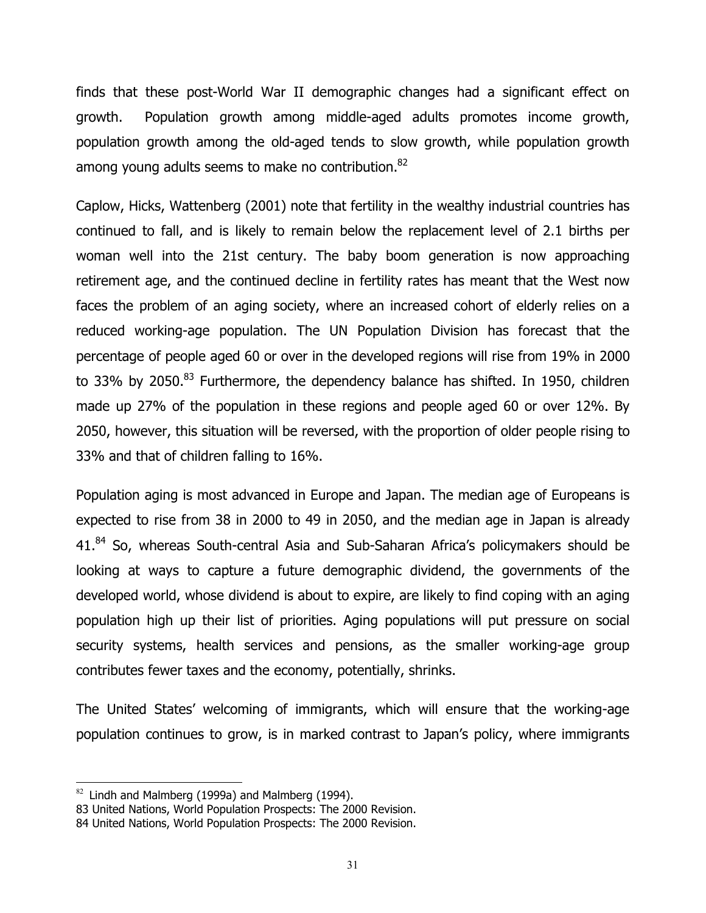finds that these post-World War II demographic changes had a significant effect on growth. Population growth among middle-aged adults promotes income growth, population growth among the old-aged tends to slow growth, while population growth among young adults seems to make no contribution.[82]

Caplow, Hicks, Wattenberg (2001) note that fertility in the wealthy industrial countries has continued to fall, and is likely to remain below the replacement level of 2.1 births per woman well into the 21st century. The baby boom generation is now approaching retirement age, and the continued decline in fertility rates has meant that the West now faces the problem of an aging society, where an increased cohort of elderly relies on a reduced working-age population. The UN Population Division has forecast that the percentage of people aged 60 or over in the developed regions will rise from 19% in 2000 to 33% by 2050.[83] Furthermore, the dependency balance has shifted. In 1950, children made up 27% of the population in these regions and people aged 60 or over 12%. By 2050, however, this situation will be reversed, with the proportion of older people rising to 33% and that of children falling to 16%.

Population aging is most advanced in Europe and Japan. The median age of Europeans is expected to rise from 38 in 2000 to 49 in 2050, and the median age in Japan is already 41.[84] So, whereas South-central Asia and Sub-Saharan Africa's policymakers should be looking at ways to capture a future demographic dividend, the governments of the developed world, whose dividend is about to expire, are likely to find coping with an aging population high up their list of priorities. Aging populations will put pressure on social security systems, health services and pensions, as the smaller working-age group contributes fewer taxes and the economy, potentially, shrinks.

The United States' welcoming of immigrants, which will ensure that the working-age population continues to grow, is in marked contrast to Japan's policy, where immigrants

---

[82] Lindh and Malmberg (1999a) and Malmberg (1994).

[83] United Nations, World Population Prospects: The 2000 Revision.

[84] United Nations, World Population Prospects: The 2000 Revision.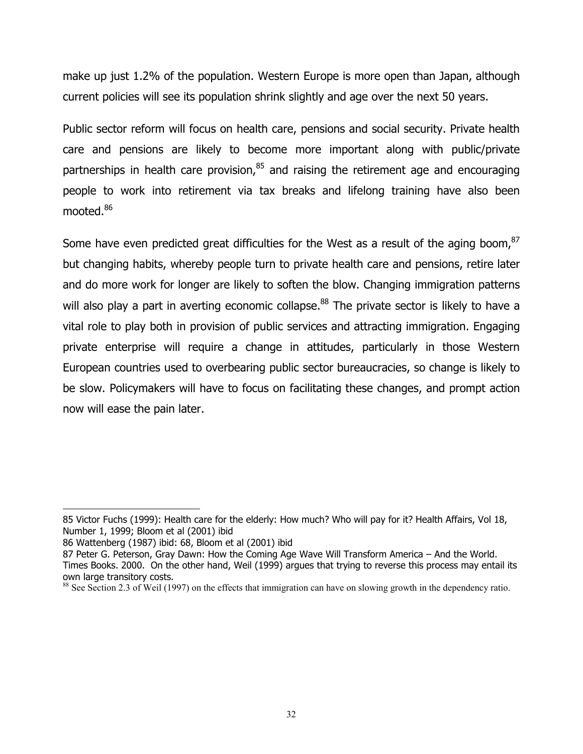make up just 1.2% of the population. Western Europe is more open than Japan, although current policies will see its population shrink slightly and age over the next 50 years.

Public sector reform will focus on health care, pensions and social security. Private health care and pensions are likely to become more important along with public/private partnerships in health care provision,[85] and raising the retirement age and encouraging people to work into retirement via tax breaks and lifelong training have also been mooted.[86]

Some have even predicted great difficulties for the West as a result of the aging boom,[87] but changing habits, whereby people turn to private health care and pensions, retire later and do more work for longer are likely to soften the blow. Changing immigration patterns will also play a part in averting economic collapse.[88] The private sector is likely to have a vital role to play both in provision of public services and attracting immigration. Engaging private enterprise will require a change in attitudes, particularly in those Western European countries used to overbearing public sector bureaucracies, so change is likely to be slow. Policymakers will have to focus on facilitating these changes, and prompt action now will ease the pain later.

---

85 Victor Fuchs (1999): Health care for the elderly: How much? Who will pay for it? Health Affairs, Vol 18, Number 1, 1999; Bloom et al (2001) ibid

86 Wattenberg (1987) ibid: 68, Bloom et al (2001) ibid

87 Peter G. Peterson, Gray Dawn: How the Coming Age Wave Will Transform America – And the World. Times Books. 2000. On the other hand, Weil (1999) argues that trying to reverse this process may entail its own large transitory costs.

88 See Section 2.3 of Weil (1997) on the effects that immigration can have on slowing growth in the dependency ratio.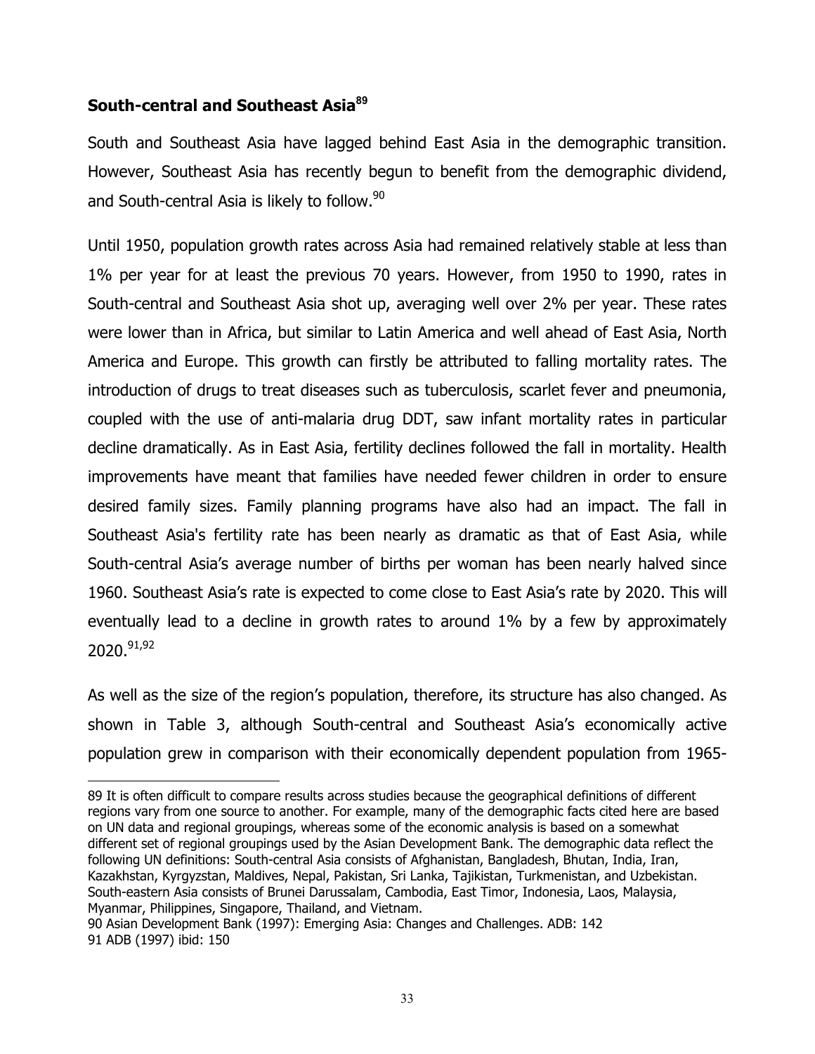## South-central and Southeast Asia[89]

South and Southeast Asia have lagged behind East Asia in the demographic transition. However, Southeast Asia has recently begun to benefit from the demographic dividend, and South-central Asia is likely to follow.[90]

Until 1950, population growth rates across Asia had remained relatively stable at less than 1% per year for at least the previous 70 years. However, from 1950 to 1990, rates in South-central and Southeast Asia shot up, averaging well over 2% per year. These rates were lower than in Africa, but similar to Latin America and well ahead of East Asia, North America and Europe. This growth can firstly be attributed to falling mortality rates. The introduction of drugs to treat diseases such as tuberculosis, scarlet fever and pneumonia, coupled with the use of anti-malaria drug DDT, saw infant mortality rates in particular decline dramatically. As in East Asia, fertility declines followed the fall in mortality. Health improvements have meant that families have needed fewer children in order to ensure desired family sizes. Family planning programs have also had an impact. The fall in Southeast Asia's fertility rate has been nearly as dramatic as that of East Asia, while South-central Asia's average number of births per woman has been nearly halved since 1960. Southeast Asia's rate is expected to come close to East Asia's rate by 2020. This will eventually lead to a decline in growth rates to around 1% by a few by approximately 2020.[91,92]

As well as the size of the region's population, therefore, its structure has also changed. As shown in Table 3, although South-central and Southeast Asia's economically active population grew in comparison with their economically dependent population from 1965-

---

89 It is often difficult to compare results across studies because the geographical definitions of different regions vary from one source to another. For example, many of the demographic facts cited here are based on UN data and regional groupings, whereas some of the economic analysis is based on a somewhat different set of regional groupings used by the Asian Development Bank. The demographic data reflect the following UN definitions: South-central Asia consists of Afghanistan, Bangladesh, Bhutan, India, Iran, Kazakhstan, Kyrgyzstan, Maldives, Nepal, Pakistan, Sri Lanka, Tajikistan, Turkmenistan, and Uzbekistan. South-eastern Asia consists of Brunei Darussalam, Cambodia, East Timor, Indonesia, Laos, Malaysia, Myanmar, Philippines, Singapore, Thailand, and Vietnam.

90 Asian Development Bank (1997): Emerging Asia: Changes and Challenges. ADB: 142

91 ADB (1997) ibid: 150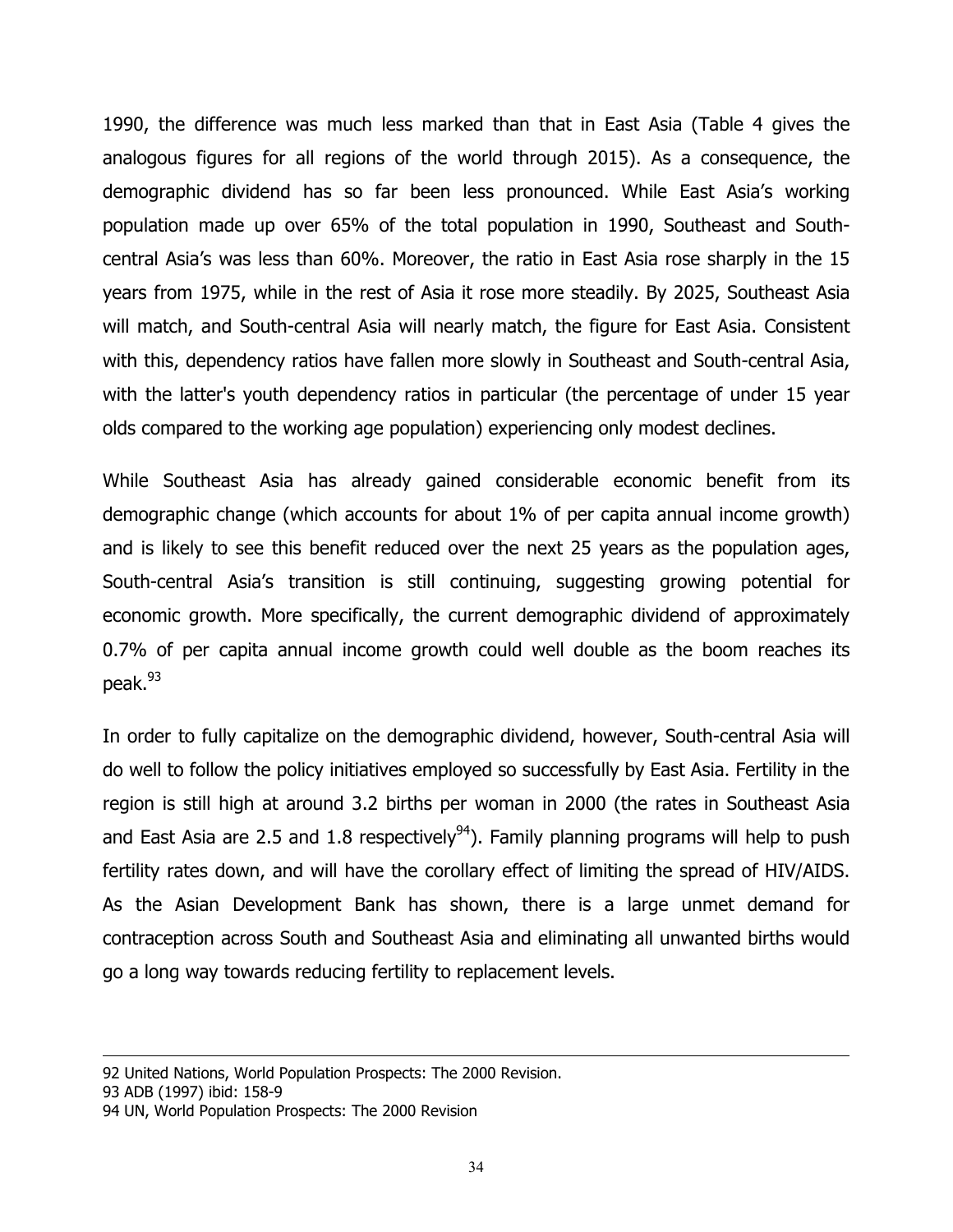1990, the difference was much less marked than that in East Asia (Table 4 gives the analogous figures for all regions of the world through 2015). As a consequence, the demographic dividend has so far been less pronounced. While East Asia's working population made up over 65% of the total population in 1990, Southeast and South-central Asia's was less than 60%. Moreover, the ratio in East Asia rose sharply in the 15 years from 1975, while in the rest of Asia it rose more steadily. By 2025, Southeast Asia will match, and South-central Asia will nearly match, the figure for East Asia. Consistent with this, dependency ratios have fallen more slowly in Southeast and South-central Asia, with the latter's youth dependency ratios in particular (the percentage of under 15 year olds compared to the working age population) experiencing only modest declines.

While Southeast Asia has already gained considerable economic benefit from its demographic change (which accounts for about 1% of per capita annual income growth) and is likely to see this benefit reduced over the next 25 years as the population ages, South-central Asia's transition is still continuing, suggesting growing potential for economic growth. More specifically, the current demographic dividend of approximately 0.7% of per capita annual income growth could well double as the boom reaches its peak.[93]

In order to fully capitalize on the demographic dividend, however, South-central Asia will do well to follow the policy initiatives employed so successfully by East Asia. Fertility in the region is still high at around 3.2 births per woman in 2000 (the rates in Southeast Asia and East Asia are 2.5 and 1.8 respectively[94]). Family planning programs will help to push fertility rates down, and will have the corollary effect of limiting the spread of HIV/AIDS. As the Asian Development Bank has shown, there is a large unmet demand for contraception across South and Southeast Asia and eliminating all unwanted births would go a long way towards reducing fertility to replacement levels.

---

92 United Nations, World Population Prospects: The 2000 Revision.
93 ADB (1997) ibid: 158-9
94 UN, World Population Prospects: The 2000 Revision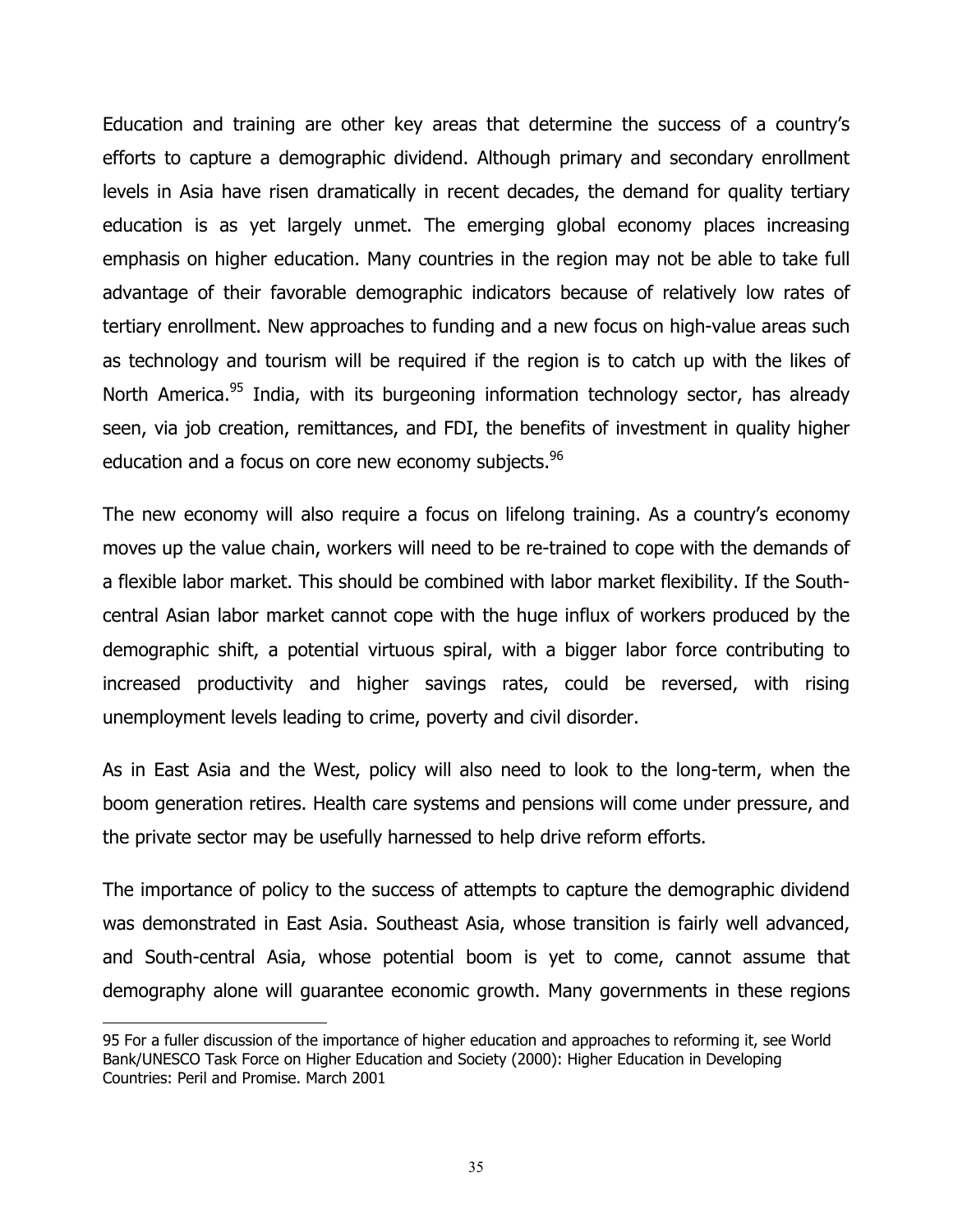Education and training are other key areas that determine the success of a country's efforts to capture a demographic dividend. Although primary and secondary enrollment levels in Asia have risen dramatically in recent decades, the demand for quality tertiary education is as yet largely unmet. The emerging global economy places increasing emphasis on higher education. Many countries in the region may not be able to take full advantage of their favorable demographic indicators because of relatively low rates of tertiary enrollment. New approaches to funding and a new focus on high-value areas such as technology and tourism will be required if the region is to catch up with the likes of North America.[95] India, with its burgeoning information technology sector, has already seen, via job creation, remittances, and FDI, the benefits of investment in quality higher education and a focus on core new economy subjects.[96]

The new economy will also require a focus on lifelong training. As a country's economy moves up the value chain, workers will need to be re-trained to cope with the demands of a flexible labor market. This should be combined with labor market flexibility. If the South-central Asian labor market cannot cope with the huge influx of workers produced by the demographic shift, a potential virtuous spiral, with a bigger labor force contributing to increased productivity and higher savings rates, could be reversed, with rising unemployment levels leading to crime, poverty and civil disorder.

As in East Asia and the West, policy will also need to look to the long-term, when the boom generation retires. Health care systems and pensions will come under pressure, and the private sector may be usefully harnessed to help drive reform efforts.

The importance of policy to the success of attempts to capture the demographic dividend was demonstrated in East Asia. Southeast Asia, whose transition is fairly well advanced, and South-central Asia, whose potential boom is yet to come, cannot assume that demography alone will guarantee economic growth. Many governments in these regions

95 For a fuller discussion of the importance of higher education and approaches to reforming it, see World Bank/UNESCO Task Force on Higher Education and Society (2000): Higher Education in Developing Countries: Peril and Promise. March 2001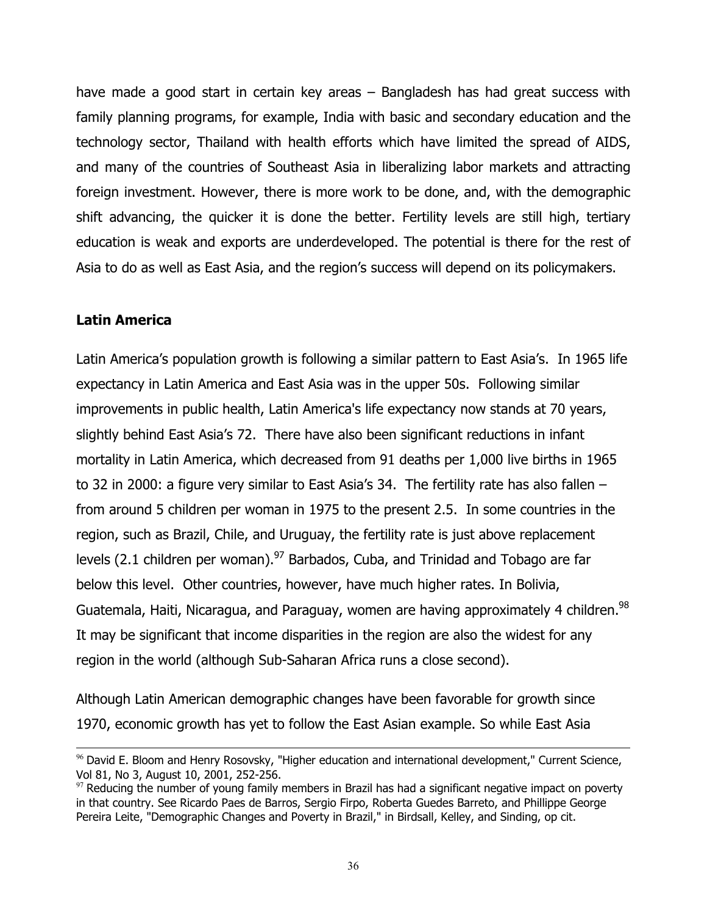have made a good start in certain key areas – Bangladesh has had great success with family planning programs, for example, India with basic and secondary education and the technology sector, Thailand with health efforts which have limited the spread of AIDS, and many of the countries of Southeast Asia in liberalizing labor markets and attracting foreign investment. However, there is more work to be done, and, with the demographic shift advancing, the quicker it is done the better. Fertility levels are still high, tertiary education is weak and exports are underdeveloped. The potential is there for the rest of Asia to do as well as East Asia, and the region's success will depend on its policymakers.

**Latin America**

Latin America's population growth is following a similar pattern to East Asia's. In 1965 life expectancy in Latin America and East Asia was in the upper 50s. Following similar improvements in public health, Latin America's life expectancy now stands at 70 years, slightly behind East Asia's 72. There have also been significant reductions in infant mortality in Latin America, which decreased from 91 deaths per 1,000 live births in 1965 to 32 in 2000: a figure very similar to East Asia's 34. The fertility rate has also fallen – from around 5 children per woman in 1975 to the present 2.5. In some countries in the region, such as Brazil, Chile, and Uruguay, the fertility rate is just above replacement levels (2.1 children per woman).[97] Barbados, Cuba, and Trinidad and Tobago are far below this level. Other countries, however, have much higher rates. In Bolivia, Guatemala, Haiti, Nicaragua, and Paraguay, women are having approximately 4 children.[98] It may be significant that income disparities in the region are also the widest for any region in the world (although Sub-Saharan Africa runs a close second).

Although Latin American demographic changes have been favorable for growth since 1970, economic growth has yet to follow the East Asian example. So while East Asia

---

[96] David E. Bloom and Henry Rosovsky, "Higher education and international development," Current Science, Vol 81, No 3, August 10, 2001, 252-256.

[97] Reducing the number of young family members in Brazil has had a significant negative impact on poverty in that country. See Ricardo Paes de Barros, Sergio Firpo, Roberta Guedes Barreto, and Phillippe George Pereira Leite, "Demographic Changes and Poverty in Brazil," in Birdsall, Kelley, and Sinding, op cit.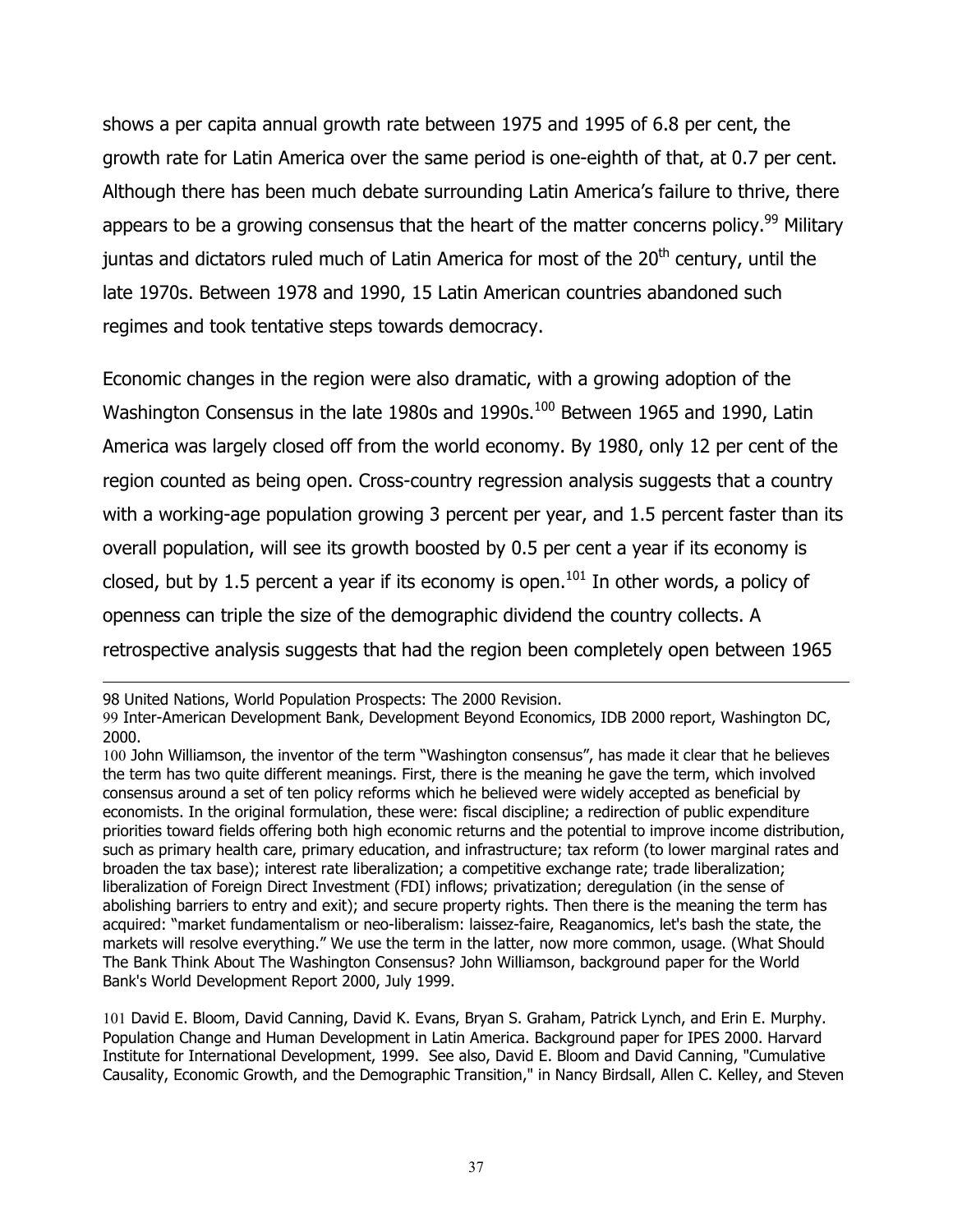shows a per capita annual growth rate between 1975 and 1995 of 6.8 per cent, the growth rate for Latin America over the same period is one-eighth of that, at 0.7 per cent. Although there has been much debate surrounding Latin America's failure to thrive, there appears to be a growing consensus that the heart of the matter concerns policy.[99] Military juntas and dictators ruled much of Latin America for most of the 20th century, until the late 1970s. Between 1978 and 1990, 15 Latin American countries abandoned such regimes and took tentative steps towards democracy.

Economic changes in the region were also dramatic, with a growing adoption of the Washington Consensus in the late 1980s and 1990s.[100] Between 1965 and 1990, Latin America was largely closed off from the world economy. By 1980, only 12 per cent of the region counted as being open. Cross-country regression analysis suggests that a country with a working-age population growing 3 percent per year, and 1.5 percent faster than its overall population, will see its growth boosted by 0.5 per cent a year if its economy is closed, but by 1.5 percent a year if its economy is open.[101] In other words, a policy of openness can triple the size of the demographic dividend the country collects. A retrospective analysis suggests that had the region been completely open between 1965

---

98 United Nations, World Population Prospects: The 2000 Revision.

99 Inter-American Development Bank, Development Beyond Economics, IDB 2000 report, Washington DC, 2000.

100 John Williamson, the inventor of the term "Washington consensus", has made it clear that he believes the term has two quite different meanings. First, there is the meaning he gave the term, which involved consensus around a set of ten policy reforms which he believed were widely accepted as beneficial by economists. In the original formulation, these were: fiscal discipline; a redirection of public expenditure priorities toward fields offering both high economic returns and the potential to improve income distribution, such as primary health care, primary education, and infrastructure; tax reform (to lower marginal rates and broaden the tax base); interest rate liberalization; a competitive exchange rate; trade liberalization; liberalization of Foreign Direct Investment (FDI) inflows; privatization; deregulation (in the sense of abolishing barriers to entry and exit); and secure property rights. Then there is the meaning the term has acquired: "market fundamentalism or neo-liberalism: laissez-faire, Reaganomics, let's bash the state, the markets will resolve everything." We use the term in the latter, now more common, usage. (What Should The Bank Think About The Washington Consensus? John Williamson, background paper for the World Bank's World Development Report 2000, July 1999.

101 David E. Bloom, David Canning, David K. Evans, Bryan S. Graham, Patrick Lynch, and Erin E. Murphy. Population Change and Human Development in Latin America. Background paper for IPES 2000. Harvard Institute for International Development, 1999. See also, David E. Bloom and David Canning, "Cumulative Causality, Economic Growth, and the Demographic Transition," in Nancy Birdsall, Allen C. Kelley, and Steven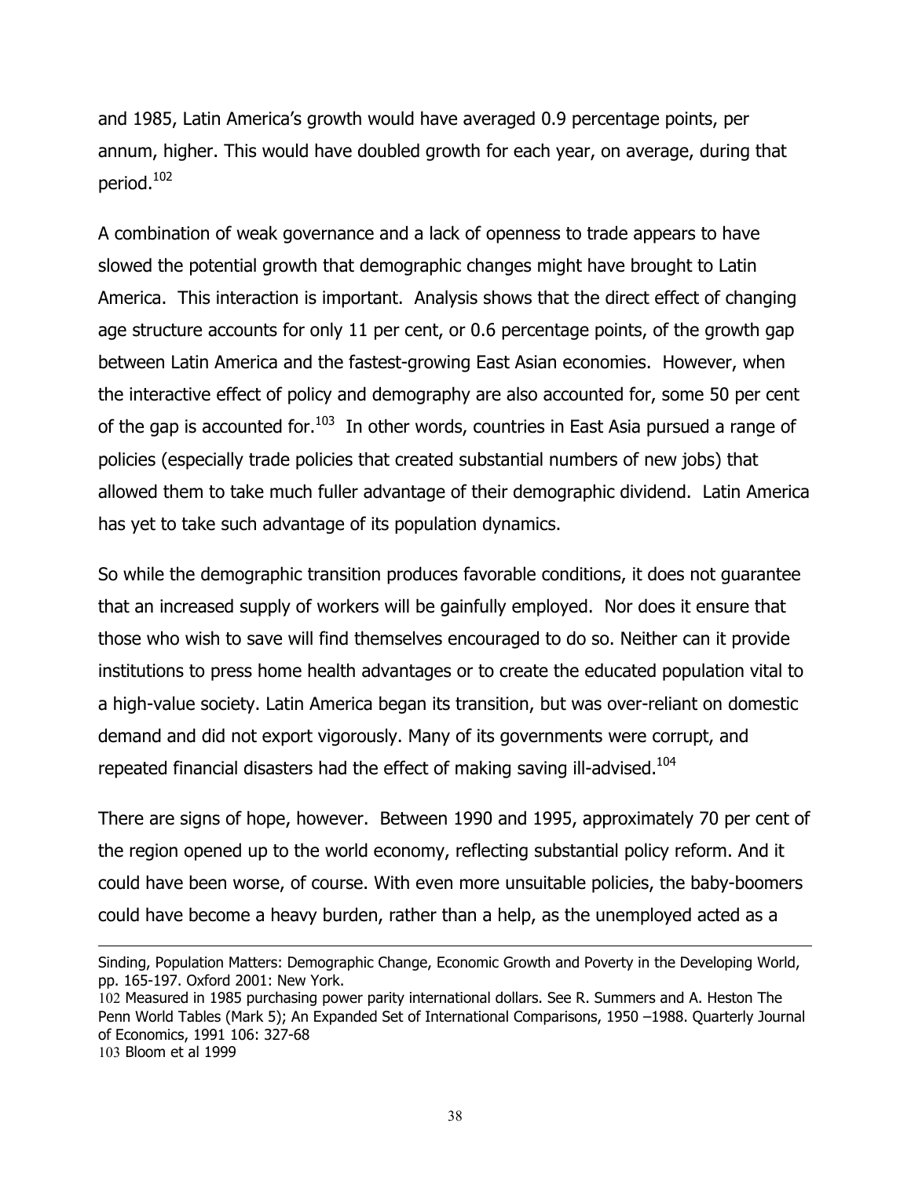and 1985, Latin America's growth would have averaged 0.9 percentage points, per annum, higher. This would have doubled growth for each year, on average, during that period.[102]

A combination of weak governance and a lack of openness to trade appears to have slowed the potential growth that demographic changes might have brought to Latin America. This interaction is important. Analysis shows that the direct effect of changing age structure accounts for only 11 per cent, or 0.6 percentage points, of the growth gap between Latin America and the fastest-growing East Asian economies. However, when the interactive effect of policy and demography are also accounted for, some 50 per cent of the gap is accounted for.[103] In other words, countries in East Asia pursued a range of policies (especially trade policies that created substantial numbers of new jobs) that allowed them to take much fuller advantage of their demographic dividend. Latin America has yet to take such advantage of its population dynamics.

So while the demographic transition produces favorable conditions, it does not guarantee that an increased supply of workers will be gainfully employed. Nor does it ensure that those who wish to save will find themselves encouraged to do so. Neither can it provide institutions to press home health advantages or to create the educated population vital to a high-value society. Latin America began its transition, but was over-reliant on domestic demand and did not export vigorously. Many of its governments were corrupt, and repeated financial disasters had the effect of making saving ill-advised.[104]

There are signs of hope, however. Between 1990 and 1995, approximately 70 per cent of the region opened up to the world economy, reflecting substantial policy reform. And it could have been worse, of course. With even more unsuitable policies, the baby-boomers could have become a heavy burden, rather than a help, as the unemployed acted as a

---

Sinding, Population Matters: Demographic Change, Economic Growth and Poverty in the Developing World, pp. 165-197. Oxford 2001: New York.

102 Measured in 1985 purchasing power parity international dollars. See R. Summers and A. Heston The Penn World Tables (Mark 5); An Expanded Set of International Comparisons, 1950 –1988. Quarterly Journal of Economics, 1991 106: 327-68

103 Bloom et al 1999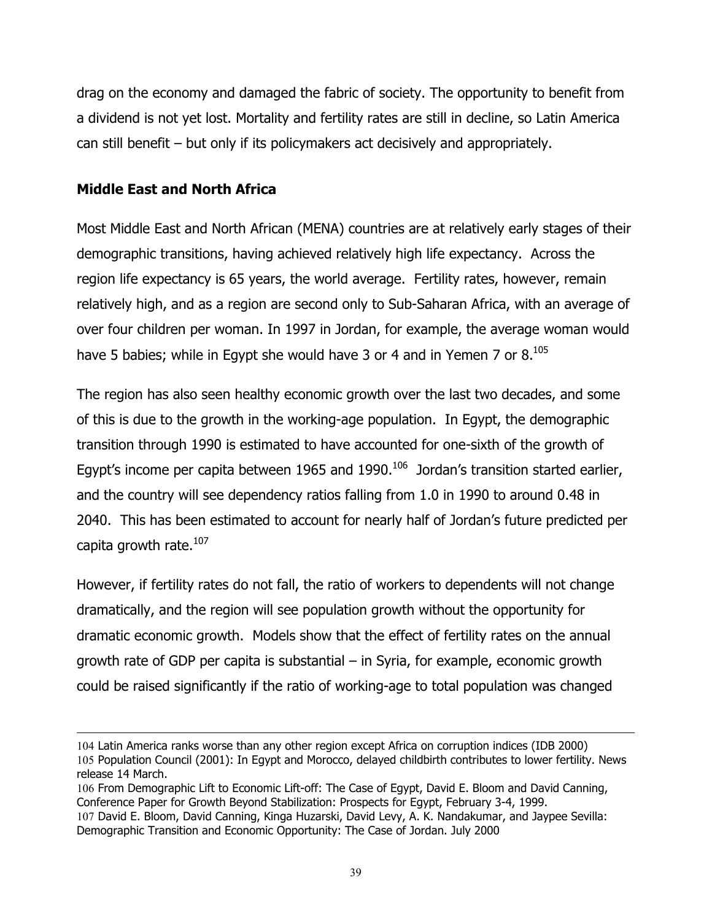drag on the economy and damaged the fabric of society. The opportunity to benefit from a dividend is not yet lost. Mortality and fertility rates are still in decline, so Latin America can still benefit – but only if its policymakers act decisively and appropriately.

**Middle East and North Africa**

Most Middle East and North African (MENA) countries are at relatively early stages of their demographic transitions, having achieved relatively high life expectancy. Across the region life expectancy is 65 years, the world average. Fertility rates, however, remain relatively high, and as a region are second only to Sub-Saharan Africa, with an average of over four children per woman. In 1997 in Jordan, for example, the average woman would have 5 babies; while in Egypt she would have 3 or 4 and in Yemen 7 or 8.[105]

The region has also seen healthy economic growth over the last two decades, and some of this is due to the growth in the working-age population. In Egypt, the demographic transition through 1990 is estimated to have accounted for one-sixth of the growth of Egypt's income per capita between 1965 and 1990.[106] Jordan's transition started earlier, and the country will see dependency ratios falling from 1.0 in 1990 to around 0.48 in 2040. This has been estimated to account for nearly half of Jordan's future predicted per capita growth rate.[107]

However, if fertility rates do not fall, the ratio of workers to dependents will not change dramatically, and the region will see population growth without the opportunity for dramatic economic growth. Models show that the effect of fertility rates on the annual growth rate of GDP per capita is substantial – in Syria, for example, economic growth could be raised significantly if the ratio of working-age to total population was changed

---

104 Latin America ranks worse than any other region except Africa on corruption indices (IDB 2000)

105 Population Council (2001): In Egypt and Morocco, delayed childbirth contributes to lower fertility. News release 14 March.

106 From Demographic Lift to Economic Lift-off: The Case of Egypt, David E. Bloom and David Canning, Conference Paper for Growth Beyond Stabilization: Prospects for Egypt, February 3-4, 1999.

107 David E. Bloom, David Canning, Kinga Huzarski, David Levy, A. K. Nandakumar, and Jaypee Sevilla: Demographic Transition and Economic Opportunity: The Case of Jordan. July 2000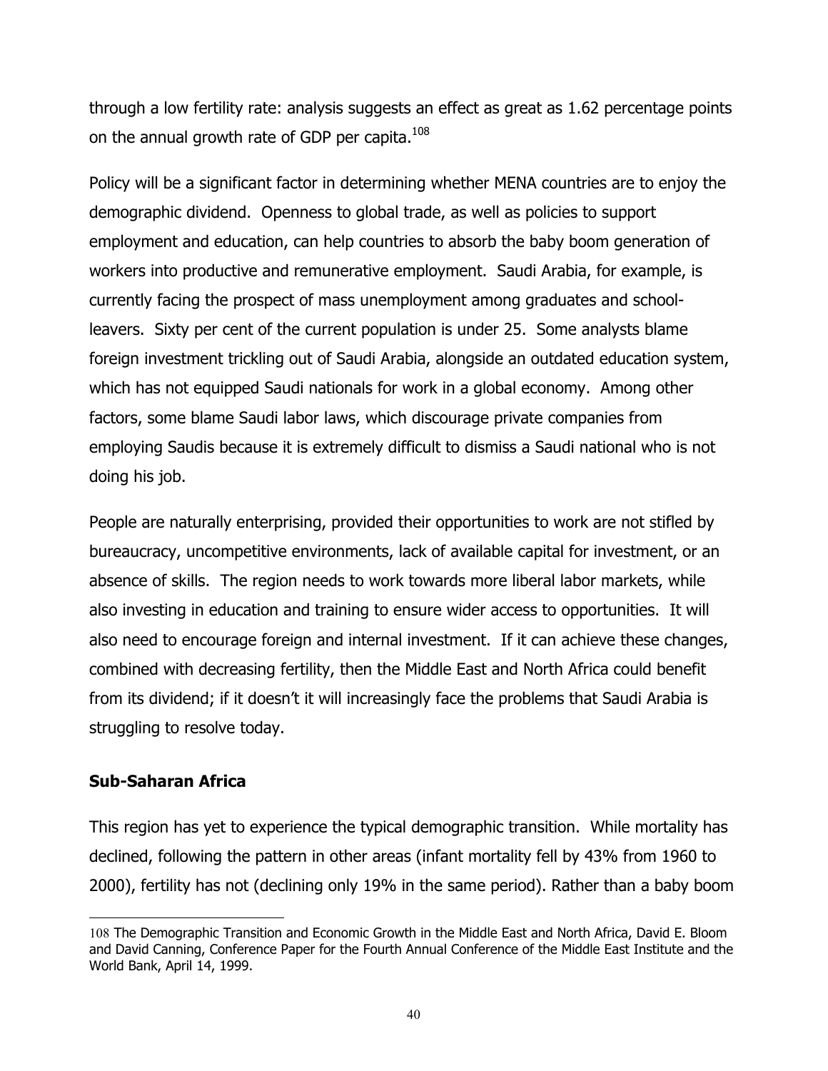through a low fertility rate: analysis suggests an effect as great as 1.62 percentage points on the annual growth rate of GDP per capita.[108]

Policy will be a significant factor in determining whether MENA countries are to enjoy the demographic dividend. Openness to global trade, as well as policies to support employment and education, can help countries to absorb the baby boom generation of workers into productive and remunerative employment. Saudi Arabia, for example, is currently facing the prospect of mass unemployment among graduates and school-leavers. Sixty per cent of the current population is under 25. Some analysts blame foreign investment trickling out of Saudi Arabia, alongside an outdated education system, which has not equipped Saudi nationals for work in a global economy. Among other factors, some blame Saudi labor laws, which discourage private companies from employing Saudis because it is extremely difficult to dismiss a Saudi national who is not doing his job.

People are naturally enterprising, provided their opportunities to work are not stifled by bureaucracy, uncompetitive environments, lack of available capital for investment, or an absence of skills. The region needs to work towards more liberal labor markets, while also investing in education and training to ensure wider access to opportunities. It will also need to encourage foreign and internal investment. If it can achieve these changes, combined with decreasing fertility, then the Middle East and North Africa could benefit from its dividend; if it doesn't it will increasingly face the problems that Saudi Arabia is struggling to resolve today.

**Sub-Saharan Africa**

This region has yet to experience the typical demographic transition. While mortality has declined, following the pattern in other areas (infant mortality fell by 43% from 1960 to 2000), fertility has not (declining only 19% in the same period). Rather than a baby boom

---

108 The Demographic Transition and Economic Growth in the Middle East and North Africa, David E. Bloom and David Canning, Conference Paper for the Fourth Annual Conference of the Middle East Institute and the World Bank, April 14, 1999.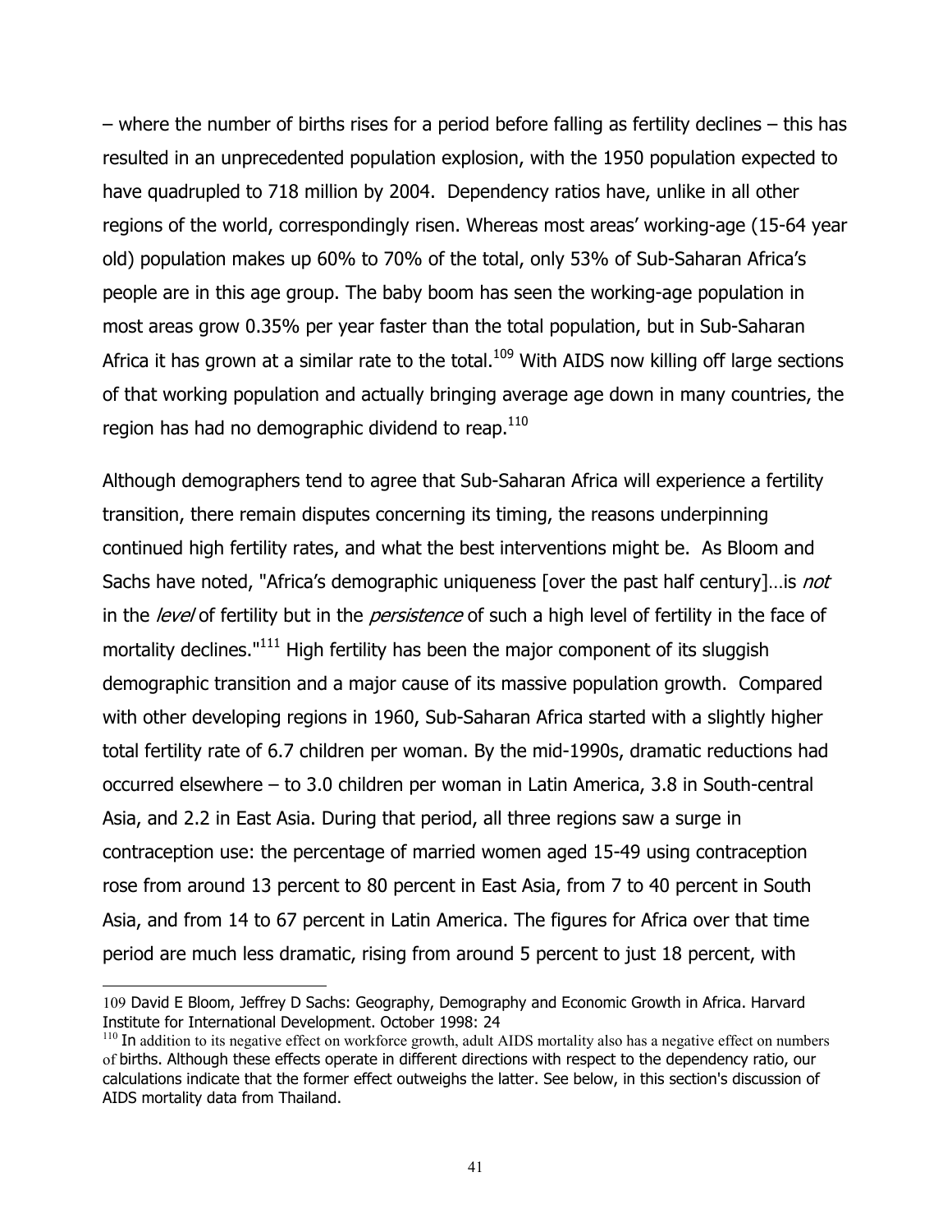– where the number of births rises for a period before falling as fertility declines – this has resulted in an unprecedented population explosion, with the 1950 population expected to have quadrupled to 718 million by 2004. Dependency ratios have, unlike in all other regions of the world, correspondingly risen. Whereas most areas' working-age (15-64 year old) population makes up 60% to 70% of the total, only 53% of Sub-Saharan Africa's people are in this age group. The baby boom has seen the working-age population in most areas grow 0.35% per year faster than the total population, but in Sub-Saharan Africa it has grown at a similar rate to the total.[109] With AIDS now killing off large sections of that working population and actually bringing average age down in many countries, the region has had no demographic dividend to reap.[110]

Although demographers tend to agree that Sub-Saharan Africa will experience a fertility transition, there remain disputes concerning its timing, the reasons underpinning continued high fertility rates, and what the best interventions might be. As Bloom and Sachs have noted, "Africa's demographic uniqueness [over the past half century]…is *not* in the *level* of fertility but in the *persistence* of such a high level of fertility in the face of mortality declines."[111] High fertility has been the major component of its sluggish demographic transition and a major cause of its massive population growth. Compared with other developing regions in 1960, Sub-Saharan Africa started with a slightly higher total fertility rate of 6.7 children per woman. By the mid-1990s, dramatic reductions had occurred elsewhere – to 3.0 children per woman in Latin America, 3.8 in South-central Asia, and 2.2 in East Asia. During that period, all three regions saw a surge in contraception use: the percentage of married women aged 15-49 using contraception rose from around 13 percent to 80 percent in East Asia, from 7 to 40 percent in South Asia, and from 14 to 67 percent in Latin America. The figures for Africa over that time period are much less dramatic, rising from around 5 percent to just 18 percent, with

---

109 David E Bloom, Jeffrey D Sachs: Geography, Demography and Economic Growth in Africa. Harvard Institute for International Development. October 1998: 24

110 In addition to its negative effect on workforce growth, adult AIDS mortality also has a negative effect on numbers of births. Although these effects operate in different directions with respect to the dependency ratio, our calculations indicate that the former effect outweighs the latter. See below, in this section's discussion of AIDS mortality data from Thailand.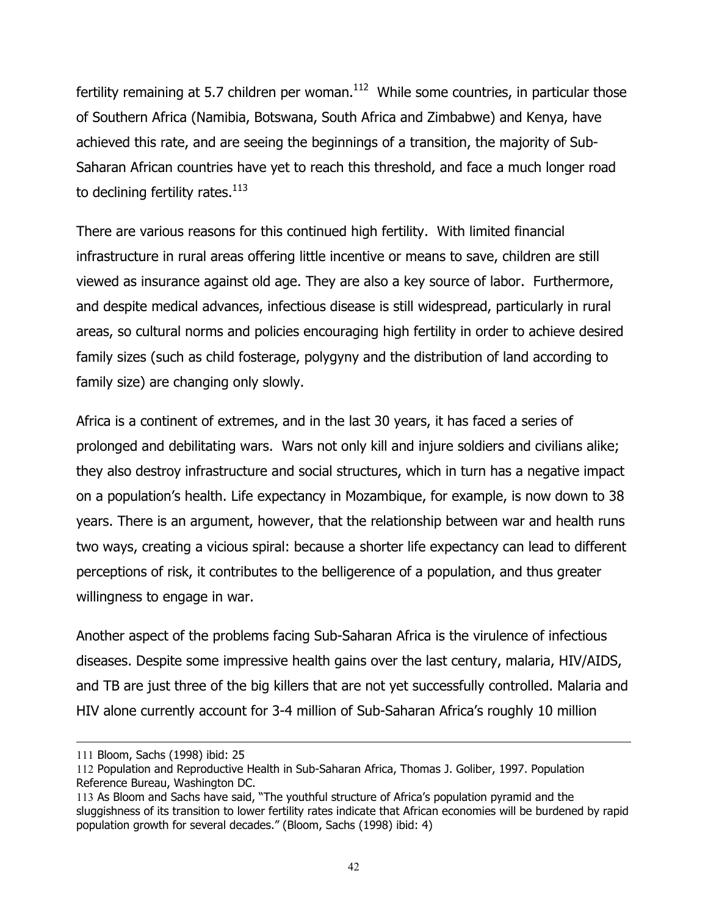fertility remaining at 5.7 children per woman.[112] While some countries, in particular those of Southern Africa (Namibia, Botswana, South Africa and Zimbabwe) and Kenya, have achieved this rate, and are seeing the beginnings of a transition, the majority of Sub-Saharan African countries have yet to reach this threshold, and face a much longer road to declining fertility rates.[113]

There are various reasons for this continued high fertility. With limited financial infrastructure in rural areas offering little incentive or means to save, children are still viewed as insurance against old age. They are also a key source of labor. Furthermore, and despite medical advances, infectious disease is still widespread, particularly in rural areas, so cultural norms and policies encouraging high fertility in order to achieve desired family sizes (such as child fosterage, polygyny and the distribution of land according to family size) are changing only slowly.

Africa is a continent of extremes, and in the last 30 years, it has faced a series of prolonged and debilitating wars. Wars not only kill and injure soldiers and civilians alike; they also destroy infrastructure and social structures, which in turn has a negative impact on a population's health. Life expectancy in Mozambique, for example, is now down to 38 years. There is an argument, however, that the relationship between war and health runs two ways, creating a vicious spiral: because a shorter life expectancy can lead to different perceptions of risk, it contributes to the belligerence of a population, and thus greater willingness to engage in war.

Another aspect of the problems facing Sub-Saharan Africa is the virulence of infectious diseases. Despite some impressive health gains over the last century, malaria, HIV/AIDS, and TB are just three of the big killers that are not yet successfully controlled. Malaria and HIV alone currently account for 3-4 million of Sub-Saharan Africa's roughly 10 million

---

111 Bloom, Sachs (1998) ibid: 25

112 Population and Reproductive Health in Sub-Saharan Africa, Thomas J. Goliber, 1997. Population Reference Bureau, Washington DC.

113 As Bloom and Sachs have said, "The youthful structure of Africa's population pyramid and the sluggishness of its transition to lower fertility rates indicate that African economies will be burdened by rapid population growth for several decades." (Bloom, Sachs (1998) ibid: 4)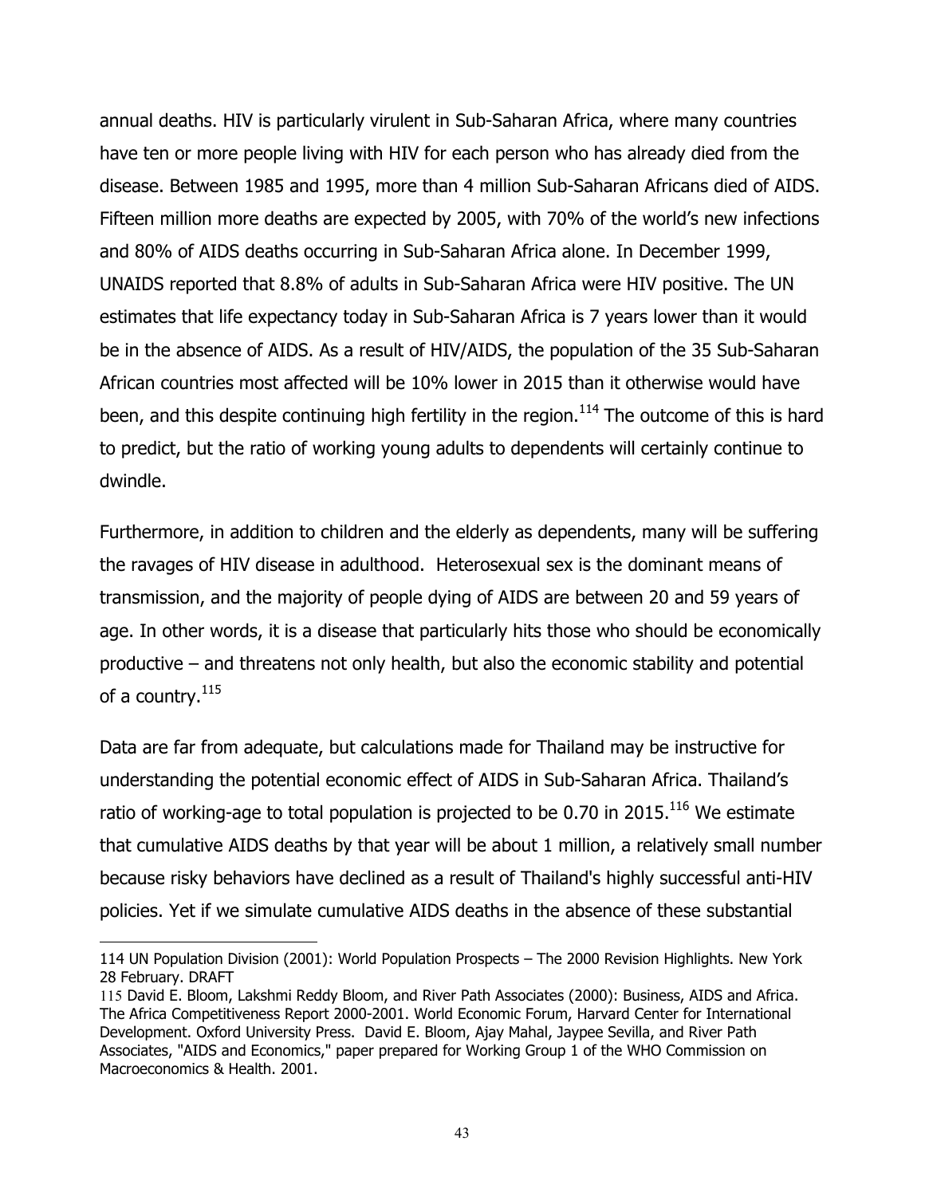annual deaths. HIV is particularly virulent in Sub-Saharan Africa, where many countries have ten or more people living with HIV for each person who has already died from the disease. Between 1985 and 1995, more than 4 million Sub-Saharan Africans died of AIDS. Fifteen million more deaths are expected by 2005, with 70% of the world's new infections and 80% of AIDS deaths occurring in Sub-Saharan Africa alone. In December 1999, UNAIDS reported that 8.8% of adults in Sub-Saharan Africa were HIV positive. The UN estimates that life expectancy today in Sub-Saharan Africa is 7 years lower than it would be in the absence of AIDS. As a result of HIV/AIDS, the population of the 35 Sub-Saharan African countries most affected will be 10% lower in 2015 than it otherwise would have been, and this despite continuing high fertility in the region.[114] The outcome of this is hard to predict, but the ratio of working young adults to dependents will certainly continue to dwindle.

Furthermore, in addition to children and the elderly as dependents, many will be suffering the ravages of HIV disease in adulthood. Heterosexual sex is the dominant means of transmission, and the majority of people dying of AIDS are between 20 and 59 years of age. In other words, it is a disease that particularly hits those who should be economically productive – and threatens not only health, but also the economic stability and potential of a country.[115]

Data are far from adequate, but calculations made for Thailand may be instructive for understanding the potential economic effect of AIDS in Sub-Saharan Africa. Thailand's ratio of working-age to total population is projected to be 0.70 in 2015.[116] We estimate that cumulative AIDS deaths by that year will be about 1 million, a relatively small number because risky behaviors have declined as a result of Thailand's highly successful anti-HIV policies. Yet if we simulate cumulative AIDS deaths in the absence of these substantial

---

114 UN Population Division (2001): World Population Prospects – The 2000 Revision Highlights. New York 28 February. DRAFT

115 David E. Bloom, Lakshmi Reddy Bloom, and River Path Associates (2000): Business, AIDS and Africa. The Africa Competitiveness Report 2000-2001. World Economic Forum, Harvard Center for International Development. Oxford University Press. David E. Bloom, Ajay Mahal, Jaypee Sevilla, and River Path Associates, "AIDS and Economics," paper prepared for Working Group 1 of the WHO Commission on Macroeconomics & Health. 2001.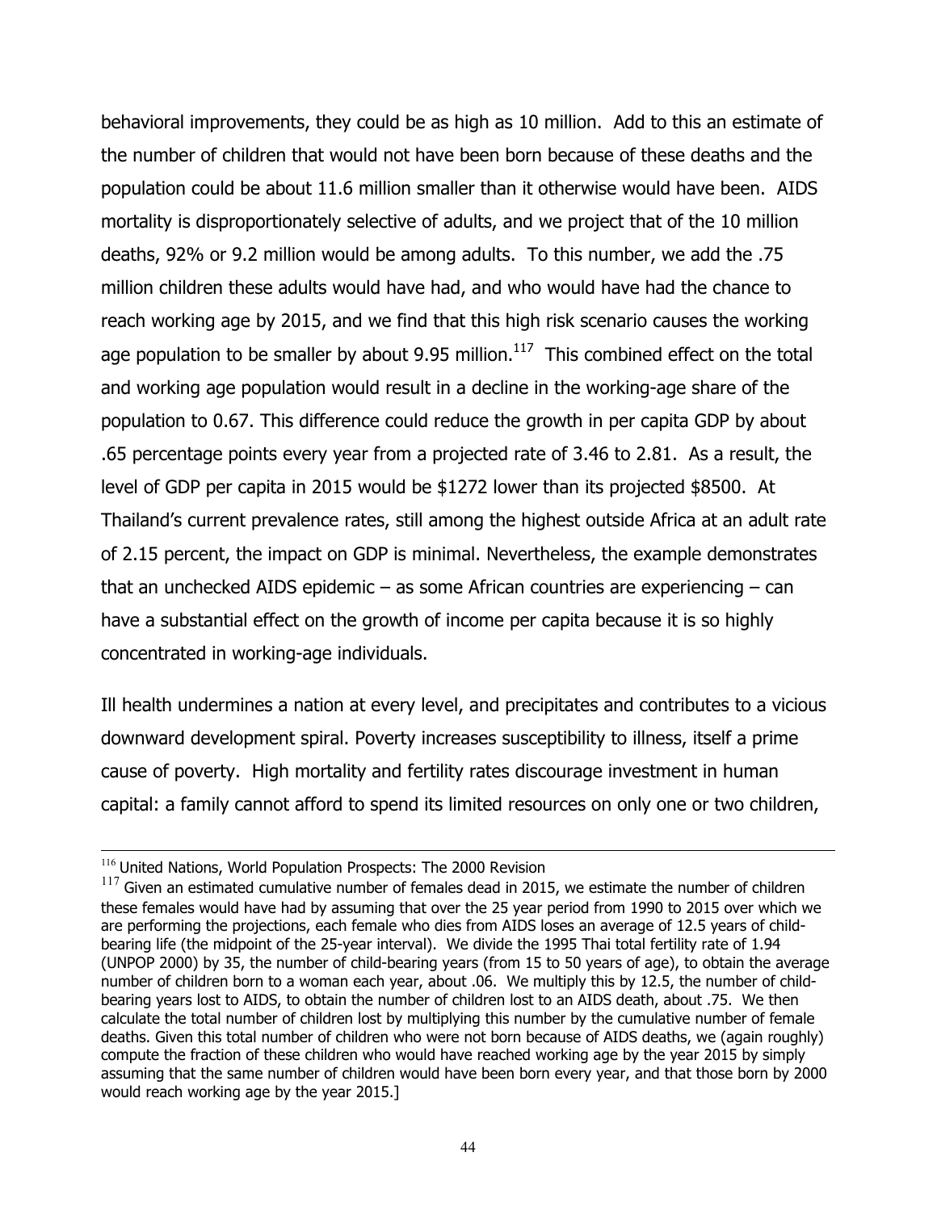behavioral improvements, they could be as high as 10 million. Add to this an estimate of the number of children that would not have been born because of these deaths and the population could be about 11.6 million smaller than it otherwise would have been. AIDS mortality is disproportionately selective of adults, and we project that of the 10 million deaths, 92% or 9.2 million would be among adults. To this number, we add the .75 million children these adults would have had, and who would have had the chance to reach working age by 2015, and we find that this high risk scenario causes the working age population to be smaller by about 9.95 million.[117] This combined effect on the total and working age population would result in a decline in the working-age share of the population to 0.67. This difference could reduce the growth in per capita GDP by about .65 percentage points every year from a projected rate of 3.46 to 2.81. As a result, the level of GDP per capita in 2015 would be $1272 lower than its projected $8500. At Thailand's current prevalence rates, still among the highest outside Africa at an adult rate of 2.15 percent, the impact on GDP is minimal. Nevertheless, the example demonstrates that an unchecked AIDS epidemic – as some African countries are experiencing – can have a substantial effect on the growth of income per capita because it is so highly concentrated in working-age individuals.

Ill health undermines a nation at every level, and precipitates and contributes to a vicious downward development spiral. Poverty increases susceptibility to illness, itself a prime cause of poverty. High mortality and fertility rates discourage investment in human capital: a family cannot afford to spend its limited resources on only one or two children,

---

[116] United Nations, World Population Prospects: The 2000 Revision

[117] Given an estimated cumulative number of females dead in 2015, we estimate the number of children these females would have had by assuming that over the 25 year period from 1990 to 2015 over which we are performing the projections, each female who dies from AIDS loses an average of 12.5 years of child-bearing life (the midpoint of the 25-year interval). We divide the 1995 Thai total fertility rate of 1.94 (UNPOP 2000) by 35, the number of child-bearing years (from 15 to 50 years of age), to obtain the average number of children born to a woman each year, about .06. We multiply this by 12.5, the number of child-bearing years lost to AIDS, to obtain the number of children lost to an AIDS death, about .75. We then calculate the total number of children lost by multiplying this number by the cumulative number of female deaths. Given this total number of children who were not born because of AIDS deaths, we (again roughly) compute the fraction of these children who would have reached working age by the year 2015 by simply assuming that the same number of children would have been born every year, and that those born by 2000 would reach working age by the year 2015.]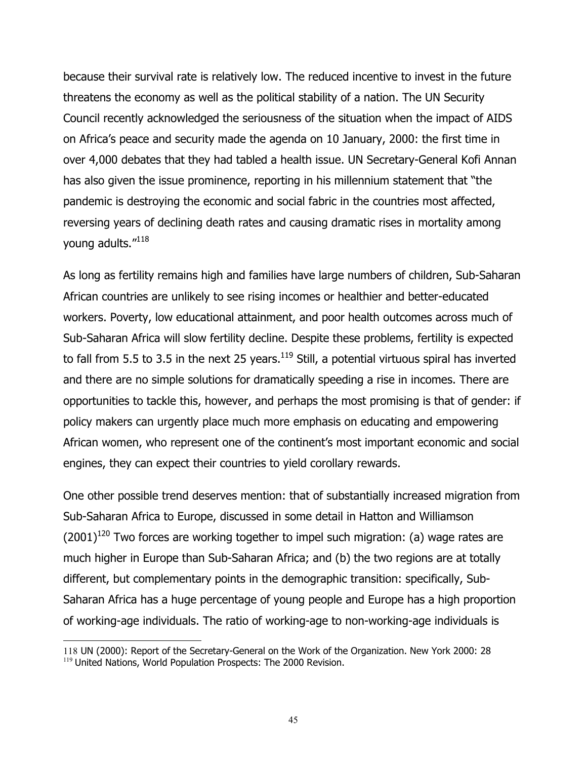because their survival rate is relatively low. The reduced incentive to invest in the future threatens the economy as well as the political stability of a nation. The UN Security Council recently acknowledged the seriousness of the situation when the impact of AIDS on Africa's peace and security made the agenda on 10 January, 2000: the first time in over 4,000 debates that they had tabled a health issue. UN Secretary-General Kofi Annan has also given the issue prominence, reporting in his millennium statement that "the pandemic is destroying the economic and social fabric in the countries most affected, reversing years of declining death rates and causing dramatic rises in mortality among young adults."[118]

As long as fertility remains high and families have large numbers of children, Sub-Saharan African countries are unlikely to see rising incomes or healthier and better-educated workers. Poverty, low educational attainment, and poor health outcomes across much of Sub-Saharan Africa will slow fertility decline. Despite these problems, fertility is expected to fall from 5.5 to 3.5 in the next 25 years.[119] Still, a potential virtuous spiral has inverted and there are no simple solutions for dramatically speeding a rise in incomes. There are opportunities to tackle this, however, and perhaps the most promising is that of gender: if policy makers can urgently place much more emphasis on educating and empowering African women, who represent one of the continent's most important economic and social engines, they can expect their countries to yield corollary rewards.

One other possible trend deserves mention: that of substantially increased migration from Sub-Saharan Africa to Europe, discussed in some detail in Hatton and Williamson (2001)[120] Two forces are working together to impel such migration: (a) wage rates are much higher in Europe than Sub-Saharan Africa; and (b) the two regions are at totally different, but complementary points in the demographic transition: specifically, Sub-Saharan Africa has a huge percentage of young people and Europe has a high proportion of working-age individuals. The ratio of working-age to non-working-age individuals is

---

118 UN (2000): Report of the Secretary-General on the Work of the Organization. New York 2000: 28

119 United Nations, World Population Prospects: The 2000 Revision.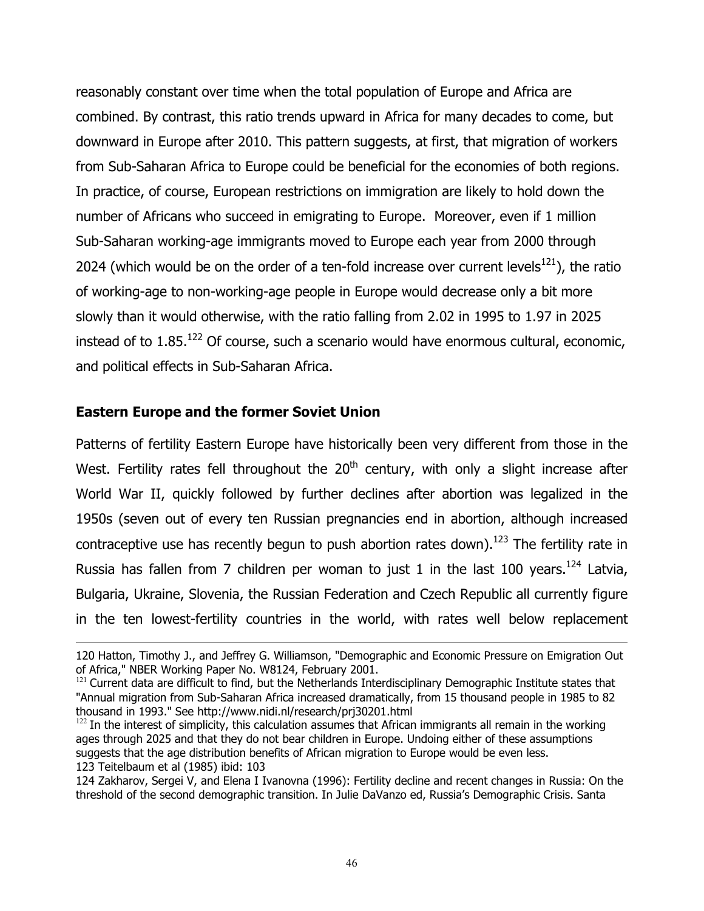reasonably constant over time when the total population of Europe and Africa are combined. By contrast, this ratio trends upward in Africa for many decades to come, but downward in Europe after 2010. This pattern suggests, at first, that migration of workers from Sub-Saharan Africa to Europe could be beneficial for the economies of both regions. In practice, of course, European restrictions on immigration are likely to hold down the number of Africans who succeed in emigrating to Europe. Moreover, even if 1 million Sub-Saharan working-age immigrants moved to Europe each year from 2000 through 2024 (which would be on the order of a ten-fold increase over current levels[121]), the ratio of working-age to non-working-age people in Europe would decrease only a bit more slowly than it would otherwise, with the ratio falling from 2.02 in 1995 to 1.97 in 2025 instead of to 1.85.[122] Of course, such a scenario would have enormous cultural, economic, and political effects in Sub-Saharan Africa.

### Eastern Europe and the former Soviet Union

Patterns of fertility Eastern Europe have historically been very different from those in the West. Fertility rates fell throughout the 20th century, with only a slight increase after World War II, quickly followed by further declines after abortion was legalized in the 1950s (seven out of every ten Russian pregnancies end in abortion, although increased contraceptive use has recently begun to push abortion rates down).[123] The fertility rate in Russia has fallen from 7 children per woman to just 1 in the last 100 years.[124] Latvia, Bulgaria, Ukraine, Slovenia, the Russian Federation and Czech Republic all currently figure in the ten lowest-fertility countries in the world, with rates well below replacement

---

120 Hatton, Timothy J., and Jeffrey G. Williamson, "Demographic and Economic Pressure on Emigration Out of Africa," NBER Working Paper No. W8124, February 2001.

121 Current data are difficult to find, but the Netherlands Interdisciplinary Demographic Institute states that "Annual migration from Sub-Saharan Africa increased dramatically, from 15 thousand people in 1985 to 82 thousand in 1993." See http://www.nidi.nl/research/prj30201.html

122 In the interest of simplicity, this calculation assumes that African immigrants all remain in the working ages through 2025 and that they do not bear children in Europe. Undoing either of these assumptions suggests that the age distribution benefits of African migration to Europe would be even less.

123 Teitelbaum et al (1985) ibid: 103

124 Zakharov, Sergei V, and Elena I Ivanovna (1996): Fertility decline and recent changes in Russia: On the threshold of the second demographic transition. In Julie DaVanzo ed, Russia's Demographic Crisis. Santa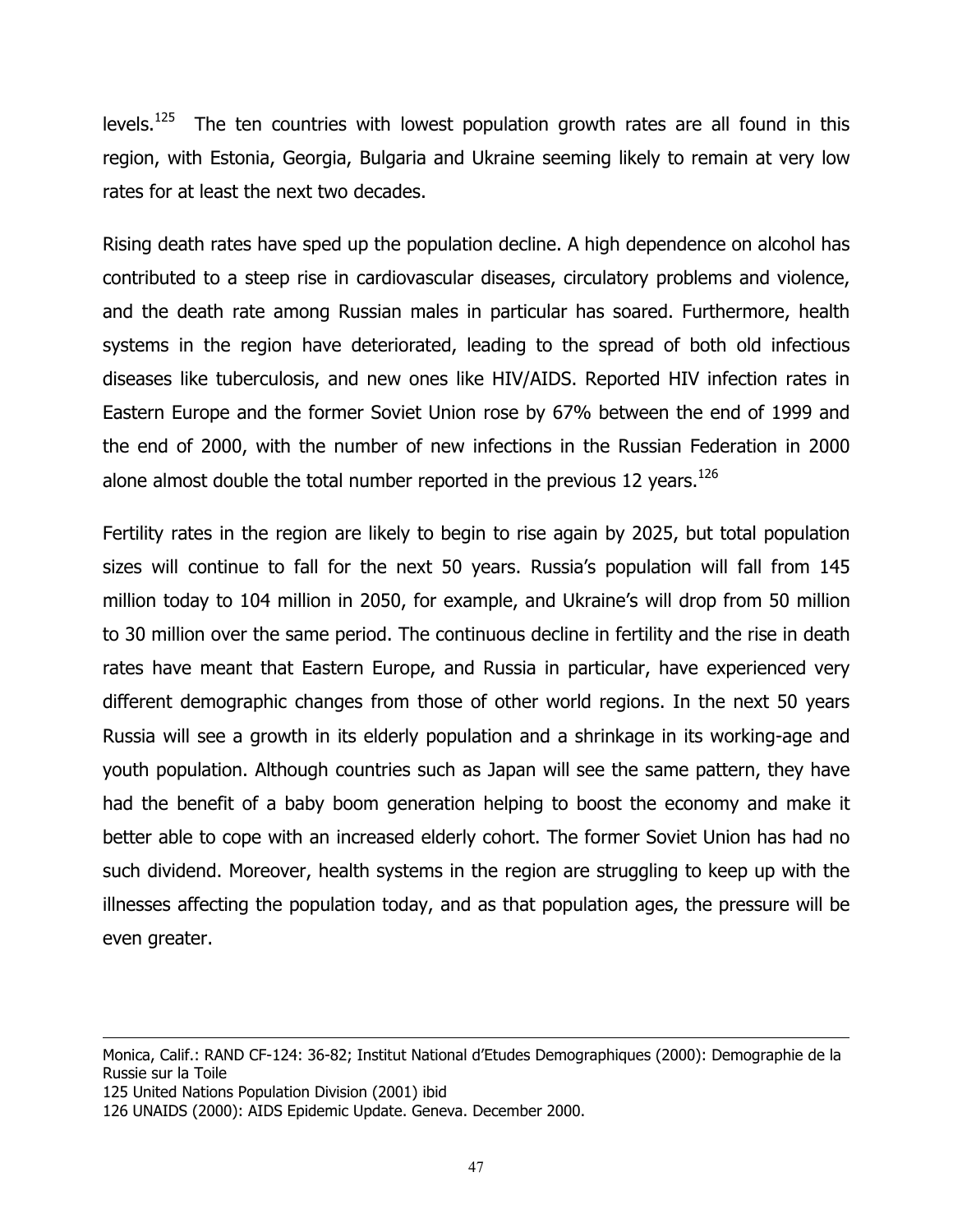levels.[125] The ten countries with lowest population growth rates are all found in this region, with Estonia, Georgia, Bulgaria and Ukraine seeming likely to remain at very low rates for at least the next two decades.

Rising death rates have sped up the population decline. A high dependence on alcohol has contributed to a steep rise in cardiovascular diseases, circulatory problems and violence, and the death rate among Russian males in particular has soared. Furthermore, health systems in the region have deteriorated, leading to the spread of both old infectious diseases like tuberculosis, and new ones like HIV/AIDS. Reported HIV infection rates in Eastern Europe and the former Soviet Union rose by 67% between the end of 1999 and the end of 2000, with the number of new infections in the Russian Federation in 2000 alone almost double the total number reported in the previous 12 years.[126]

Fertility rates in the region are likely to begin to rise again by 2025, but total population sizes will continue to fall for the next 50 years. Russia's population will fall from 145 million today to 104 million in 2050, for example, and Ukraine's will drop from 50 million to 30 million over the same period. The continuous decline in fertility and the rise in death rates have meant that Eastern Europe, and Russia in particular, have experienced very different demographic changes from those of other world regions. In the next 50 years Russia will see a growth in its elderly population and a shrinkage in its working-age and youth population. Although countries such as Japan will see the same pattern, they have had the benefit of a baby boom generation helping to boost the economy and make it better able to cope with an increased elderly cohort. The former Soviet Union has had no such dividend. Moreover, health systems in the region are struggling to keep up with the illnesses affecting the population today, and as that population ages, the pressure will be even greater.

---

Monica, Calif.: RAND CF-124: 36-82; Institut National d'Etudes Demographiques (2000): Demographie de la Russie sur la Toile

125 United Nations Population Division (2001) ibid

126 UNAIDS (2000): AIDS Epidemic Update. Geneva. December 2000.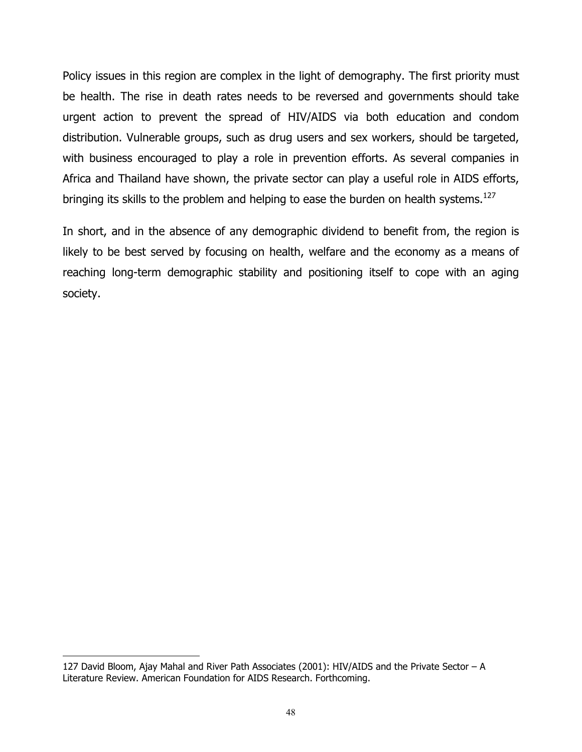Policy issues in this region are complex in the light of demography. The first priority must be health. The rise in death rates needs to be reversed and governments should take urgent action to prevent the spread of HIV/AIDS via both education and condom distribution. Vulnerable groups, such as drug users and sex workers, should be targeted, with business encouraged to play a role in prevention efforts. As several companies in Africa and Thailand have shown, the private sector can play a useful role in AIDS efforts, bringing its skills to the problem and helping to ease the burden on health systems.[127]

In short, and in the absence of any demographic dividend to benefit from, the region is likely to be best served by focusing on health, welfare and the economy as a means of reaching long-term demographic stability and positioning itself to cope with an aging society.

---

127 David Bloom, Ajay Mahal and River Path Associates (2001): HIV/AIDS and the Private Sector – A Literature Review. American Foundation for AIDS Research. Forthcoming.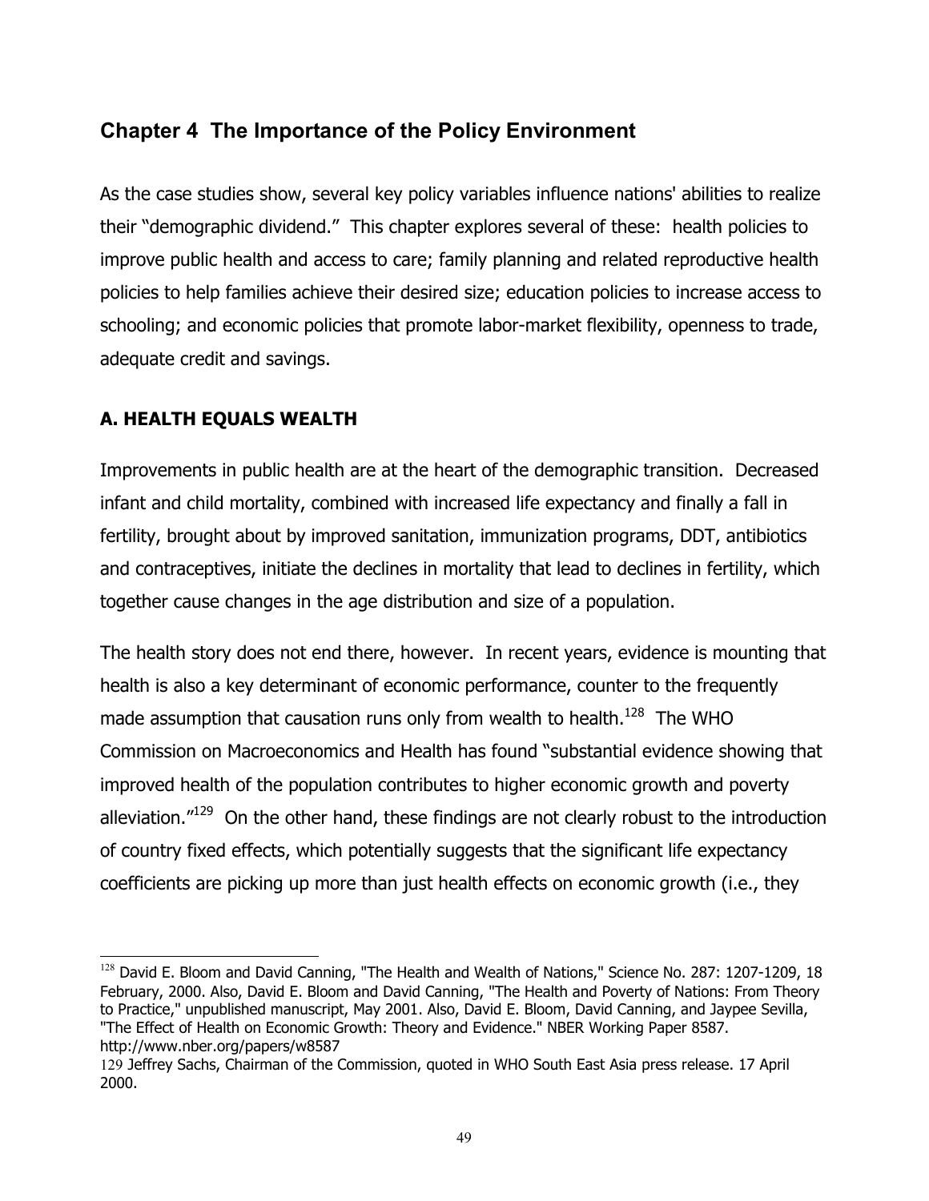## Chapter 4 The Importance of the Policy Environment

As the case studies show, several key policy variables influence nations' abilities to realize their "demographic dividend." This chapter explores several of these: health policies to improve public health and access to care; family planning and related reproductive health policies to help families achieve their desired size; education policies to increase access to schooling; and economic policies that promote labor-market flexibility, openness to trade, adequate credit and savings.

### A. HEALTH EQUALS WEALTH

Improvements in public health are at the heart of the demographic transition. Decreased infant and child mortality, combined with increased life expectancy and finally a fall in fertility, brought about by improved sanitation, immunization programs, DDT, antibiotics and contraceptives, initiate the declines in mortality that lead to declines in fertility, which together cause changes in the age distribution and size of a population.

The health story does not end there, however. In recent years, evidence is mounting that health is also a key determinant of economic performance, counter to the frequently made assumption that causation runs only from wealth to health.[128] The WHO Commission on Macroeconomics and Health has found "substantial evidence showing that improved health of the population contributes to higher economic growth and poverty alleviation."[129] On the other hand, these findings are not clearly robust to the introduction of country fixed effects, which potentially suggests that the significant life expectancy coefficients are picking up more than just health effects on economic growth (i.e., they

---

[128] David E. Bloom and David Canning, "The Health and Wealth of Nations," Science No. 287: 1207-1209, 18 February, 2000. Also, David E. Bloom and David Canning, "The Health and Poverty of Nations: From Theory to Practice," unpublished manuscript, May 2001. Also, David E. Bloom, David Canning, and Jaypee Sevilla, "The Effect of Health on Economic Growth: Theory and Evidence." NBER Working Paper 8587. http://www.nber.org/papers/w8587

[129] Jeffrey Sachs, Chairman of the Commission, quoted in WHO South East Asia press release. 17 April 2000.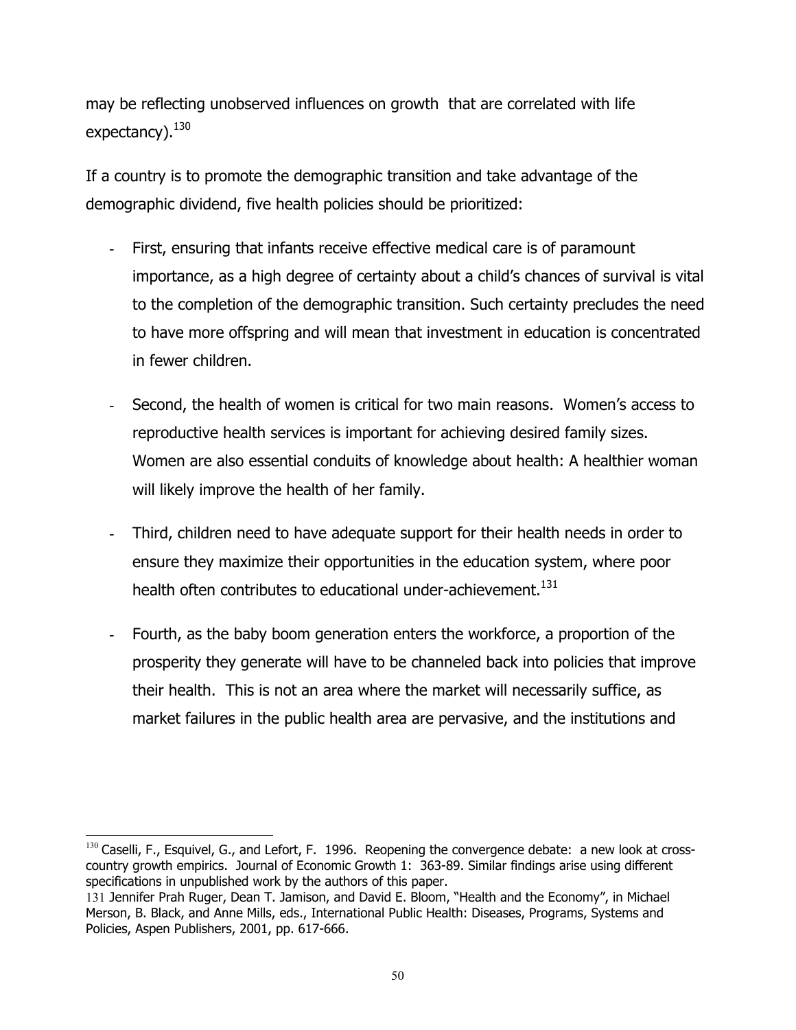may be reflecting unobserved influences on growth that are correlated with life expectancy).[130]

If a country is to promote the demographic transition and take advantage of the demographic dividend, five health policies should be prioritized:

- First, ensuring that infants receive effective medical care is of paramount importance, as a high degree of certainty about a child's chances of survival is vital to the completion of the demographic transition. Such certainty precludes the need to have more offspring and will mean that investment in education is concentrated in fewer children.

- Second, the health of women is critical for two main reasons. Women's access to reproductive health services is important for achieving desired family sizes. Women are also essential conduits of knowledge about health: A healthier woman will likely improve the health of her family.

- Third, children need to have adequate support for their health needs in order to ensure they maximize their opportunities in the education system, where poor health often contributes to educational under-achievement.[131]

- Fourth, as the baby boom generation enters the workforce, a proportion of the prosperity they generate will have to be channeled back into policies that improve their health. This is not an area where the market will necessarily suffice, as market failures in the public health area are pervasive, and the institutions and

---

[130] Caselli, F., Esquivel, G., and Lefort, F. 1996. Reopening the convergence debate: a new look at cross-country growth empirics. Journal of Economic Growth 1: 363-89. Similar findings arise using different specifications in unpublished work by the authors of this paper.

[131] Jennifer Prah Ruger, Dean T. Jamison, and David E. Bloom, "Health and the Economy", in Michael Merson, B. Black, and Anne Mills, eds., International Public Health: Diseases, Programs, Systems and Policies, Aspen Publishers, 2001, pp. 617-666.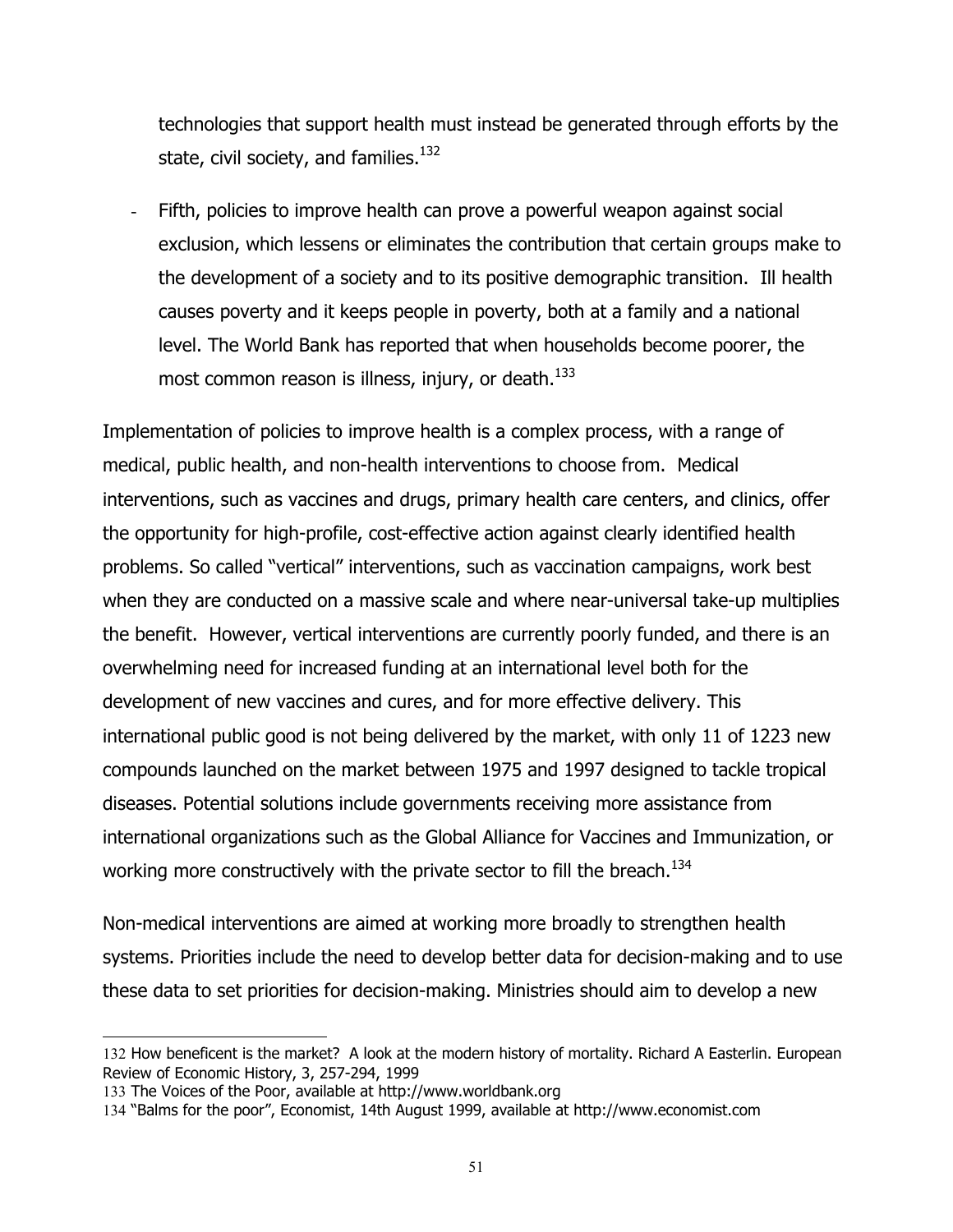technologies that support health must instead be generated through efforts by the state, civil society, and families.[132]

- Fifth, policies to improve health can prove a powerful weapon against social exclusion, which lessens or eliminates the contribution that certain groups make to the development of a society and to its positive demographic transition. Ill health causes poverty and it keeps people in poverty, both at a family and a national level. The World Bank has reported that when households become poorer, the most common reason is illness, injury, or death.[133]

Implementation of policies to improve health is a complex process, with a range of medical, public health, and non-health interventions to choose from. Medical interventions, such as vaccines and drugs, primary health care centers, and clinics, offer the opportunity for high-profile, cost-effective action against clearly identified health problems. So called "vertical" interventions, such as vaccination campaigns, work best when they are conducted on a massive scale and where near-universal take-up multiplies the benefit. However, vertical interventions are currently poorly funded, and there is an overwhelming need for increased funding at an international level both for the development of new vaccines and cures, and for more effective delivery. This international public good is not being delivered by the market, with only 11 of 1223 new compounds launched on the market between 1975 and 1997 designed to tackle tropical diseases. Potential solutions include governments receiving more assistance from international organizations such as the Global Alliance for Vaccines and Immunization, or working more constructively with the private sector to fill the breach.[134]

Non-medical interventions are aimed at working more broadly to strengthen health systems. Priorities include the need to develop better data for decision-making and to use these data to set priorities for decision-making. Ministries should aim to develop a new

---

132 How beneficent is the market? A look at the modern history of mortality. Richard A Easterlin. European Review of Economic History, 3, 257-294, 1999

133 The Voices of the Poor, available at http://www.worldbank.org

134 "Balms for the poor", Economist, 14th August 1999, available at http://www.economist.com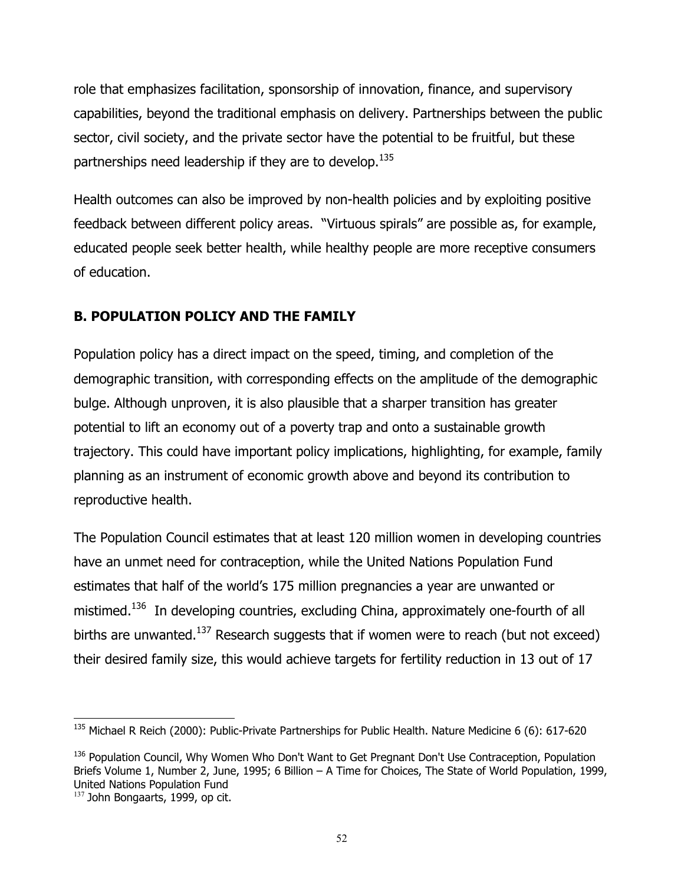role that emphasizes facilitation, sponsorship of innovation, finance, and supervisory capabilities, beyond the traditional emphasis on delivery. Partnerships between the public sector, civil society, and the private sector have the potential to be fruitful, but these partnerships need leadership if they are to develop.[135]

Health outcomes can also be improved by non-health policies and by exploiting positive feedback between different policy areas. "Virtuous spirals" are possible as, for example, educated people seek better health, while healthy people are more receptive consumers of education.

## B. POPULATION POLICY AND THE FAMILY

Population policy has a direct impact on the speed, timing, and completion of the demographic transition, with corresponding effects on the amplitude of the demographic bulge. Although unproven, it is also plausible that a sharper transition has greater potential to lift an economy out of a poverty trap and onto a sustainable growth trajectory. This could have important policy implications, highlighting, for example, family planning as an instrument of economic growth above and beyond its contribution to reproductive health.

The Population Council estimates that at least 120 million women in developing countries have an unmet need for contraception, while the United Nations Population Fund estimates that half of the world's 175 million pregnancies a year are unwanted or mistimed.[136] In developing countries, excluding China, approximately one-fourth of all births are unwanted.[137] Research suggests that if women were to reach (but not exceed) their desired family size, this would achieve targets for fertility reduction in 13 out of 17

---

[135] Michael R Reich (2000): Public-Private Partnerships for Public Health. Nature Medicine 6 (6): 617-620

[136] Population Council, Why Women Who Don't Want to Get Pregnant Don't Use Contraception, Population Briefs Volume 1, Number 2, June, 1995; 6 Billion – A Time for Choices, The State of World Population, 1999, United Nations Population Fund

[137] John Bongaarts, 1999, op cit.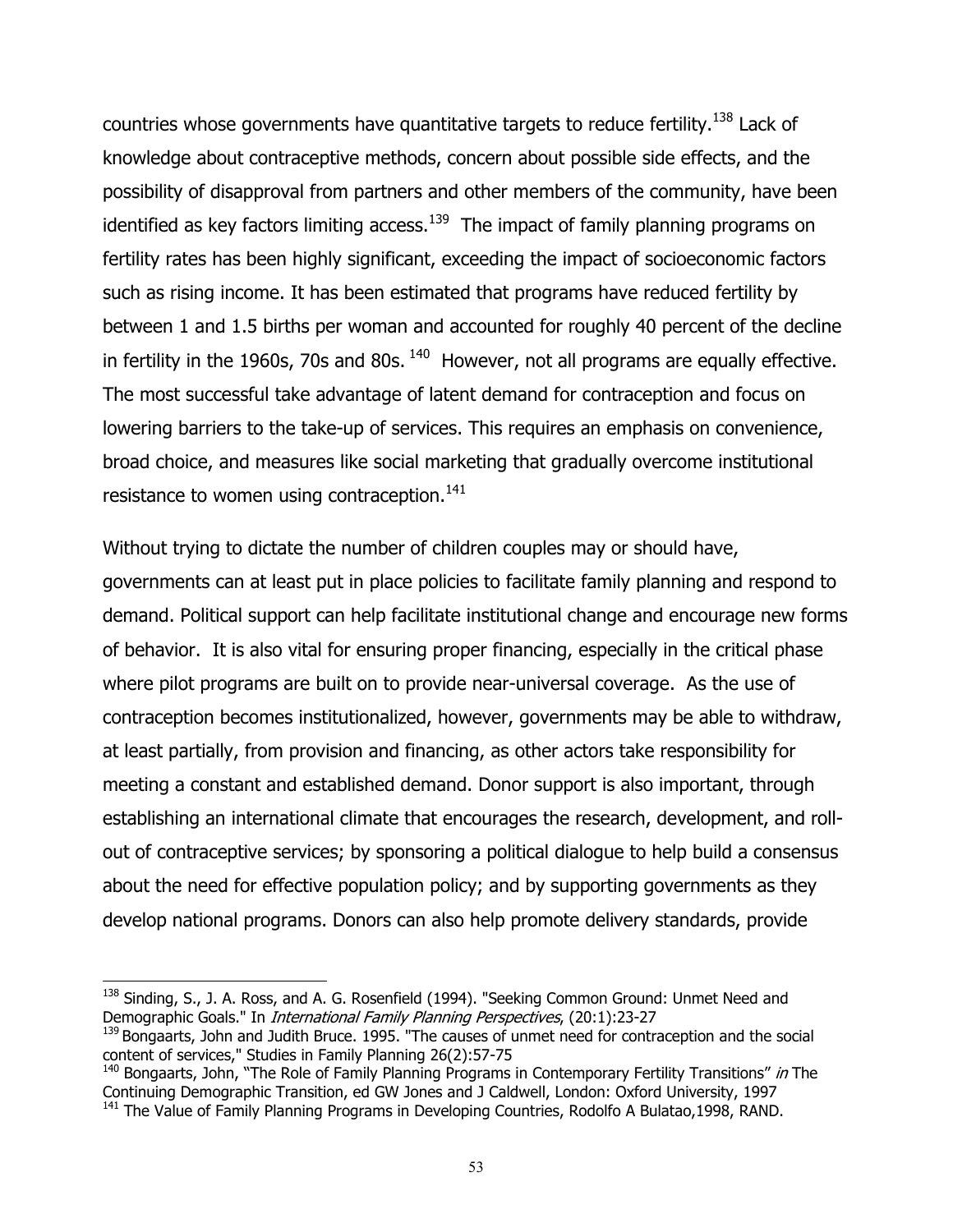countries whose governments have quantitative targets to reduce fertility.[138] Lack of knowledge about contraceptive methods, concern about possible side effects, and the possibility of disapproval from partners and other members of the community, have been identified as key factors limiting access.[139] The impact of family planning programs on fertility rates has been highly significant, exceeding the impact of socioeconomic factors such as rising income. It has been estimated that programs have reduced fertility by between 1 and 1.5 births per woman and accounted for roughly 40 percent of the decline in fertility in the 1960s, 70s and 80s.[140] However, not all programs are equally effective. The most successful take advantage of latent demand for contraception and focus on lowering barriers to the take-up of services. This requires an emphasis on convenience, broad choice, and measures like social marketing that gradually overcome institutional resistance to women using contraception.[141]

Without trying to dictate the number of children couples may or should have, governments can at least put in place policies to facilitate family planning and respond to demand. Political support can help facilitate institutional change and encourage new forms of behavior. It is also vital for ensuring proper financing, especially in the critical phase where pilot programs are built on to provide near-universal coverage. As the use of contraception becomes institutionalized, however, governments may be able to withdraw, at least partially, from provision and financing, as other actors take responsibility for meeting a constant and established demand. Donor support is also important, through establishing an international climate that encourages the research, development, and roll-out of contraceptive services; by sponsoring a political dialogue to help build a consensus about the need for effective population policy; and by supporting governments as they develop national programs. Donors can also help promote delivery standards, provide

---

[138] Sinding, S., J. A. Ross, and A. G. Rosenfield (1994). "Seeking Common Ground: Unmet Need and Demographic Goals." In *International Family Planning Perspectives*, (20:1):23-27

[139] Bongaarts, John and Judith Bruce. 1995. "The causes of unmet need for contraception and the social content of services," Studies in Family Planning 26(2):57-75

[140] Bongaarts, John, "The Role of Family Planning Programs in Contemporary Fertility Transitions" *in* The Continuing Demographic Transition, ed GW Jones and J Caldwell, London: Oxford University, 1997

[141] The Value of Family Planning Programs in Developing Countries, Rodolfo A Bulatao,1998, RAND.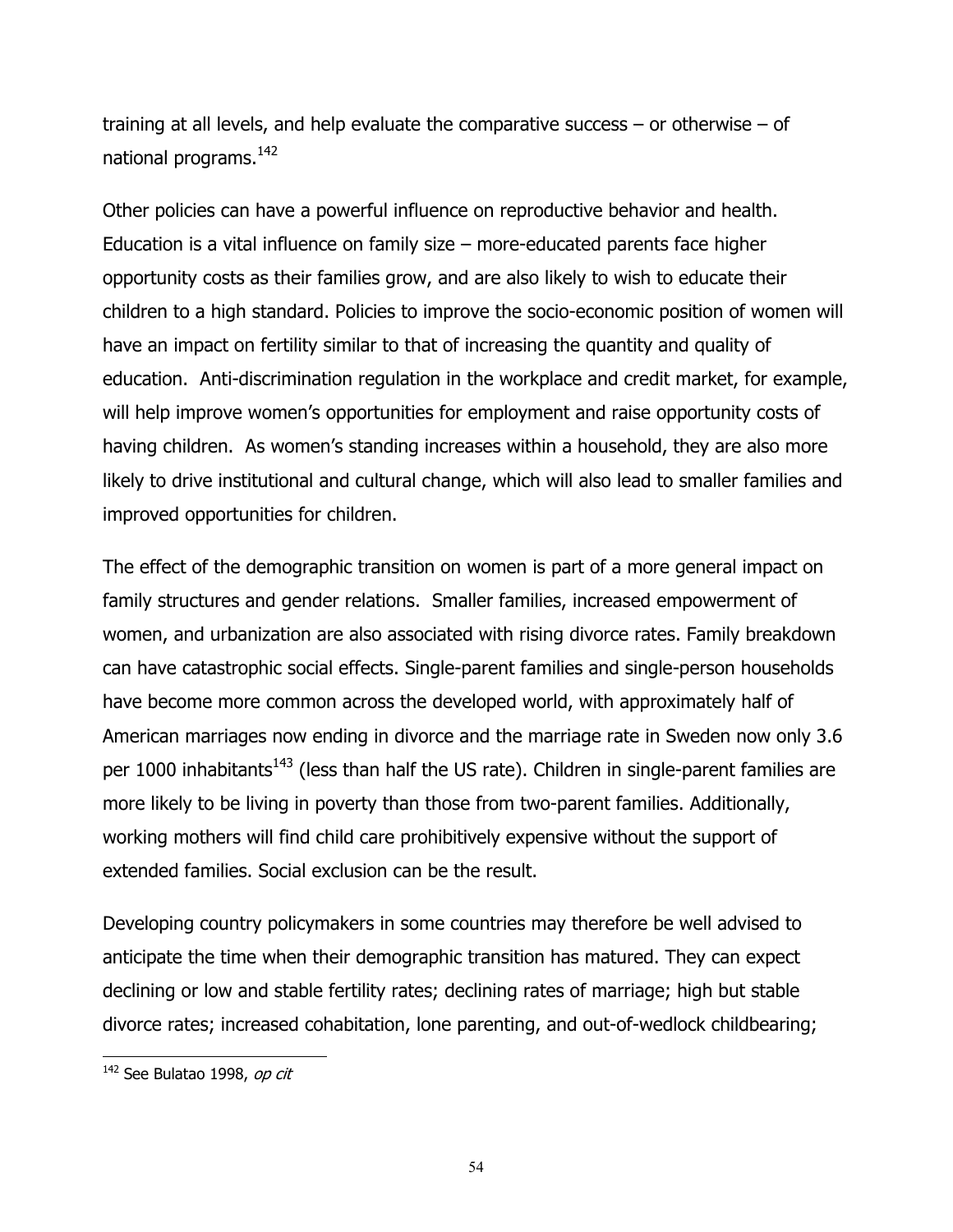training at all levels, and help evaluate the comparative success – or otherwise – of national programs.[142]

Other policies can have a powerful influence on reproductive behavior and health. Education is a vital influence on family size – more-educated parents face higher opportunity costs as their families grow, and are also likely to wish to educate their children to a high standard. Policies to improve the socio-economic position of women will have an impact on fertility similar to that of increasing the quantity and quality of education. Anti-discrimination regulation in the workplace and credit market, for example, will help improve women's opportunities for employment and raise opportunity costs of having children. As women's standing increases within a household, they are also more likely to drive institutional and cultural change, which will also lead to smaller families and improved opportunities for children.

The effect of the demographic transition on women is part of a more general impact on family structures and gender relations. Smaller families, increased empowerment of women, and urbanization are also associated with rising divorce rates. Family breakdown can have catastrophic social effects. Single-parent families and single-person households have become more common across the developed world, with approximately half of American marriages now ending in divorce and the marriage rate in Sweden now only 3.6 per 1000 inhabitants[143] (less than half the US rate). Children in single-parent families are more likely to be living in poverty than those from two-parent families. Additionally, working mothers will find child care prohibitively expensive without the support of extended families. Social exclusion can be the result.

Developing country policymakers in some countries may therefore be well advised to anticipate the time when their demographic transition has matured. They can expect declining or low and stable fertility rates; declining rates of marriage; high but stable divorce rates; increased cohabitation, lone parenting, and out-of-wedlock childbearing;

---

[142] See Bulatao 1998, *op cit*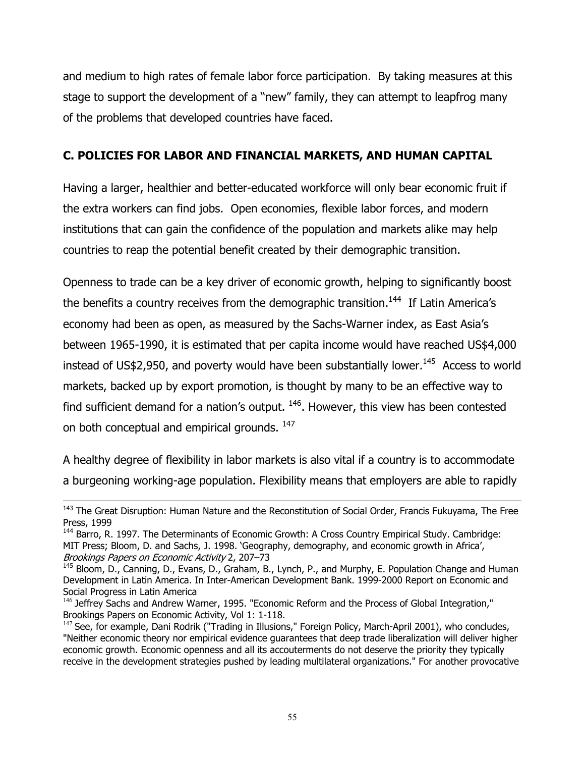and medium to high rates of female labor force participation. By taking measures at this stage to support the development of a "new" family, they can attempt to leapfrog many of the problems that developed countries have faced.

## C. POLICIES FOR LABOR AND FINANCIAL MARKETS, AND HUMAN CAPITAL

Having a larger, healthier and better-educated workforce will only bear economic fruit if the extra workers can find jobs. Open economies, flexible labor forces, and modern institutions that can gain the confidence of the population and markets alike may help countries to reap the potential benefit created by their demographic transition.

Openness to trade can be a key driver of economic growth, helping to significantly boost the benefits a country receives from the demographic transition.[144] If Latin America's economy had been as open, as measured by the Sachs-Warner index, as East Asia's between 1965-1990, it is estimated that per capita income would have reached US$4,000 instead of US$2,950, and poverty would have been substantially lower.[145] Access to world markets, backed up by export promotion, is thought by many to be an effective way to find sufficient demand for a nation's output. [146]. However, this view has been contested on both conceptual and empirical grounds. [147]

A healthy degree of flexibility in labor markets is also vital if a country is to accommodate a burgeoning working-age population. Flexibility means that employers are able to rapidly

---

[143] The Great Disruption: Human Nature and the Reconstitution of Social Order, Francis Fukuyama, The Free Press, 1999

[144] Barro, R. 1997. The Determinants of Economic Growth: A Cross Country Empirical Study. Cambridge: MIT Press; Bloom, D. and Sachs, J. 1998. 'Geography, demography, and economic growth in Africa', *Brookings Papers on Economic Activity* 2, 207–73

[145] Bloom, D., Canning, D., Evans, D., Graham, B., Lynch, P., and Murphy, E. Population Change and Human Development in Latin America. In Inter-American Development Bank. 1999-2000 Report on Economic and Social Progress in Latin America

[146] Jeffrey Sachs and Andrew Warner, 1995. "Economic Reform and the Process of Global Integration," Brookings Papers on Economic Activity, Vol 1: 1-118.

[147] See, for example, Dani Rodrik ("Trading in Illusions," Foreign Policy, March-April 2001), who concludes, "Neither economic theory nor empirical evidence guarantees that deep trade liberalization will deliver higher economic growth. Economic openness and all its accouterments do not deserve the priority they typically receive in the development strategies pushed by leading multilateral organizations." For another provocative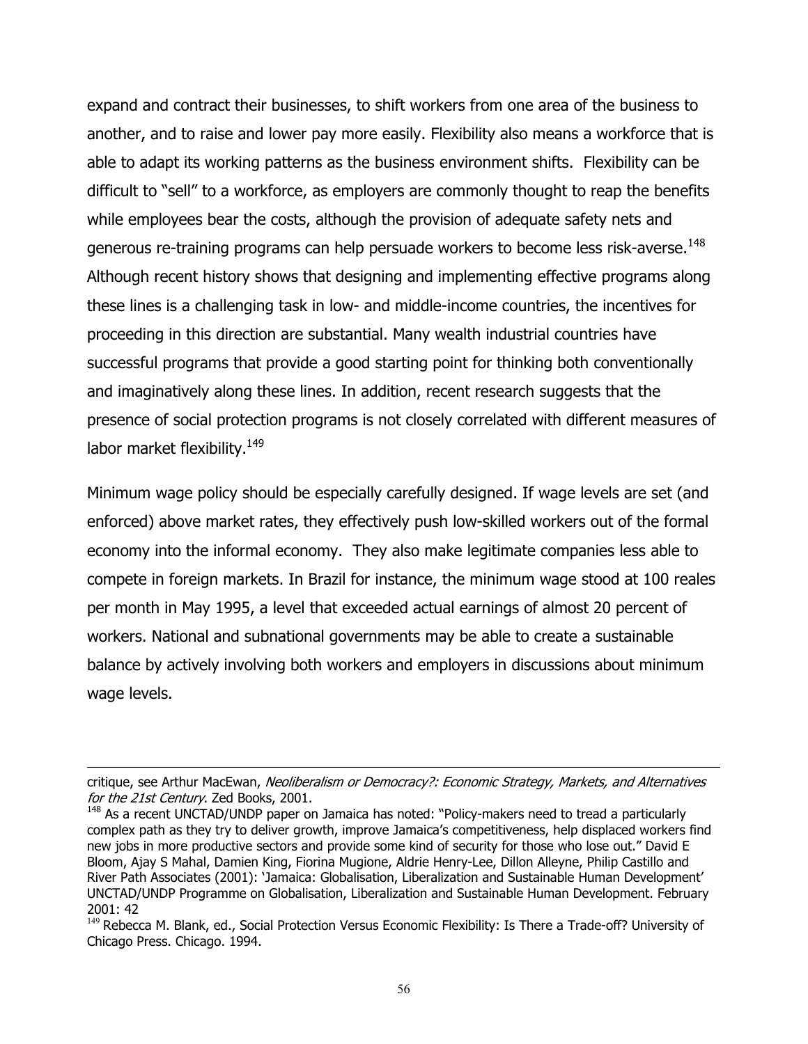expand and contract their businesses, to shift workers from one area of the business to another, and to raise and lower pay more easily. Flexibility also means a workforce that is able to adapt its working patterns as the business environment shifts. Flexibility can be difficult to "sell" to a workforce, as employers are commonly thought to reap the benefits while employees bear the costs, although the provision of adequate safety nets and generous re-training programs can help persuade workers to become less risk-averse.[148] Although recent history shows that designing and implementing effective programs along these lines is a challenging task in low- and middle-income countries, the incentives for proceeding in this direction are substantial. Many wealth industrial countries have successful programs that provide a good starting point for thinking both conventionally and imaginatively along these lines. In addition, recent research suggests that the presence of social protection programs is not closely correlated with different measures of labor market flexibility.[149]

Minimum wage policy should be especially carefully designed. If wage levels are set (and enforced) above market rates, they effectively push low-skilled workers out of the formal economy into the informal economy. They also make legitimate companies less able to compete in foreign markets. In Brazil for instance, the minimum wage stood at 100 reales per month in May 1995, a level that exceeded actual earnings of almost 20 percent of workers. National and subnational governments may be able to create a sustainable balance by actively involving both workers and employers in discussions about minimum wage levels.

---

critique, see Arthur MacEwan, *Neoliberalism or Democracy?: Economic Strategy, Markets, and Alternatives for the 21st Century*. Zed Books, 2001.

[148] As a recent UNCTAD/UNDP paper on Jamaica has noted: "Policy-makers need to tread a particularly complex path as they try to deliver growth, improve Jamaica's competitiveness, help displaced workers find new jobs in more productive sectors and provide some kind of security for those who lose out." David E Bloom, Ajay S Mahal, Damien King, Fiorina Mugione, Aldrie Henry-Lee, Dillon Alleyne, Philip Castillo and River Path Associates (2001): 'Jamaica: Globalisation, Liberalization and Sustainable Human Development' UNCTAD/UNDP Programme on Globalisation, Liberalization and Sustainable Human Development. February 2001: 42

[149] Rebecca M. Blank, ed., Social Protection Versus Economic Flexibility: Is There a Trade-off? University of Chicago Press. Chicago. 1994.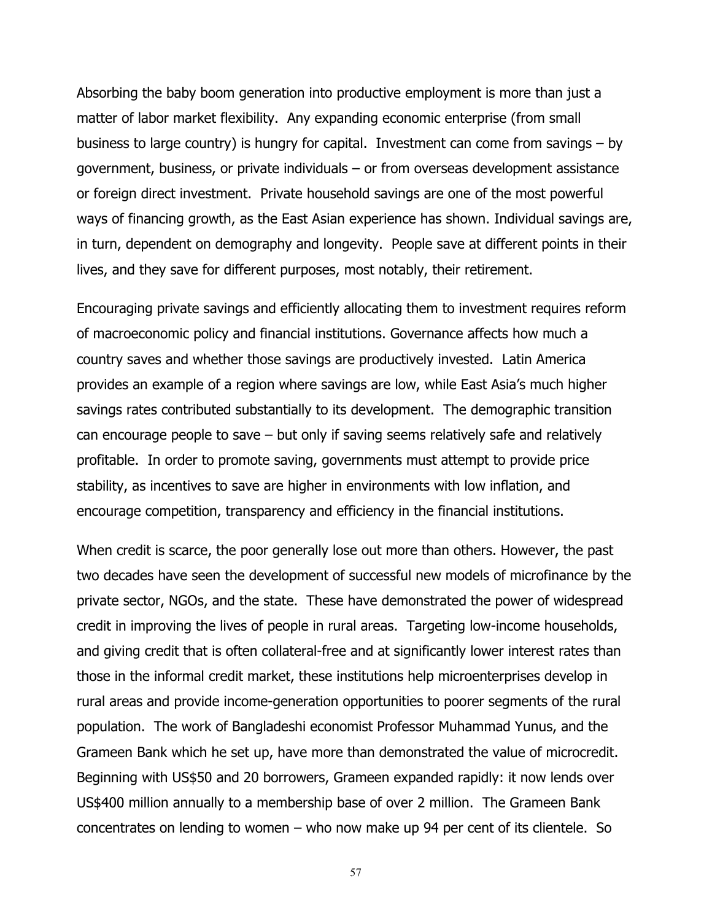Absorbing the baby boom generation into productive employment is more than just a matter of labor market flexibility. Any expanding economic enterprise (from small business to large country) is hungry for capital. Investment can come from savings – by government, business, or private individuals – or from overseas development assistance or foreign direct investment. Private household savings are one of the most powerful ways of financing growth, as the East Asian experience has shown. Individual savings are, in turn, dependent on demography and longevity. People save at different points in their lives, and they save for different purposes, most notably, their retirement.

Encouraging private savings and efficiently allocating them to investment requires reform of macroeconomic policy and financial institutions. Governance affects how much a country saves and whether those savings are productively invested. Latin America provides an example of a region where savings are low, while East Asia's much higher savings rates contributed substantially to its development. The demographic transition can encourage people to save – but only if saving seems relatively safe and relatively profitable. In order to promote saving, governments must attempt to provide price stability, as incentives to save are higher in environments with low inflation, and encourage competition, transparency and efficiency in the financial institutions.

When credit is scarce, the poor generally lose out more than others. However, the past two decades have seen the development of successful new models of microfinance by the private sector, NGOs, and the state. These have demonstrated the power of widespread credit in improving the lives of people in rural areas. Targeting low-income households, and giving credit that is often collateral-free and at significantly lower interest rates than those in the informal credit market, these institutions help microenterprises develop in rural areas and provide income-generation opportunities to poorer segments of the rural population. The work of Bangladeshi economist Professor Muhammad Yunus, and the Grameen Bank which he set up, have more than demonstrated the value of microcredit. Beginning with US$50 and 20 borrowers, Grameen expanded rapidly: it now lends over US$400 million annually to a membership base of over 2 million. The Grameen Bank concentrates on lending to women – who now make up 94 per cent of its clientele. So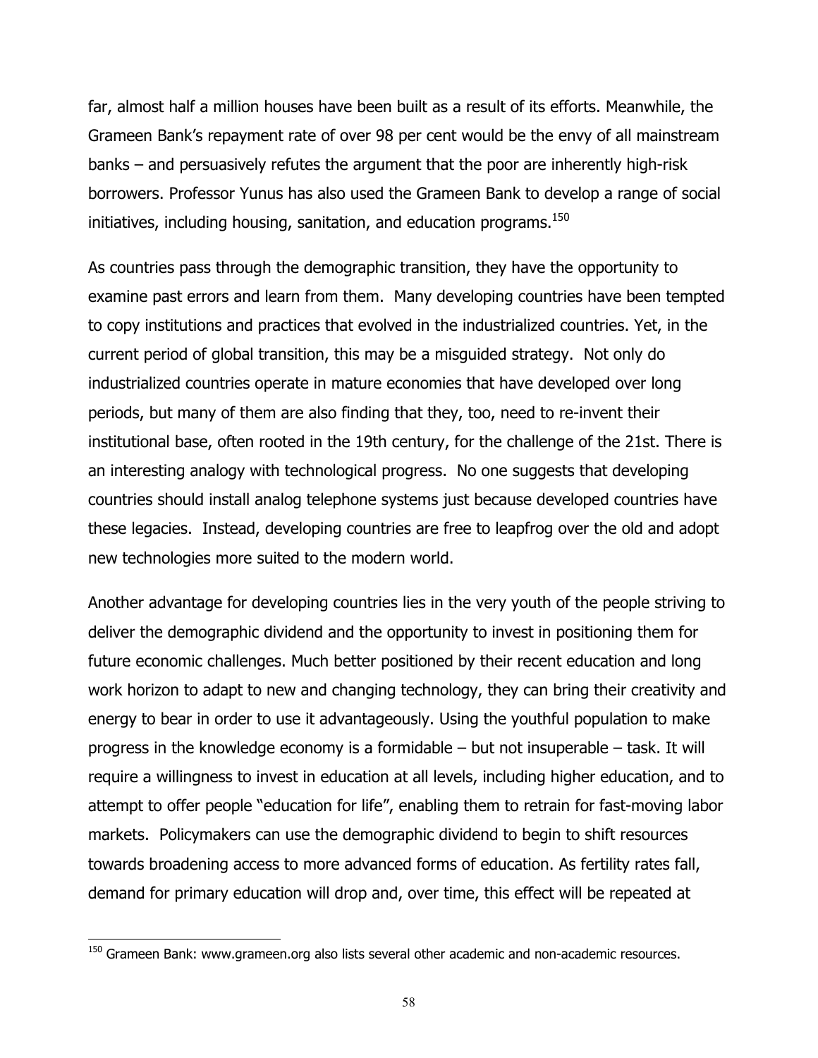far, almost half a million houses have been built as a result of its efforts. Meanwhile, the Grameen Bank's repayment rate of over 98 per cent would be the envy of all mainstream banks – and persuasively refutes the argument that the poor are inherently high-risk borrowers. Professor Yunus has also used the Grameen Bank to develop a range of social initiatives, including housing, sanitation, and education programs.[150]

As countries pass through the demographic transition, they have the opportunity to examine past errors and learn from them. Many developing countries have been tempted to copy institutions and practices that evolved in the industrialized countries. Yet, in the current period of global transition, this may be a misguided strategy. Not only do industrialized countries operate in mature economies that have developed over long periods, but many of them are also finding that they, too, need to re-invent their institutional base, often rooted in the 19th century, for the challenge of the 21st. There is an interesting analogy with technological progress. No one suggests that developing countries should install analog telephone systems just because developed countries have these legacies. Instead, developing countries are free to leapfrog over the old and adopt new technologies more suited to the modern world.

Another advantage for developing countries lies in the very youth of the people striving to deliver the demographic dividend and the opportunity to invest in positioning them for future economic challenges. Much better positioned by their recent education and long work horizon to adapt to new and changing technology, they can bring their creativity and energy to bear in order to use it advantageously. Using the youthful population to make progress in the knowledge economy is a formidable – but not insuperable – task. It will require a willingness to invest in education at all levels, including higher education, and to attempt to offer people "education for life", enabling them to retrain for fast-moving labor markets. Policymakers can use the demographic dividend to begin to shift resources towards broadening access to more advanced forms of education. As fertility rates fall, demand for primary education will drop and, over time, this effect will be repeated at

---

[150] Grameen Bank: www.grameen.org also lists several other academic and non-academic resources.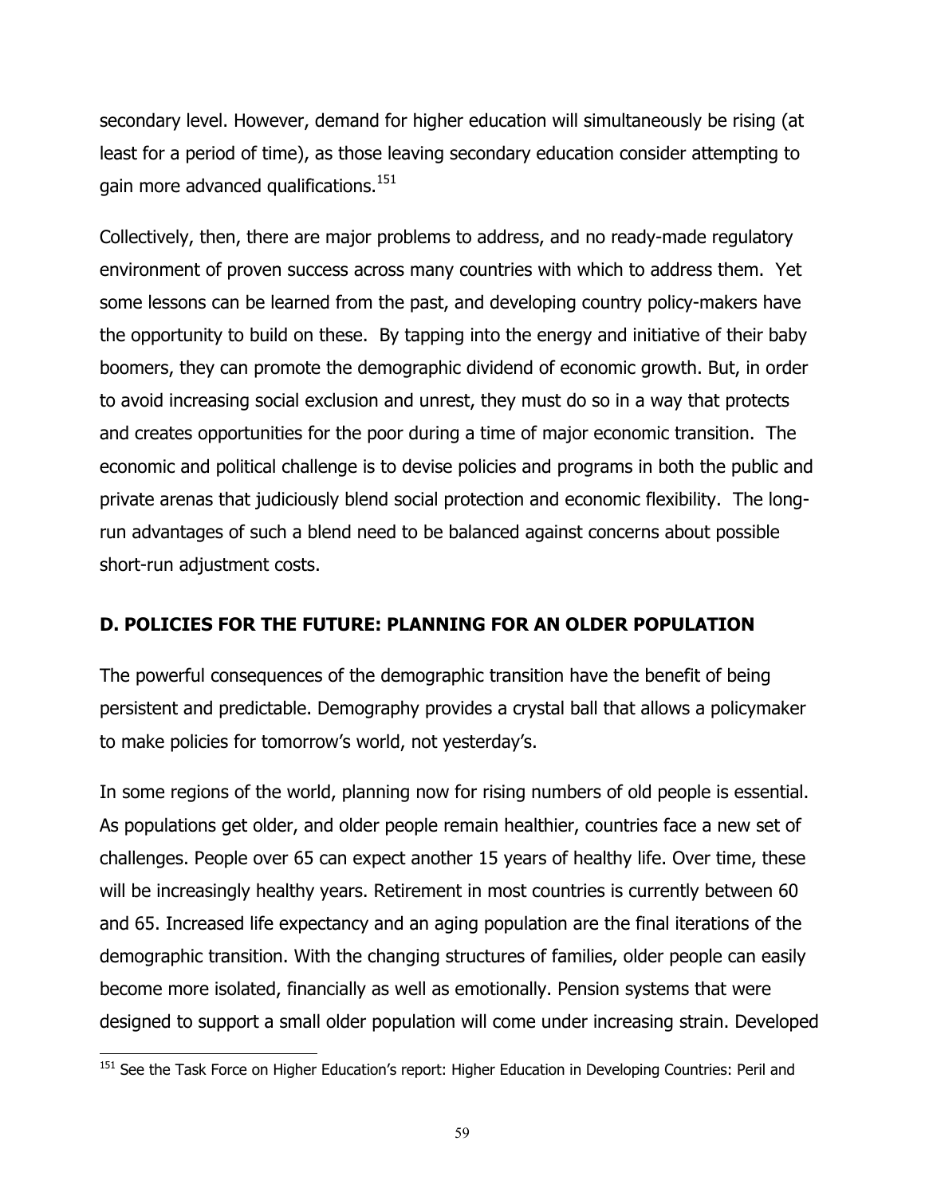secondary level. However, demand for higher education will simultaneously be rising (at least for a period of time), as those leaving secondary education consider attempting to gain more advanced qualifications.[151]

Collectively, then, there are major problems to address, and no ready-made regulatory environment of proven success across many countries with which to address them. Yet some lessons can be learned from the past, and developing country policy-makers have the opportunity to build on these. By tapping into the energy and initiative of their baby boomers, they can promote the demographic dividend of economic growth. But, in order to avoid increasing social exclusion and unrest, they must do so in a way that protects and creates opportunities for the poor during a time of major economic transition. The economic and political challenge is to devise policies and programs in both the public and private arenas that judiciously blend social protection and economic flexibility. The long-run advantages of such a blend need to be balanced against concerns about possible short-run adjustment costs.

## D. POLICIES FOR THE FUTURE: PLANNING FOR AN OLDER POPULATION

The powerful consequences of the demographic transition have the benefit of being persistent and predictable. Demography provides a crystal ball that allows a policymaker to make policies for tomorrow's world, not yesterday's.

In some regions of the world, planning now for rising numbers of old people is essential. As populations get older, and older people remain healthier, countries face a new set of challenges. People over 65 can expect another 15 years of healthy life. Over time, these will be increasingly healthy years. Retirement in most countries is currently between 60 and 65. Increased life expectancy and an aging population are the final iterations of the demographic transition. With the changing structures of families, older people can easily become more isolated, financially as well as emotionally. Pension systems that were designed to support a small older population will come under increasing strain. Developed

[151] See the Task Force on Higher Education's report: Higher Education in Developing Countries: Peril and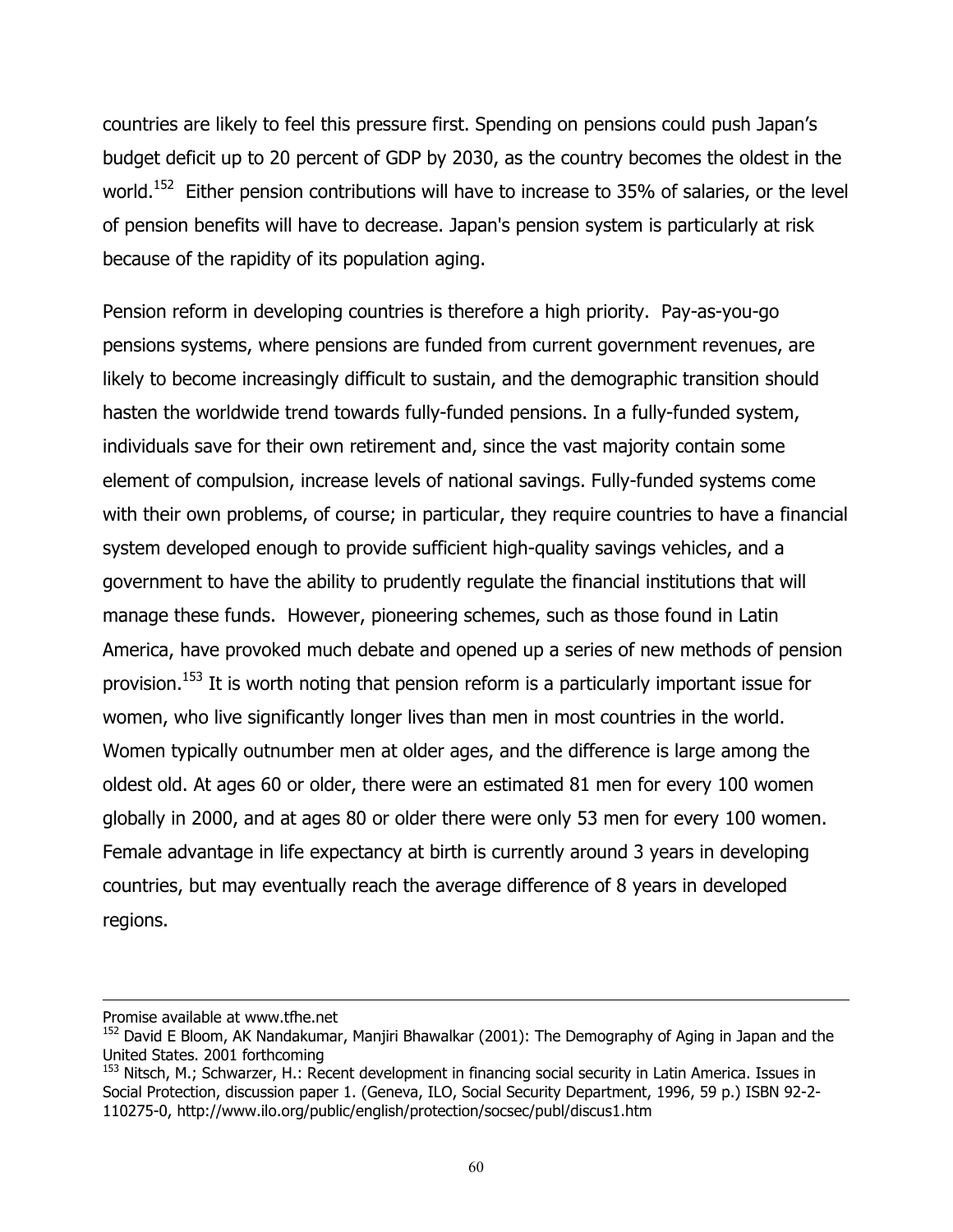countries are likely to feel this pressure first. Spending on pensions could push Japan's budget deficit up to 20 percent of GDP by 2030, as the country becomes the oldest in the world.[152] Either pension contributions will have to increase to 35% of salaries, or the level of pension benefits will have to decrease. Japan's pension system is particularly at risk because of the rapidity of its population aging.

Pension reform in developing countries is therefore a high priority. Pay-as-you-go pensions systems, where pensions are funded from current government revenues, are likely to become increasingly difficult to sustain, and the demographic transition should hasten the worldwide trend towards fully-funded pensions. In a fully-funded system, individuals save for their own retirement and, since the vast majority contain some element of compulsion, increase levels of national savings. Fully-funded systems come with their own problems, of course; in particular, they require countries to have a financial system developed enough to provide sufficient high-quality savings vehicles, and a government to have the ability to prudently regulate the financial institutions that will manage these funds. However, pioneering schemes, such as those found in Latin America, have provoked much debate and opened up a series of new methods of pension provision.[153] It is worth noting that pension reform is a particularly important issue for women, who live significantly longer lives than men in most countries in the world. Women typically outnumber men at older ages, and the difference is large among the oldest old. At ages 60 or older, there were an estimated 81 men for every 100 women globally in 2000, and at ages 80 or older there were only 53 men for every 100 women. Female advantage in life expectancy at birth is currently around 3 years in developing countries, but may eventually reach the average difference of 8 years in developed regions.

---

Promise available at www.tfhe.net

[152] David E Bloom, AK Nandakumar, Manjiri Bhawalkar (2001): The Demography of Aging in Japan and the United States. 2001 forthcoming

[153] Nitsch, M.; Schwarzer, H.: Recent development in financing social security in Latin America. Issues in Social Protection, discussion paper 1. (Geneva, ILO, Social Security Department, 1996, 59 p.) ISBN 92-2-110275-0, http://www.ilo.org/public/english/protection/socsec/publ/discus1.htm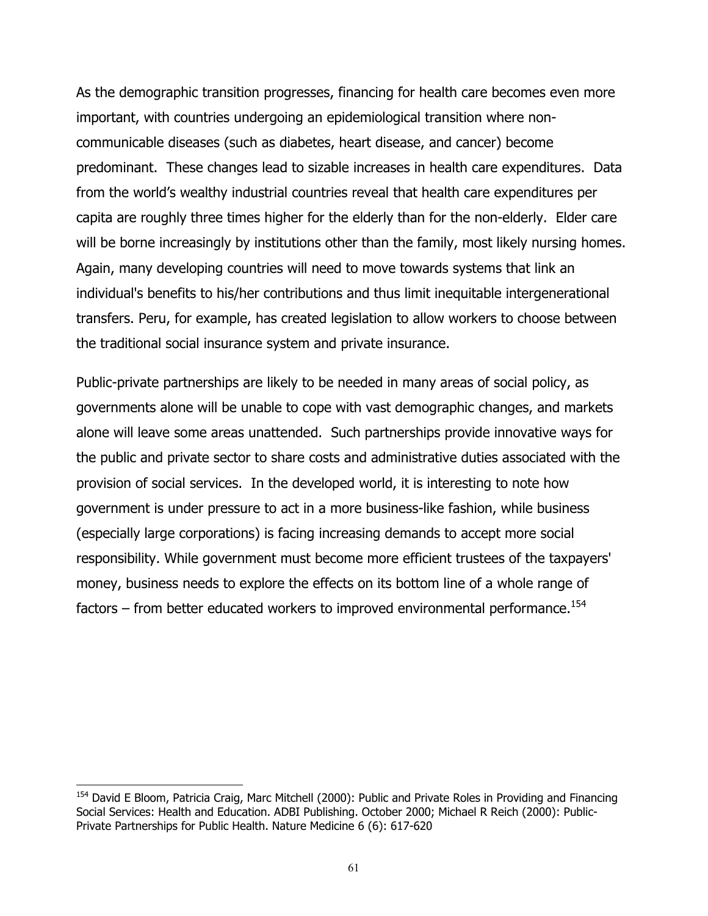As the demographic transition progresses, financing for health care becomes even more important, with countries undergoing an epidemiological transition where non-communicable diseases (such as diabetes, heart disease, and cancer) become predominant. These changes lead to sizable increases in health care expenditures. Data from the world's wealthy industrial countries reveal that health care expenditures per capita are roughly three times higher for the elderly than for the non-elderly. Elder care will be borne increasingly by institutions other than the family, most likely nursing homes. Again, many developing countries will need to move towards systems that link an individual's benefits to his/her contributions and thus limit inequitable intergenerational transfers. Peru, for example, has created legislation to allow workers to choose between the traditional social insurance system and private insurance.

Public-private partnerships are likely to be needed in many areas of social policy, as governments alone will be unable to cope with vast demographic changes, and markets alone will leave some areas unattended. Such partnerships provide innovative ways for the public and private sector to share costs and administrative duties associated with the provision of social services. In the developed world, it is interesting to note how government is under pressure to act in a more business-like fashion, while business (especially large corporations) is facing increasing demands to accept more social responsibility. While government must become more efficient trustees of the taxpayers' money, business needs to explore the effects on its bottom line of a whole range of factors – from better educated workers to improved environmental performance.[154]

---

[154] David E Bloom, Patricia Craig, Marc Mitchell (2000): Public and Private Roles in Providing and Financing Social Services: Health and Education. ADBI Publishing. October 2000; Michael R Reich (2000): Public-Private Partnerships for Public Health. Nature Medicine 6 (6): 617-620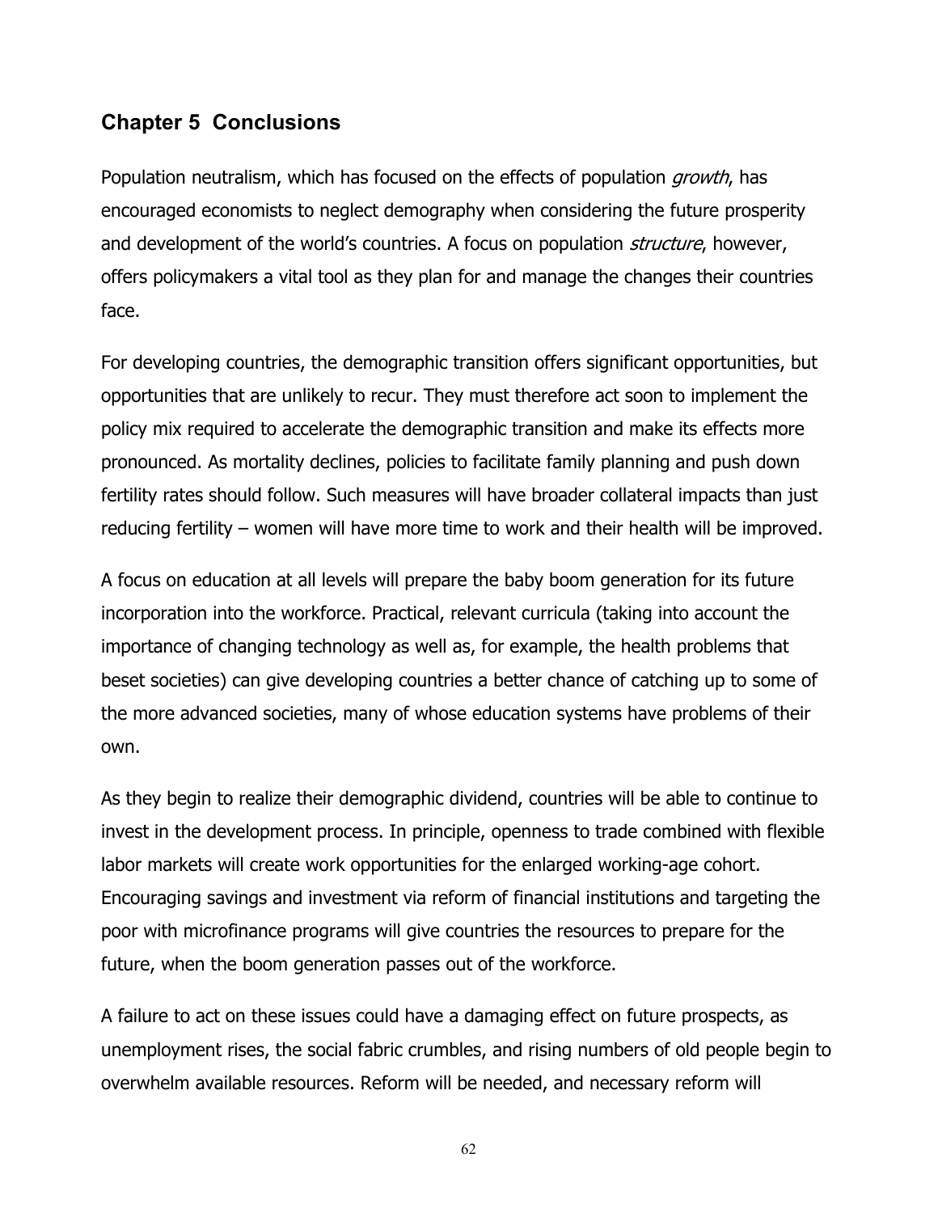## Chapter 5 Conclusions

Population neutralism, which has focused on the effects of population *growth*, has encouraged economists to neglect demography when considering the future prosperity and development of the world's countries. A focus on population *structure*, however, offers policymakers a vital tool as they plan for and manage the changes their countries face.

For developing countries, the demographic transition offers significant opportunities, but opportunities that are unlikely to recur. They must therefore act soon to implement the policy mix required to accelerate the demographic transition and make its effects more pronounced. As mortality declines, policies to facilitate family planning and push down fertility rates should follow. Such measures will have broader collateral impacts than just reducing fertility – women will have more time to work and their health will be improved.

A focus on education at all levels will prepare the baby boom generation for its future incorporation into the workforce. Practical, relevant curricula (taking into account the importance of changing technology as well as, for example, the health problems that beset societies) can give developing countries a better chance of catching up to some of the more advanced societies, many of whose education systems have problems of their own.

As they begin to realize their demographic dividend, countries will be able to continue to invest in the development process. In principle, openness to trade combined with flexible labor markets will create work opportunities for the enlarged working-age cohort. Encouraging savings and investment via reform of financial institutions and targeting the poor with microfinance programs will give countries the resources to prepare for the future, when the boom generation passes out of the workforce.

A failure to act on these issues could have a damaging effect on future prospects, as unemployment rises, the social fabric crumbles, and rising numbers of old people begin to overwhelm available resources. Reform will be needed, and necessary reform will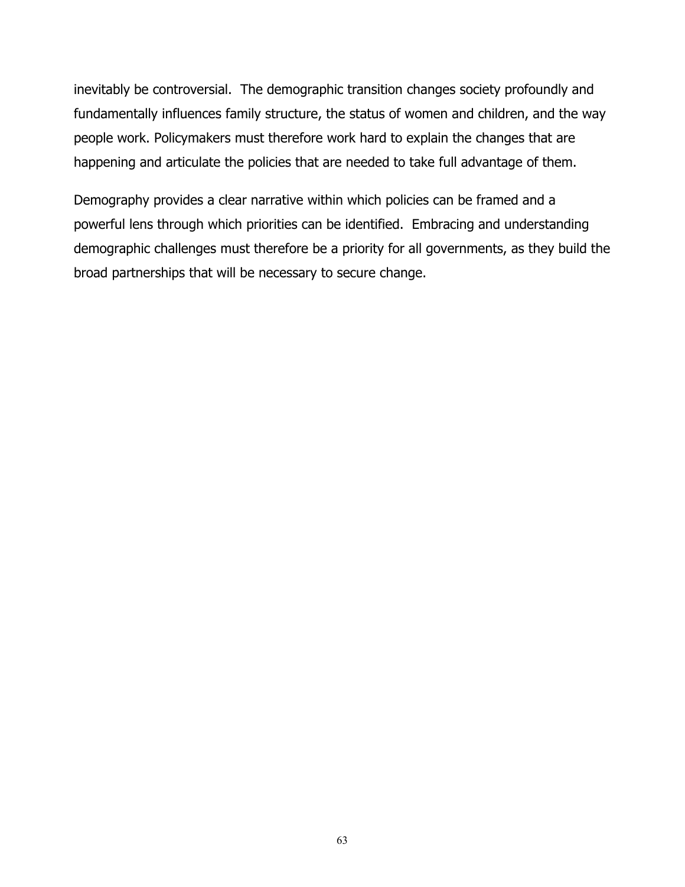inevitably be controversial.  The demographic transition changes society profoundly and fundamentally influences family structure, the status of women and children, and the way people work. Policymakers must therefore work hard to explain the changes that are happening and articulate the policies that are needed to take full advantage of them.

Demography provides a clear narrative within which policies can be framed and a powerful lens through which priorities can be identified.  Embracing and understanding demographic challenges must therefore be a priority for all governments, as they build the broad partnerships that will be necessary to secure change.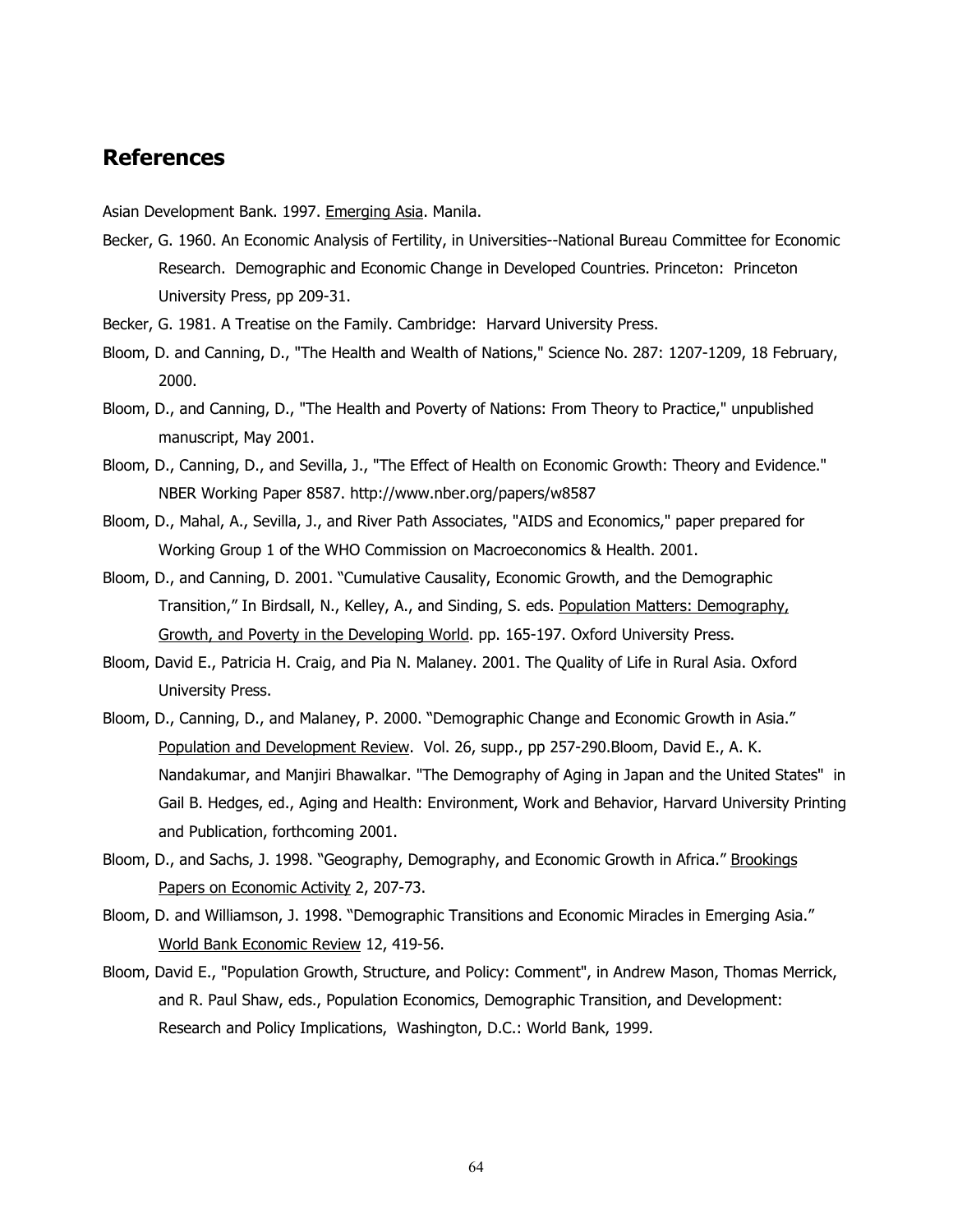## References

Asian Development Bank. 1997. Emerging Asia. Manila.

Becker, G. 1960. An Economic Analysis of Fertility, in Universities--National Bureau Committee for Economic Research. Demographic and Economic Change in Developed Countries. Princeton: Princeton University Press, pp 209-31.

Becker, G. 1981. A Treatise on the Family. Cambridge: Harvard University Press.

Bloom, D. and Canning, D., "The Health and Wealth of Nations," Science No. 287: 1207-1209, 18 February, 2000.

Bloom, D., and Canning, D., "The Health and Poverty of Nations: From Theory to Practice," unpublished manuscript, May 2001.

Bloom, D., Canning, D., and Sevilla, J., "The Effect of Health on Economic Growth: Theory and Evidence." NBER Working Paper 8587. http://www.nber.org/papers/w8587

Bloom, D., Mahal, A., Sevilla, J., and River Path Associates, "AIDS and Economics," paper prepared for Working Group 1 of the WHO Commission on Macroeconomics & Health. 2001.

Bloom, D., and Canning, D. 2001. "Cumulative Causality, Economic Growth, and the Demographic Transition," In Birdsall, N., Kelley, A., and Sinding, S. eds. Population Matters: Demography, Growth, and Poverty in the Developing World. pp. 165-197. Oxford University Press.

Bloom, David E., Patricia H. Craig, and Pia N. Malaney. 2001. The Quality of Life in Rural Asia. Oxford University Press.

Bloom, D., Canning, D., and Malaney, P. 2000. "Demographic Change and Economic Growth in Asia." Population and Development Review. Vol. 26, supp., pp 257-290.Bloom, David E., A. K. Nandakumar, and Manjiri Bhawalkar. "The Demography of Aging in Japan and the United States" in Gail B. Hedges, ed., Aging and Health: Environment, Work and Behavior, Harvard University Printing and Publication, forthcoming 2001.

Bloom, D., and Sachs, J. 1998. "Geography, Demography, and Economic Growth in Africa." Brookings Papers on Economic Activity 2, 207-73.

Bloom, D. and Williamson, J. 1998. "Demographic Transitions and Economic Miracles in Emerging Asia." World Bank Economic Review 12, 419-56.

Bloom, David E., "Population Growth, Structure, and Policy: Comment", in Andrew Mason, Thomas Merrick, and R. Paul Shaw, eds., Population Economics, Demographic Transition, and Development: Research and Policy Implications, Washington, D.C.: World Bank, 1999.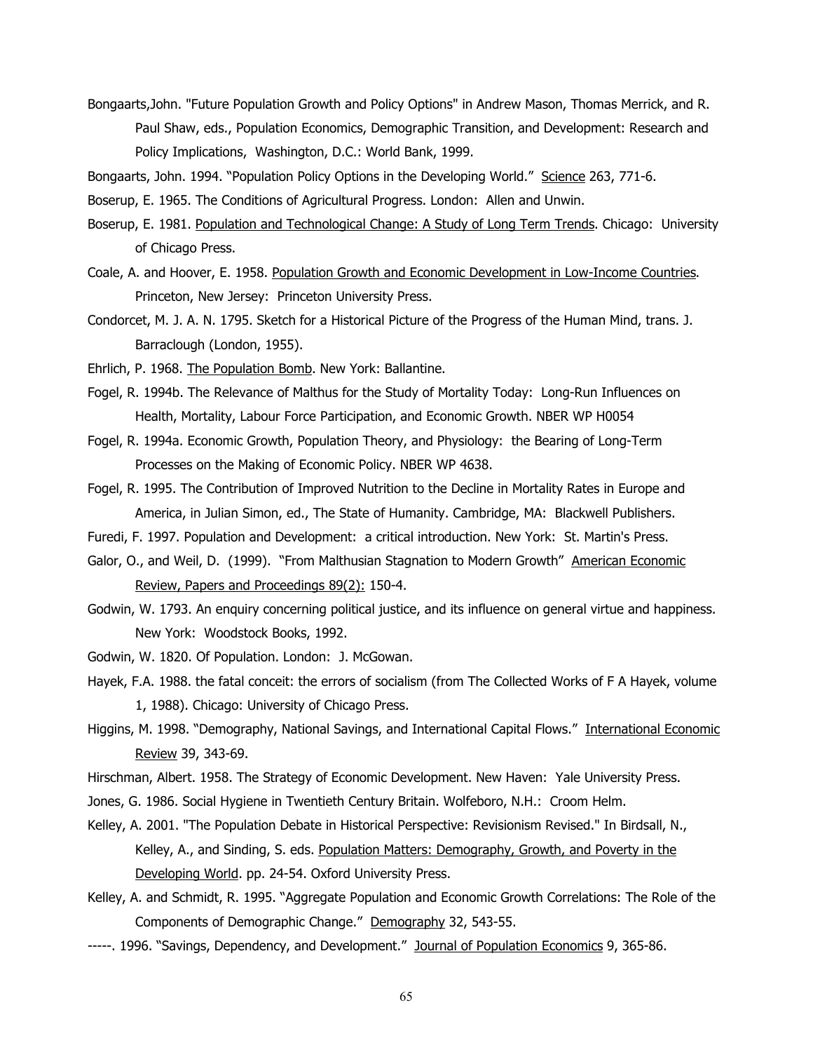Bongaarts,John. "Future Population Growth and Policy Options" in Andrew Mason, Thomas Merrick, and R. Paul Shaw, eds., Population Economics, Demographic Transition, and Development: Research and Policy Implications, Washington, D.C.: World Bank, 1999.

Bongaarts, John. 1994. "Population Policy Options in the Developing World." Science 263, 771-6.

Boserup, E. 1965. The Conditions of Agricultural Progress. London: Allen and Unwin.

Boserup, E. 1981. Population and Technological Change: A Study of Long Term Trends. Chicago: University of Chicago Press.

Coale, A. and Hoover, E. 1958. Population Growth and Economic Development in Low-Income Countries. Princeton, New Jersey: Princeton University Press.

Condorcet, M. J. A. N. 1795. Sketch for a Historical Picture of the Progress of the Human Mind, trans. J. Barraclough (London, 1955).

Ehrlich, P. 1968. The Population Bomb. New York: Ballantine.

Fogel, R. 1994b. The Relevance of Malthus for the Study of Mortality Today: Long-Run Influences on Health, Mortality, Labour Force Participation, and Economic Growth. NBER WP H0054

Fogel, R. 1994a. Economic Growth, Population Theory, and Physiology: the Bearing of Long-Term Processes on the Making of Economic Policy. NBER WP 4638.

Fogel, R. 1995. The Contribution of Improved Nutrition to the Decline in Mortality Rates in Europe and America, in Julian Simon, ed., The State of Humanity. Cambridge, MA: Blackwell Publishers.

Furedi, F. 1997. Population and Development: a critical introduction. New York: St. Martin's Press.

Galor, O., and Weil, D. (1999). "From Malthusian Stagnation to Modern Growth" American Economic Review, Papers and Proceedings 89(2): 150-4.

Godwin, W. 1793. An enquiry concerning political justice, and its influence on general virtue and happiness. New York: Woodstock Books, 1992.

Godwin, W. 1820. Of Population. London: J. McGowan.

Hayek, F.A. 1988. the fatal conceit: the errors of socialism (from The Collected Works of F A Hayek, volume 1, 1988). Chicago: University of Chicago Press.

Higgins, M. 1998. "Demography, National Savings, and International Capital Flows." International Economic Review 39, 343-69.

Hirschman, Albert. 1958. The Strategy of Economic Development. New Haven: Yale University Press.

Jones, G. 1986. Social Hygiene in Twentieth Century Britain. Wolfeboro, N.H.: Croom Helm.

Kelley, A. 2001. "The Population Debate in Historical Perspective: Revisionism Revised." In Birdsall, N., Kelley, A., and Sinding, S. eds. Population Matters: Demography, Growth, and Poverty in the Developing World. pp. 24-54. Oxford University Press.

Kelley, A. and Schmidt, R. 1995. "Aggregate Population and Economic Growth Correlations: The Role of the Components of Demographic Change." Demography 32, 543-55.

-----. 1996. "Savings, Dependency, and Development." Journal of Population Economics 9, 365-86.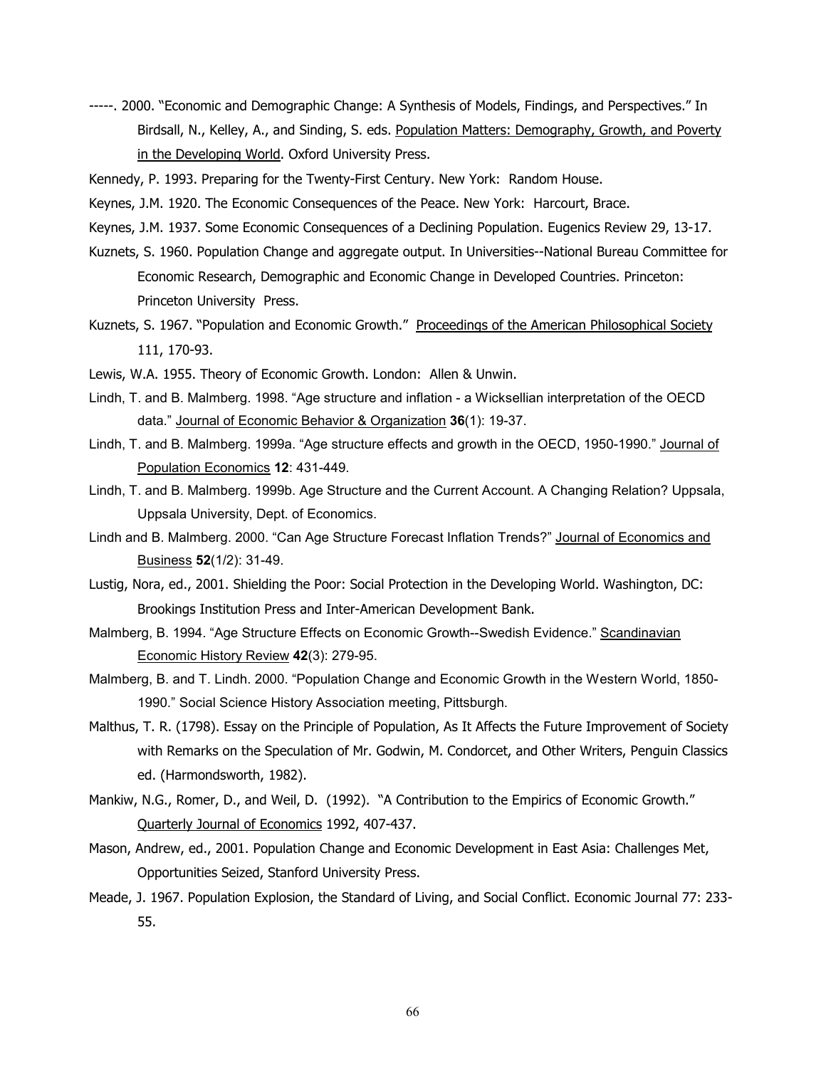-----. 2000. "Economic and Demographic Change: A Synthesis of Models, Findings, and Perspectives." In Birdsall, N., Kelley, A., and Sinding, S. eds. Population Matters: Demography, Growth, and Poverty in the Developing World. Oxford University Press.

Kennedy, P. 1993. Preparing for the Twenty-First Century. New York: Random House.

Keynes, J.M. 1920. The Economic Consequences of the Peace. New York: Harcourt, Brace.

Keynes, J.M. 1937. Some Economic Consequences of a Declining Population. Eugenics Review 29, 13-17.

Kuznets, S. 1960. Population Change and aggregate output. In Universities--National Bureau Committee for Economic Research, Demographic and Economic Change in Developed Countries. Princeton: Princeton University Press.

Kuznets, S. 1967. "Population and Economic Growth." Proceedings of the American Philosophical Society 111, 170-93.

Lewis, W.A. 1955. Theory of Economic Growth. London: Allen & Unwin.

Lindh, T. and B. Malmberg. 1998. "Age structure and inflation - a Wicksellian interpretation of the OECD data." Journal of Economic Behavior & Organization **36**(1): 19-37.

Lindh, T. and B. Malmberg. 1999a. "Age structure effects and growth in the OECD, 1950-1990." Journal of Population Economics **12**: 431-449.

Lindh, T. and B. Malmberg. 1999b. Age Structure and the Current Account. A Changing Relation? Uppsala, Uppsala University, Dept. of Economics.

Lindh and B. Malmberg. 2000. "Can Age Structure Forecast Inflation Trends?" Journal of Economics and Business **52**(1/2): 31-49.

Lustig, Nora, ed., 2001. Shielding the Poor: Social Protection in the Developing World. Washington, DC: Brookings Institution Press and Inter-American Development Bank.

Malmberg, B. 1994. "Age Structure Effects on Economic Growth--Swedish Evidence." Scandinavian Economic History Review **42**(3): 279-95.

Malmberg, B. and T. Lindh. 2000. "Population Change and Economic Growth in the Western World, 1850-1990." Social Science History Association meeting, Pittsburgh.

Malthus, T. R. (1798). Essay on the Principle of Population, As It Affects the Future Improvement of Society with Remarks on the Speculation of Mr. Godwin, M. Condorcet, and Other Writers, Penguin Classics ed. (Harmondsworth, 1982).

Mankiw, N.G., Romer, D., and Weil, D. (1992). "A Contribution to the Empirics of Economic Growth." Quarterly Journal of Economics 1992, 407-437.

Mason, Andrew, ed., 2001. Population Change and Economic Development in East Asia: Challenges Met, Opportunities Seized, Stanford University Press.

Meade, J. 1967. Population Explosion, the Standard of Living, and Social Conflict. Economic Journal 77: 233-55.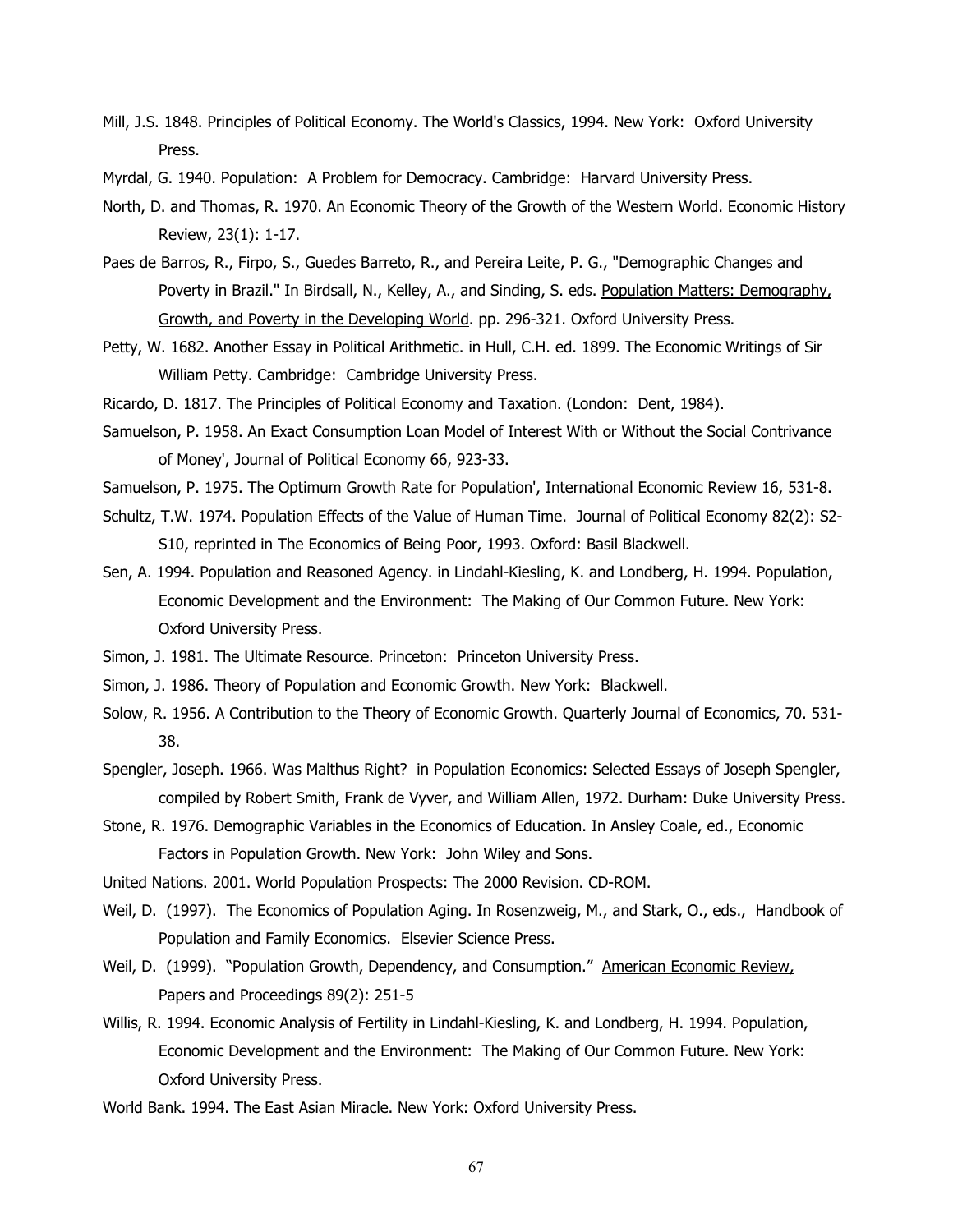Mill, J.S. 1848. Principles of Political Economy. The World's Classics, 1994. New York: Oxford University Press.

Myrdal, G. 1940. Population: A Problem for Democracy. Cambridge: Harvard University Press.

North, D. and Thomas, R. 1970. An Economic Theory of the Growth of the Western World. Economic History Review, 23(1): 1-17.

Paes de Barros, R., Firpo, S., Guedes Barreto, R., and Pereira Leite, P. G., "Demographic Changes and Poverty in Brazil." In Birdsall, N., Kelley, A., and Sinding, S. eds. Population Matters: Demography, Growth, and Poverty in the Developing World. pp. 296-321. Oxford University Press.

Petty, W. 1682. Another Essay in Political Arithmetic. in Hull, C.H. ed. 1899. The Economic Writings of Sir William Petty. Cambridge: Cambridge University Press.

Ricardo, D. 1817. The Principles of Political Economy and Taxation. (London: Dent, 1984).

Samuelson, P. 1958. An Exact Consumption Loan Model of Interest With or Without the Social Contrivance of Money', Journal of Political Economy 66, 923-33.

Samuelson, P. 1975. The Optimum Growth Rate for Population', International Economic Review 16, 531-8.

Schultz, T.W. 1974. Population Effects of the Value of Human Time. Journal of Political Economy 82(2): S2-S10, reprinted in The Economics of Being Poor, 1993. Oxford: Basil Blackwell.

Sen, A. 1994. Population and Reasoned Agency. in Lindahl-Kiesling, K. and Londberg, H. 1994. Population, Economic Development and the Environment: The Making of Our Common Future. New York: Oxford University Press.

Simon, J. 1981. The Ultimate Resource. Princeton: Princeton University Press.

Simon, J. 1986. Theory of Population and Economic Growth. New York: Blackwell.

Solow, R. 1956. A Contribution to the Theory of Economic Growth. Quarterly Journal of Economics, 70. 531-38.

Spengler, Joseph. 1966. Was Malthus Right? in Population Economics: Selected Essays of Joseph Spengler, compiled by Robert Smith, Frank de Vyver, and William Allen, 1972. Durham: Duke University Press.

Stone, R. 1976. Demographic Variables in the Economics of Education. In Ansley Coale, ed., Economic Factors in Population Growth. New York: John Wiley and Sons.

United Nations. 2001. World Population Prospects: The 2000 Revision. CD-ROM.

Weil, D. (1997). The Economics of Population Aging. In Rosenzweig, M., and Stark, O., eds., Handbook of Population and Family Economics. Elsevier Science Press.

Weil, D. (1999). "Population Growth, Dependency, and Consumption." American Economic Review, Papers and Proceedings 89(2): 251-5

Willis, R. 1994. Economic Analysis of Fertility in Lindahl-Kiesling, K. and Londberg, H. 1994. Population, Economic Development and the Environment: The Making of Our Common Future. New York: Oxford University Press.

World Bank. 1994. The East Asian Miracle. New York: Oxford University Press.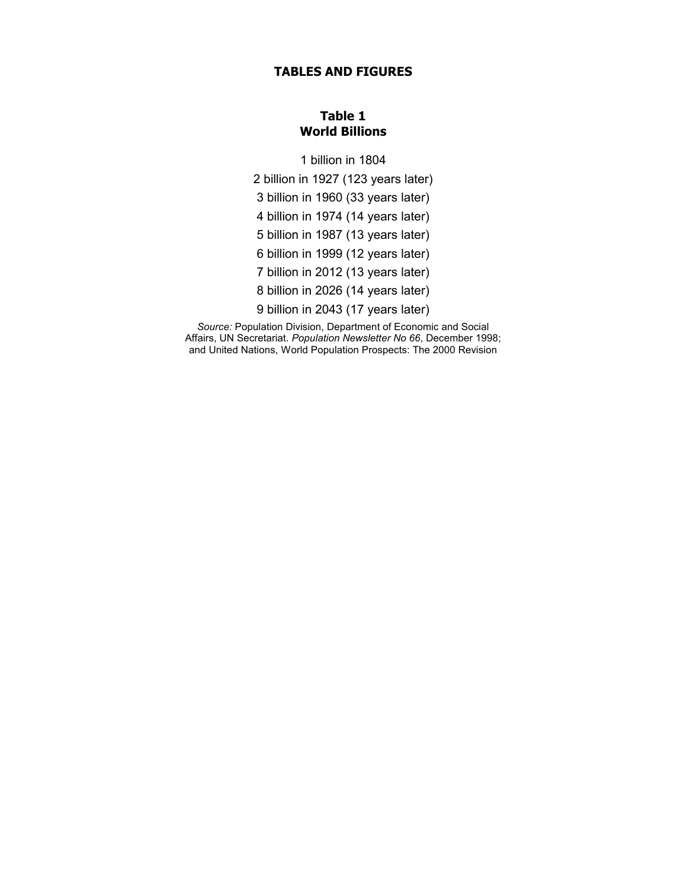## TABLES AND FIGURES

### Table 1
### World Billions

1 billion in 1804

2 billion in 1927 (123 years later)

3 billion in 1960 (33 years later)

4 billion in 1974 (14 years later)

5 billion in 1987 (13 years later)

6 billion in 1999 (12 years later)

7 billion in 2012 (13 years later)

8 billion in 2026 (14 years later)

9 billion in 2043 (17 years later)

*Source:* Population Division, Department of Economic and Social Affairs, UN Secretariat. *Population Newsletter No 66*, December 1998; and United Nations, World Population Prospects: The 2000 Revision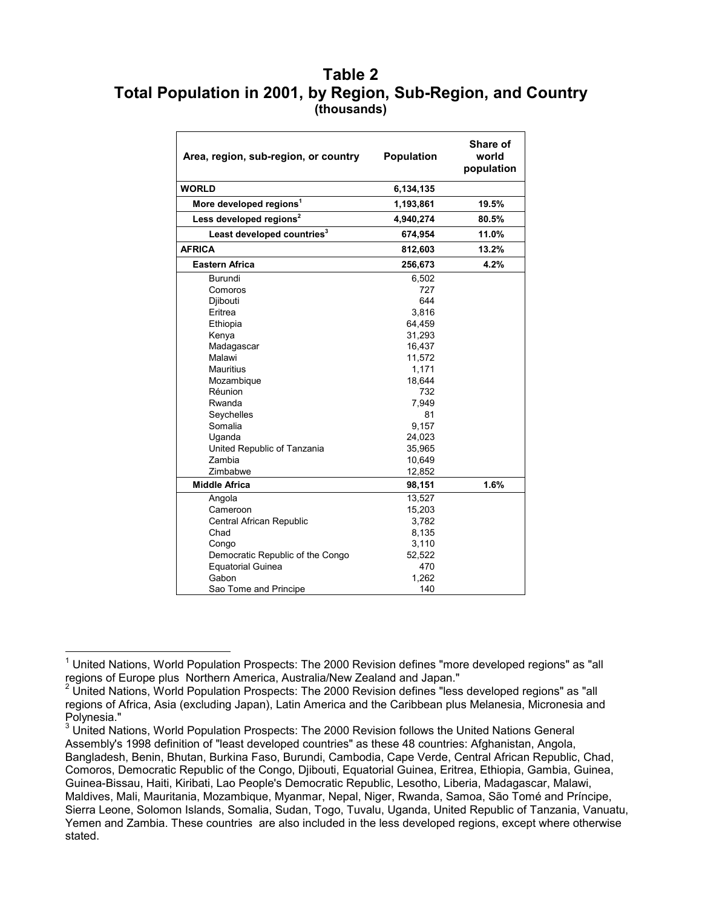# Table 2
## Total Population in 2001, by Region, Sub-Region, and Country
**(thousands)**

| Area, region, sub-region, or country | Population | Share of world population |
|---|---|---|
| **WORLD** | **6,134,135** | |
| **More developed regions[1]** | **1,193,861** | **19.5%** |
| **Less developed regions[2]** | **4,940,274** | **80.5%** |
| **Least developed countries[3]** | **674,954** | **11.0%** |
| **AFRICA** | **812,603** | **13.2%** |
| **Eastern Africa** | **256,673** | **4.2%** |
| Burundi | 6,502 | |
| Comoros | 727 | |
| Djibouti | 644 | |
| Eritrea | 3,816 | |
| Ethiopia | 64,459 | |
| Kenya | 31,293 | |
| Madagascar | 16,437 | |
| Malawi | 11,572 | |
| Mauritius | 1,171 | |
| Mozambique | 18,644 | |
| Réunion | 732 | |
| Rwanda | 7,949 | |
| Seychelles | 81 | |
| Somalia | 9,157 | |
| Uganda | 24,023 | |
| United Republic of Tanzania | 35,965 | |
| Zambia | 10,649 | |
| Zimbabwe | 12,852 | |
| **Middle Africa** | **98,151** | **1.6%** |
| Angola | 13,527 | |
| Cameroon | 15,203 | |
| Central African Republic | 3,782 | |
| Chad | 8,135 | |
| Congo | 3,110 | |
| Democratic Republic of the Congo | 52,522 | |
| Equatorial Guinea | 470 | |
| Gabon | 1,262 | |
| Sao Tome and Principe | 140 | |

[1] United Nations, World Population Prospects: The 2000 Revision defines "more developed regions" as "all regions of Europe plus Northern America, Australia/New Zealand and Japan."

[2] United Nations, World Population Prospects: The 2000 Revision defines "less developed regions" as "all regions of Africa, Asia (excluding Japan), Latin America and the Caribbean plus Melanesia, Micronesia and Polynesia."

[3] United Nations, World Population Prospects: The 2000 Revision follows the United Nations General Assembly's 1998 definition of "least developed countries" as these 48 countries: Afghanistan, Angola, Bangladesh, Benin, Bhutan, Burkina Faso, Burundi, Cambodia, Cape Verde, Central African Republic, Chad, Comoros, Democratic Republic of the Congo, Djibouti, Equatorial Guinea, Eritrea, Ethiopia, Gambia, Guinea, Guinea-Bissau, Haiti, Kiribati, Lao People's Democratic Republic, Lesotho, Liberia, Madagascar, Malawi, Maldives, Mali, Mauritania, Mozambique, Myanmar, Nepal, Niger, Rwanda, Samoa, São Tomé and Príncipe, Sierra Leone, Solomon Islands, Somalia, Sudan, Togo, Tuvalu, Uganda, United Republic of Tanzania, Vanuatu, Yemen and Zambia. These countries are also included in the less developed regions, except where otherwise stated.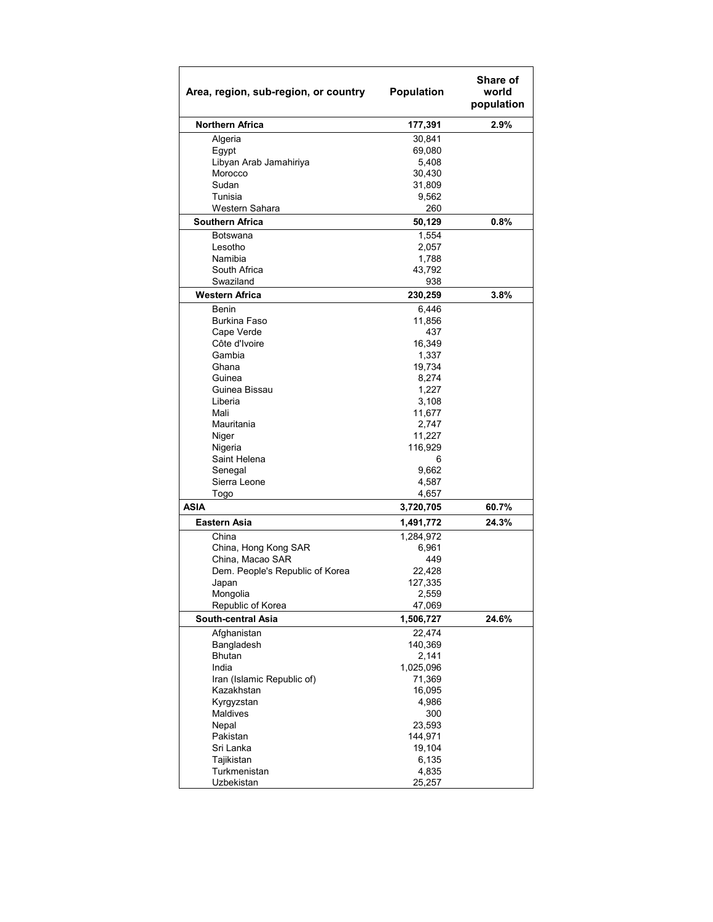| Area, region, sub-region, or country | Population | Share of world population |
|---|---|---|
| **Northern Africa** | **177,391** | **2.9%** |
| Algeria | 30,841 | |
| Egypt | 69,080 | |
| Libyan Arab Jamahiriya | 5,408 | |
| Morocco | 30,430 | |
| Sudan | 31,809 | |
| Tunisia | 9,562 | |
| Western Sahara | 260 | |
| **Southern Africa** | **50,129** | **0.8%** |
| Botswana | 1,554 | |
| Lesotho | 2,057 | |
| Namibia | 1,788 | |
| South Africa | 43,792 | |
| Swaziland | 938 | |
| **Western Africa** | **230,259** | **3.8%** |
| Benin | 6,446 | |
| Burkina Faso | 11,856 | |
| Cape Verde | 437 | |
| Côte d'Ivoire | 16,349 | |
| Gambia | 1,337 | |
| Ghana | 19,734 | |
| Guinea | 8,274 | |
| Guinea Bissau | 1,227 | |
| Liberia | 3,108 | |
| Mali | 11,677 | |
| Mauritania | 2,747 | |
| Niger | 11,227 | |
| Nigeria | 116,929 | |
| Saint Helena | 6 | |
| Senegal | 9,662 | |
| Sierra Leone | 4,587 | |
| Togo | 4,657 | |
| **ASIA** | **3,720,705** | **60.7%** |
| **Eastern Asia** | **1,491,772** | **24.3%** |
| China | 1,284,972 | |
| China, Hong Kong SAR | 6,961 | |
| China, Macao SAR | 449 | |
| Dem. People's Republic of Korea | 22,428 | |
| Japan | 127,335 | |
| Mongolia | 2,559 | |
| Republic of Korea | 47,069 | |
| **South-central Asia** | **1,506,727** | **24.6%** |
| Afghanistan | 22,474 | |
| Bangladesh | 140,369 | |
| Bhutan | 2,141 | |
| India | 1,025,096 | |
| Iran (Islamic Republic of) | 71,369 | |
| Kazakhstan | 16,095 | |
| Kyrgyzstan | 4,986 | |
| Maldives | 300 | |
| Nepal | 23,593 | |
| Pakistan | 144,971 | |
| Sri Lanka | 19,104 | |
| Tajikistan | 6,135 | |
| Turkmenistan | 4,835 | |
| Uzbekistan | 25,257 | |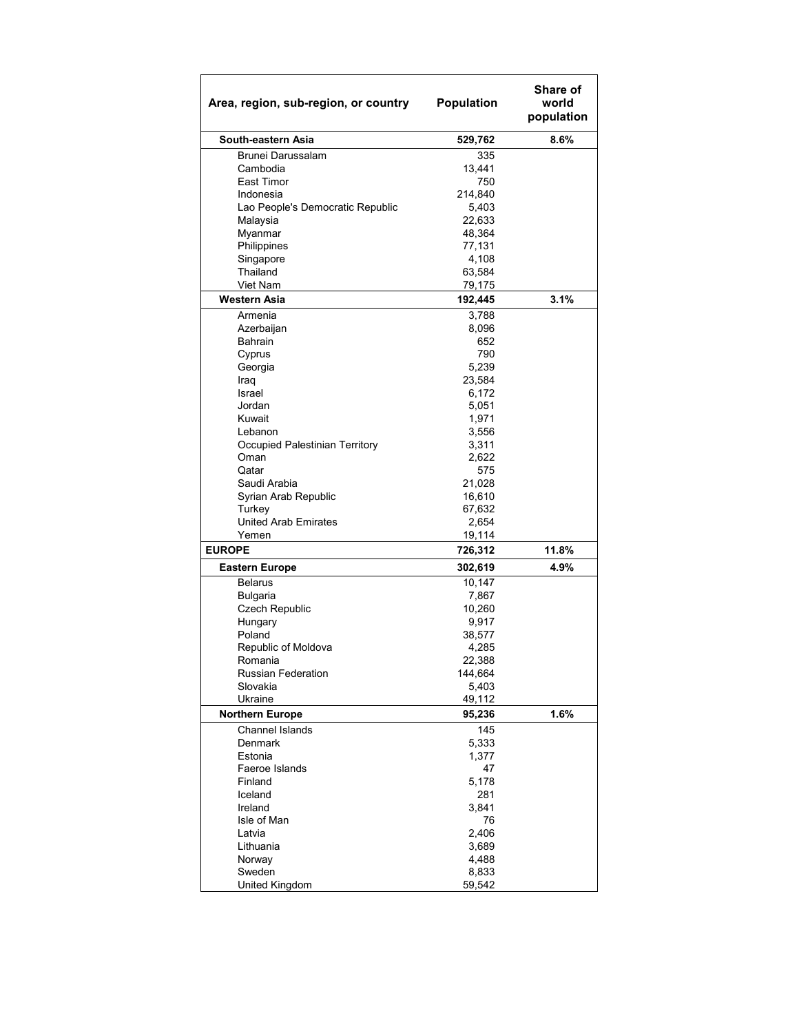| Area, region, sub-region, or country | Population | Share of world population |
|---|---|---|
| **South-eastern Asia** | **529,762** | **8.6%** |
| Brunei Darussalam | 335 | |
| Cambodia | 13,441 | |
| East Timor | 750 | |
| Indonesia | 214,840 | |
| Lao People's Democratic Republic | 5,403 | |
| Malaysia | 22,633 | |
| Myanmar | 48,364 | |
| Philippines | 77,131 | |
| Singapore | 4,108 | |
| Thailand | 63,584 | |
| Viet Nam | 79,175 | |
| **Western Asia** | **192,445** | **3.1%** |
| Armenia | 3,788 | |
| Azerbaijan | 8,096 | |
| Bahrain | 652 | |
| Cyprus | 790 | |
| Georgia | 5,239 | |
| Iraq | 23,584 | |
| Israel | 6,172 | |
| Jordan | 5,051 | |
| Kuwait | 1,971 | |
| Lebanon | 3,556 | |
| Occupied Palestinian Territory | 3,311 | |
| Oman | 2,622 | |
| Qatar | 575 | |
| Saudi Arabia | 21,028 | |
| Syrian Arab Republic | 16,610 | |
| Turkey | 67,632 | |
| United Arab Emirates | 2,654 | |
| Yemen | 19,114 | |
| **EUROPE** | **726,312** | **11.8%** |
| **Eastern Europe** | **302,619** | **4.9%** |
| Belarus | 10,147 | |
| Bulgaria | 7,867 | |
| Czech Republic | 10,260 | |
| Hungary | 9,917 | |
| Poland | 38,577 | |
| Republic of Moldova | 4,285 | |
| Romania | 22,388 | |
| Russian Federation | 144,664 | |
| Slovakia | 5,403 | |
| Ukraine | 49,112 | |
| **Northern Europe** | **95,236** | **1.6%** |
| Channel Islands | 145 | |
| Denmark | 5,333 | |
| Estonia | 1,377 | |
| Faeroe Islands | 47 | |
| Finland | 5,178 | |
| Iceland | 281 | |
| Ireland | 3,841 | |
| Isle of Man | 76 | |
| Latvia | 2,406 | |
| Lithuania | 3,689 | |
| Norway | 4,488 | |
| Sweden | 8,833 | |
| United Kingdom | 59,542 | |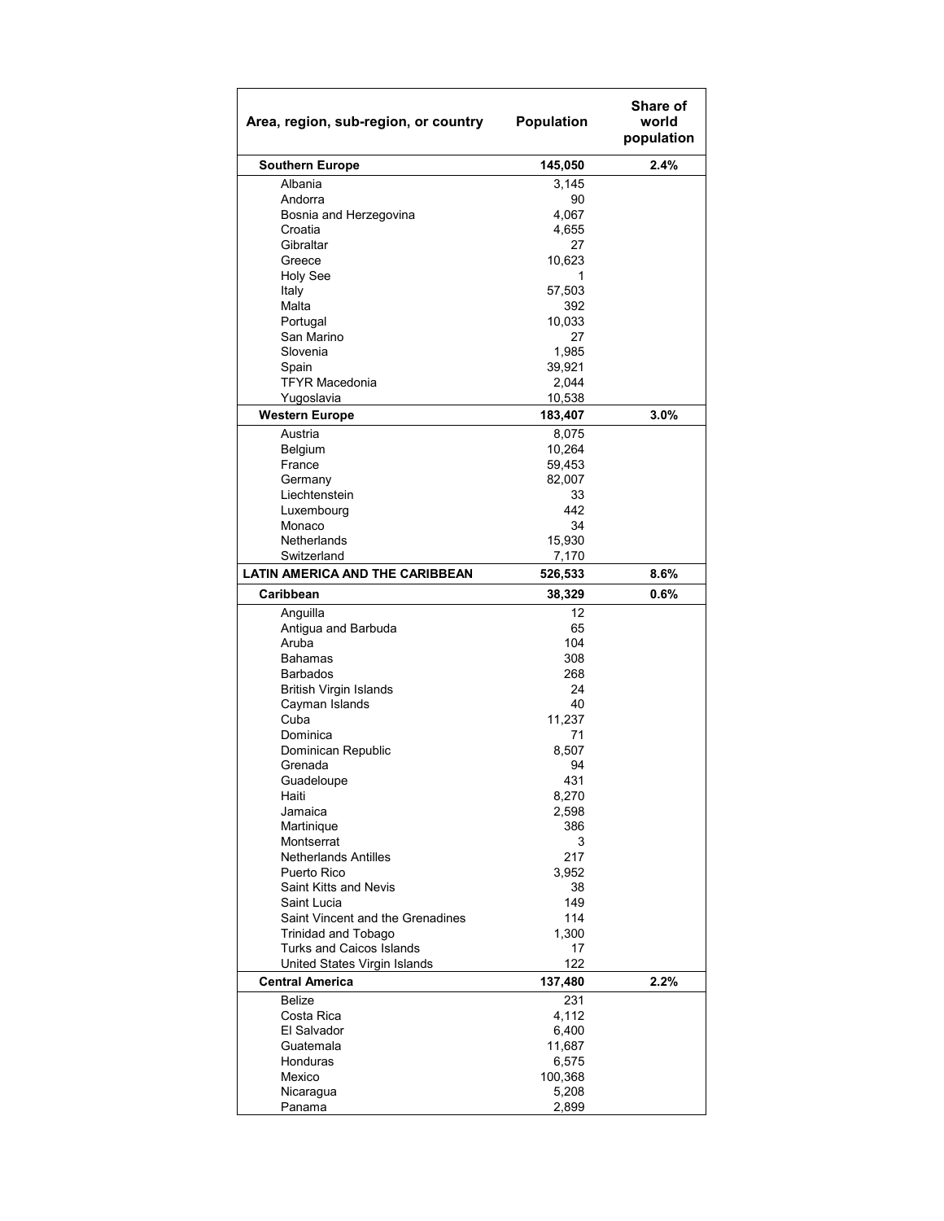| Area, region, sub-region, or country | Population | Share of world population |
|---|---|---|
| **Southern Europe** | **145,050** | **2.4%** |
| Albania | 3,145 | |
| Andorra | 90 | |
| Bosnia and Herzegovina | 4,067 | |
| Croatia | 4,655 | |
| Gibraltar | 27 | |
| Greece | 10,623 | |
| Holy See | 1 | |
| Italy | 57,503 | |
| Malta | 392 | |
| Portugal | 10,033 | |
| San Marino | 27 | |
| Slovenia | 1,985 | |
| Spain | 39,921 | |
| TFYR Macedonia | 2,044 | |
| Yugoslavia | 10,538 | |
| **Western Europe** | **183,407** | **3.0%** |
| Austria | 8,075 | |
| Belgium | 10,264 | |
| France | 59,453 | |
| Germany | 82,007 | |
| Liechtenstein | 33 | |
| Luxembourg | 442 | |
| Monaco | 34 | |
| Netherlands | 15,930 | |
| Switzerland | 7,170 | |
| **LATIN AMERICA AND THE CARIBBEAN** | **526,533** | **8.6%** |
| **Caribbean** | **38,329** | **0.6%** |
| Anguilla | 12 | |
| Antigua and Barbuda | 65 | |
| Aruba | 104 | |
| Bahamas | 308 | |
| Barbados | 268 | |
| British Virgin Islands | 24 | |
| Cayman Islands | 40 | |
| Cuba | 11,237 | |
| Dominica | 71 | |
| Dominican Republic | 8,507 | |
| Grenada | 94 | |
| Guadeloupe | 431 | |
| Haiti | 8,270 | |
| Jamaica | 2,598 | |
| Martinique | 386 | |
| Montserrat | 3 | |
| Netherlands Antilles | 217 | |
| Puerto Rico | 3,952 | |
| Saint Kitts and Nevis | 38 | |
| Saint Lucia | 149 | |
| Saint Vincent and the Grenadines | 114 | |
| Trinidad and Tobago | 1,300 | |
| Turks and Caicos Islands | 17 | |
| United States Virgin Islands | 122 | |
| **Central America** | **137,480** | **2.2%** |
| Belize | 231 | |
| Costa Rica | 4,112 | |
| El Salvador | 6,400 | |
| Guatemala | 11,687 | |
| Honduras | 6,575 | |
| Mexico | 100,368 | |
| Nicaragua | 5,208 | |
| Panama | 2,899 | |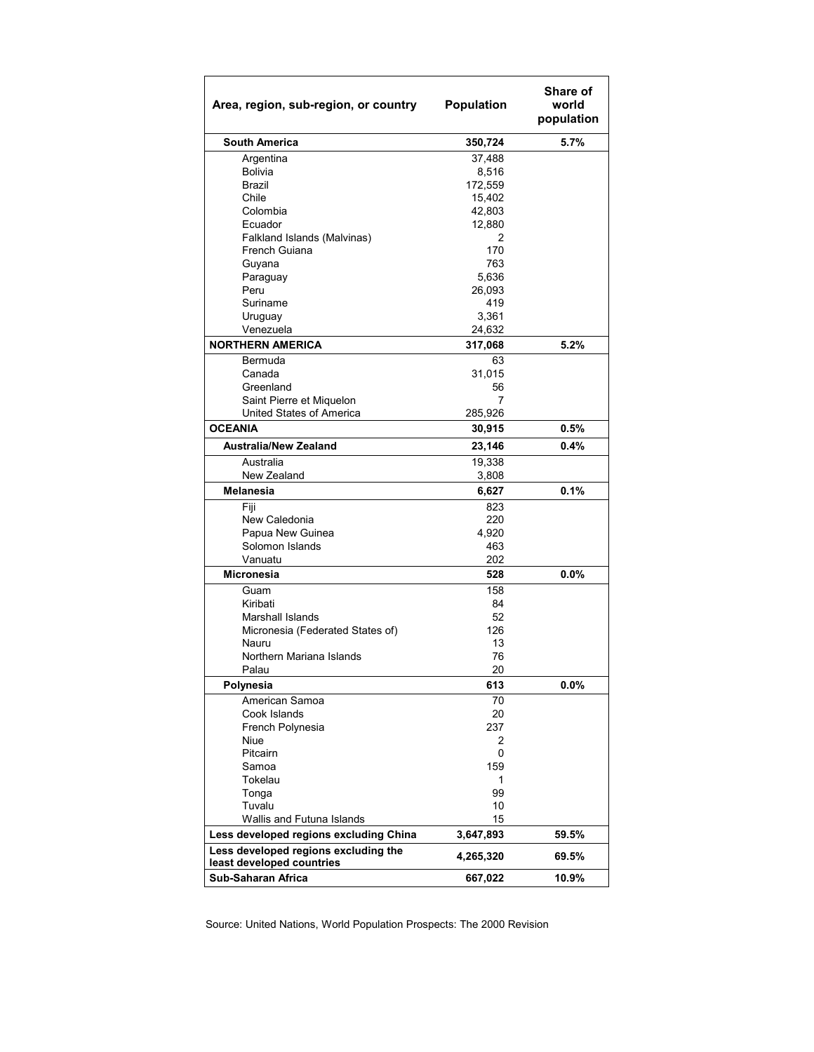| Area, region, sub-region, or country | Population | Share of world population |
|---|---|---|
| **South America** | **350,724** | **5.7%** |
| Argentina | 37,488 | |
| Bolivia | 8,516 | |
| Brazil | 172,559 | |
| Chile | 15,402 | |
| Colombia | 42,803 | |
| Ecuador | 12,880 | |
| Falkland Islands (Malvinas) | 2 | |
| French Guiana | 170 | |
| Guyana | 763 | |
| Paraguay | 5,636 | |
| Peru | 26,093 | |
| Suriname | 419 | |
| Uruguay | 3,361 | |
| Venezuela | 24,632 | |
| **NORTHERN AMERICA** | **317,068** | **5.2%** |
| Bermuda | 63 | |
| Canada | 31,015 | |
| Greenland | 56 | |
| Saint Pierre et Miquelon | 7 | |
| United States of America | 285,926 | |
| **OCEANIA** | **30,915** | **0.5%** |
| **Australia/New Zealand** | **23,146** | **0.4%** |
| Australia | 19,338 | |
| New Zealand | 3,808 | |
| **Melanesia** | **6,627** | **0.1%** |
| Fiji | 823 | |
| New Caledonia | 220 | |
| Papua New Guinea | 4,920 | |
| Solomon Islands | 463 | |
| Vanuatu | 202 | |
| **Micronesia** | **528** | **0.0%** |
| Guam | 158 | |
| Kiribati | 84 | |
| Marshall Islands | 52 | |
| Micronesia (Federated States of) | 126 | |
| Nauru | 13 | |
| Northern Mariana Islands | 76 | |
| Palau | 20 | |
| **Polynesia** | **613** | **0.0%** |
| American Samoa | 70 | |
| Cook Islands | 20 | |
| French Polynesia | 237 | |
| Niue | 2 | |
| Pitcairn | 0 | |
| Samoa | 159 | |
| Tokelau | 1 | |
| Tonga | 99 | |
| Tuvalu | 10 | |
| Wallis and Futuna Islands | 15 | |
| **Less developed regions excluding China** | **3,647,893** | **59.5%** |
| **Less developed regions excluding the least developed countries** | **4,265,320** | **69.5%** |
| **Sub-Saharan Africa** | **667,022** | **10.9%** |

Source: United Nations, World Population Prospects: The 2000 Revision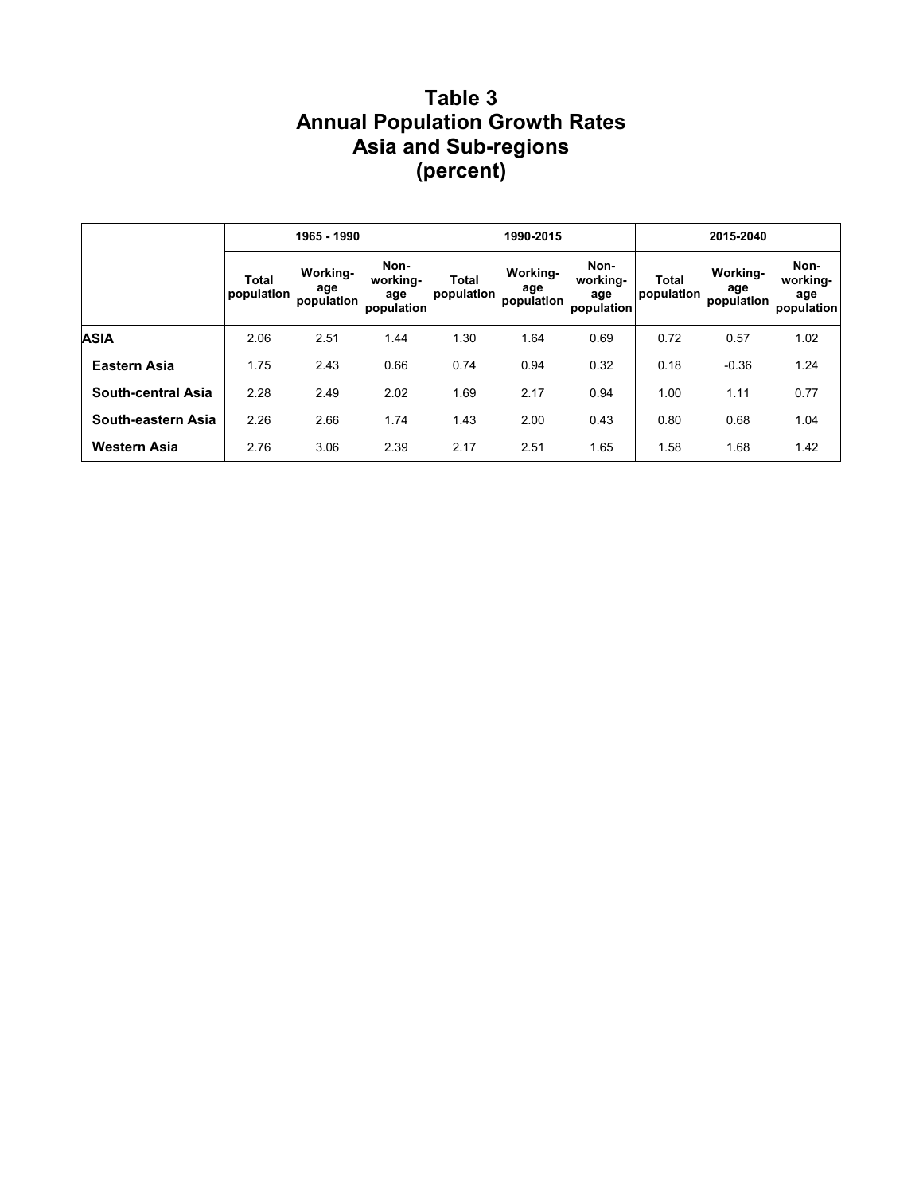# Table 3
# Annual Population Growth Rates
# Asia and Sub-regions
# (percent)

| | 1965 - 1990 | | | 1990-2015 | | | 2015-2040 | | |
|---|---|---|---|---|---|---|---|---|---|
| | Total population | Working-age population | Non-working-age population | Total population | Working-age population | Non-working-age population | Total population | Working-age population | Non-working-age population |
| **ASIA** | 2.06 | 2.51 | 1.44 | 1.30 | 1.64 | 0.69 | 0.72 | 0.57 | 1.02 |
| **Eastern Asia** | 1.75 | 2.43 | 0.66 | 0.74 | 0.94 | 0.32 | 0.18 | -0.36 | 1.24 |
| **South-central Asia** | 2.28 | 2.49 | 2.02 | 1.69 | 2.17 | 0.94 | 1.00 | 1.11 | 0.77 |
| **South-eastern Asia** | 2.26 | 2.66 | 1.74 | 1.43 | 2.00 | 0.43 | 0.80 | 0.68 | 1.04 |
| **Western Asia** | 2.76 | 3.06 | 2.39 | 2.17 | 2.51 | 1.65 | 1.58 | 1.68 | 1.42 |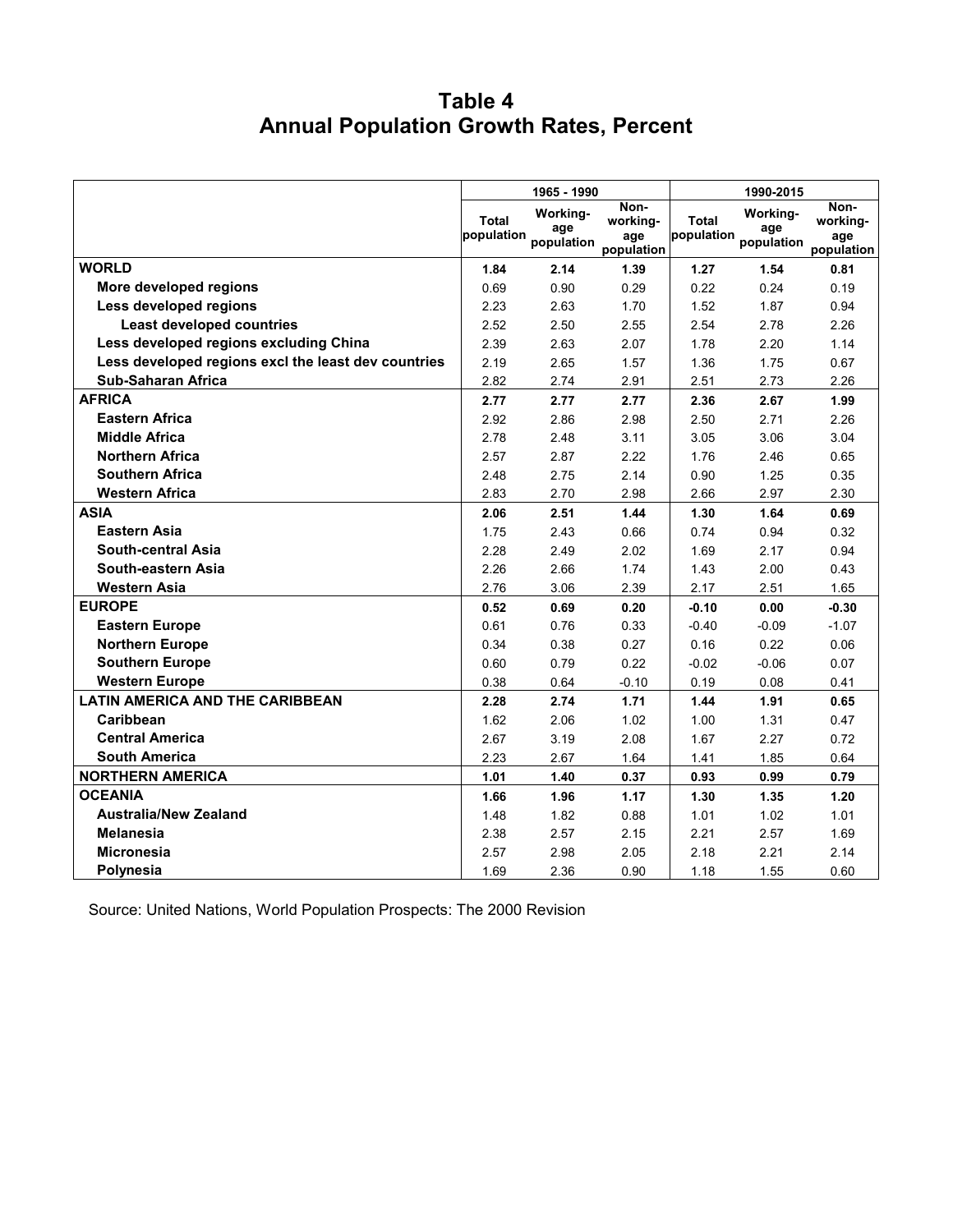# Table 4
# Annual Population Growth Rates, Percent

| | 1965 - 1990 | | | 1990-2015 | | |
|---|---|---|---|---|---|---|
| | Total population | Working-age population | Non-working-age population | Total population | Working-age population | Non-working-age population |
| **WORLD** | **1.84** | **2.14** | **1.39** | **1.27** | **1.54** | **0.81** |
| **More developed regions** | 0.69 | 0.90 | 0.29 | 0.22 | 0.24 | 0.19 |
| **Less developed regions** | 2.23 | 2.63 | 1.70 | 1.52 | 1.87 | 0.94 |
| **Least developed countries** | 2.52 | 2.50 | 2.55 | 2.54 | 2.78 | 2.26 |
| **Less developed regions excluding China** | 2.39 | 2.63 | 2.07 | 1.78 | 2.20 | 1.14 |
| **Less developed regions excl the least dev countries** | 2.19 | 2.65 | 1.57 | 1.36 | 1.75 | 0.67 |
| **Sub-Saharan Africa** | 2.82 | 2.74 | 2.91 | 2.51 | 2.73 | 2.26 |
| **AFRICA** | **2.77** | **2.77** | **2.77** | **2.36** | **2.67** | **1.99** |
| **Eastern Africa** | 2.92 | 2.86 | 2.98 | 2.50 | 2.71 | 2.26 |
| **Middle Africa** | 2.78 | 2.48 | 3.11 | 3.05 | 3.06 | 3.04 |
| **Northern Africa** | 2.57 | 2.87 | 2.22 | 1.76 | 2.46 | 0.65 |
| **Southern Africa** | 2.48 | 2.75 | 2.14 | 0.90 | 1.25 | 0.35 |
| **Western Africa** | 2.83 | 2.70 | 2.98 | 2.66 | 2.97 | 2.30 |
| **ASIA** | **2.06** | **2.51** | **1.44** | **1.30** | **1.64** | **0.69** |
| **Eastern Asia** | 1.75 | 2.43 | 0.66 | 0.74 | 0.94 | 0.32 |
| **South-central Asia** | 2.28 | 2.49 | 2.02 | 1.69 | 2.17 | 0.94 |
| **South-eastern Asia** | 2.26 | 2.66 | 1.74 | 1.43 | 2.00 | 0.43 |
| **Western Asia** | 2.76 | 3.06 | 2.39 | 2.17 | 2.51 | 1.65 |
| **EUROPE** | **0.52** | **0.69** | **0.20** | **-0.10** | **0.00** | **-0.30** |
| **Eastern Europe** | 0.61 | 0.76 | 0.33 | -0.40 | -0.09 | -1.07 |
| **Northern Europe** | 0.34 | 0.38 | 0.27 | 0.16 | 0.22 | 0.06 |
| **Southern Europe** | 0.60 | 0.79 | 0.22 | -0.02 | -0.06 | 0.07 |
| **Western Europe** | 0.38 | 0.64 | -0.10 | 0.19 | 0.08 | 0.41 |
| **LATIN AMERICA AND THE CARIBBEAN** | **2.28** | **2.74** | **1.71** | **1.44** | **1.91** | **0.65** |
| **Caribbean** | 1.62 | 2.06 | 1.02 | 1.00 | 1.31 | 0.47 |
| **Central America** | 2.67 | 3.19 | 2.08 | 1.67 | 2.27 | 0.72 |
| **South America** | 2.23 | 2.67 | 1.64 | 1.41 | 1.85 | 0.64 |
| **NORTHERN AMERICA** | **1.01** | **1.40** | **0.37** | **0.93** | **0.99** | **0.79** |
| **OCEANIA** | **1.66** | **1.96** | **1.17** | **1.30** | **1.35** | **1.20** |
| **Australia/New Zealand** | 1.48 | 1.82 | 0.88 | 1.01 | 1.02 | 1.01 |
| **Melanesia** | 2.38 | 2.57 | 2.15 | 2.21 | 2.57 | 1.69 |
| **Micronesia** | 2.57 | 2.98 | 2.05 | 2.18 | 2.21 | 2.14 |
| **Polynesia** | 1.69 | 2.36 | 0.90 | 1.18 | 1.55 | 0.60 |

Source: United Nations, World Population Prospects: The 2000 Revision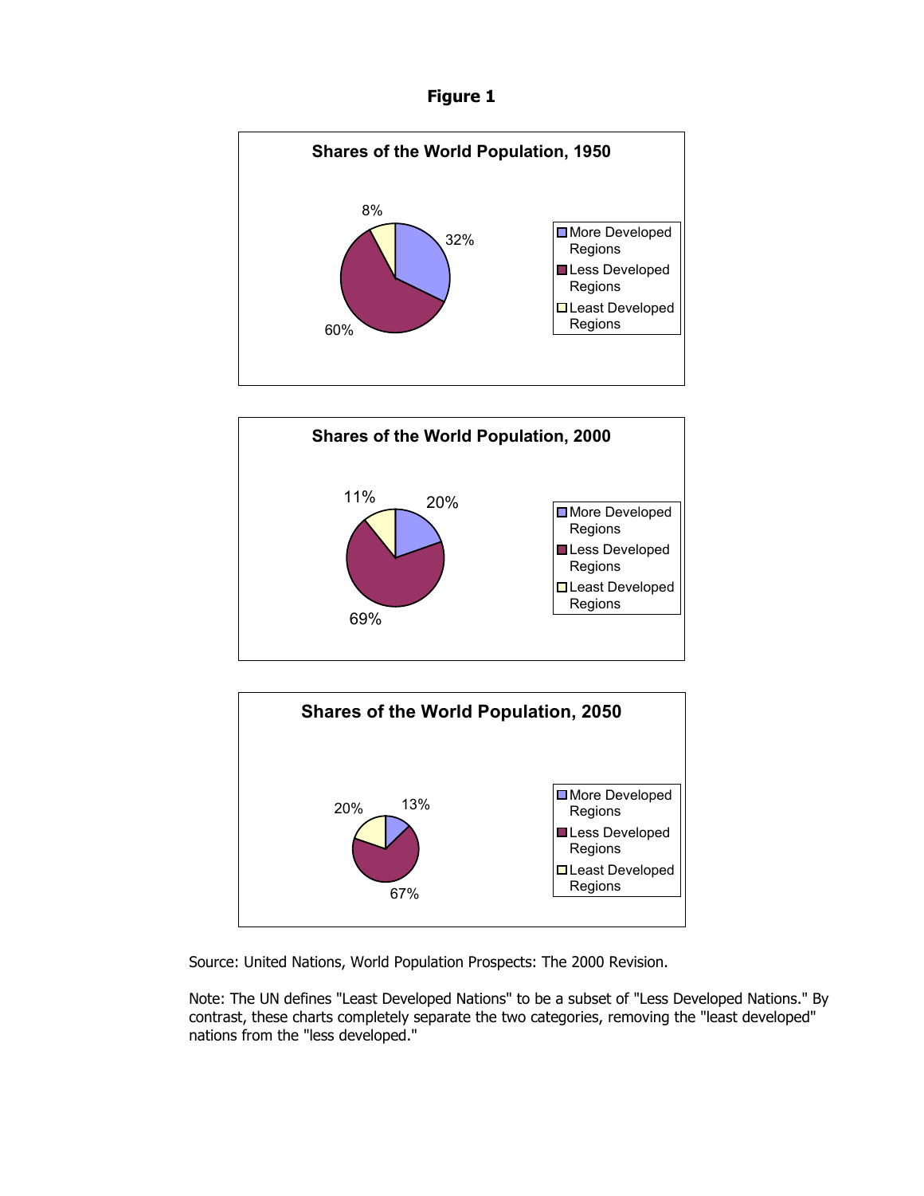**Figure 1**

**Shares of the World Population, 1950**

| Region | Share |
|---|---|
| More Developed Regions | 32% |
| Less Developed Regions | 60% |
| Least Developed Regions | 8% |

**Shares of the World Population, 2000**

| Region | Share |
|---|---|
| More Developed Regions | 20% |
| Less Developed Regions | 69% |
| Least Developed Regions | 11% |

**Shares of the World Population, 2050**

| Region | Share |
|---|---|
| More Developed Regions | 13% |
| Less Developed Regions | 67% |
| Least Developed Regions | 20% |

Source: United Nations, World Population Prospects: The 2000 Revision.

Note: The UN defines "Least Developed Nations" to be a subset of "Less Developed Nations." By contrast, these charts completely separate the two categories, removing the "least developed" nations from the "less developed."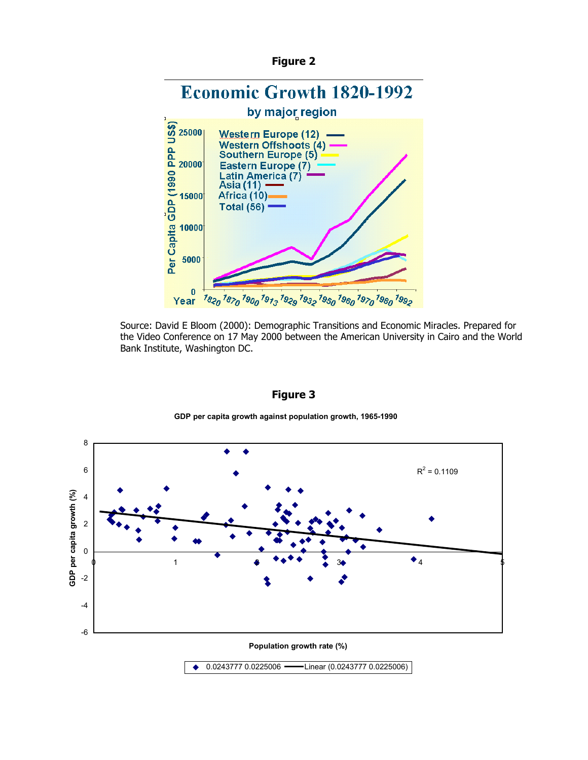**Figure 2**

Source: David E Bloom (2000): Demographic Transitions and Economic Miracles. Prepared for the Video Conference on 17 May 2000 between the American University in Cairo and the World Bank Institute, Washington DC.

**Figure 3**

**GDP per capita growth against population growth, 1965-1990**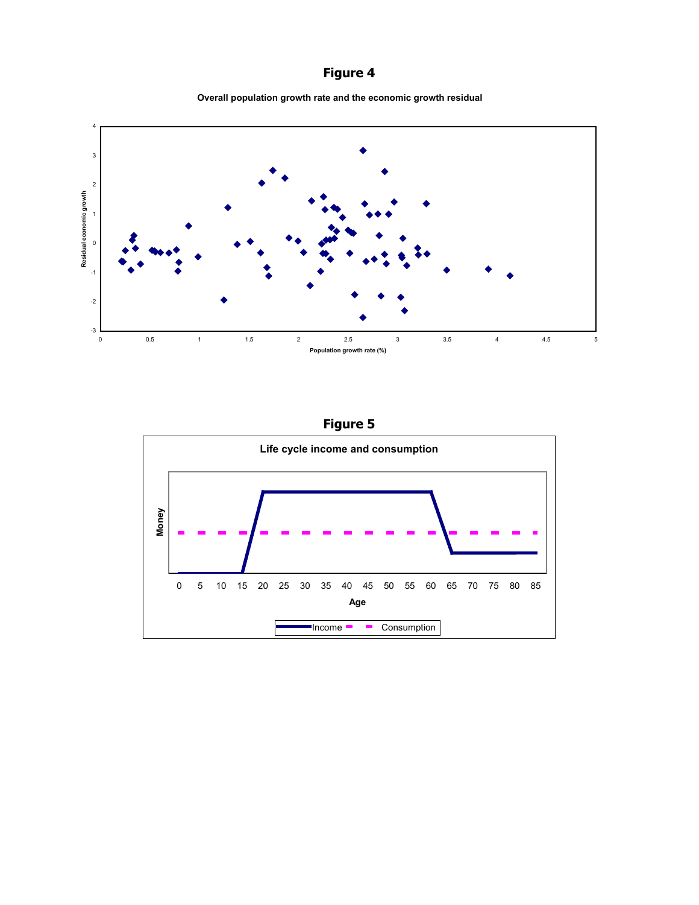# Figure 4

**Overall population growth rate and the economic growth residual**

Residual economic growth

Population growth rate (%)

# Figure 5

**Life cycle income and consumption**

Money

Age

Income — Consumption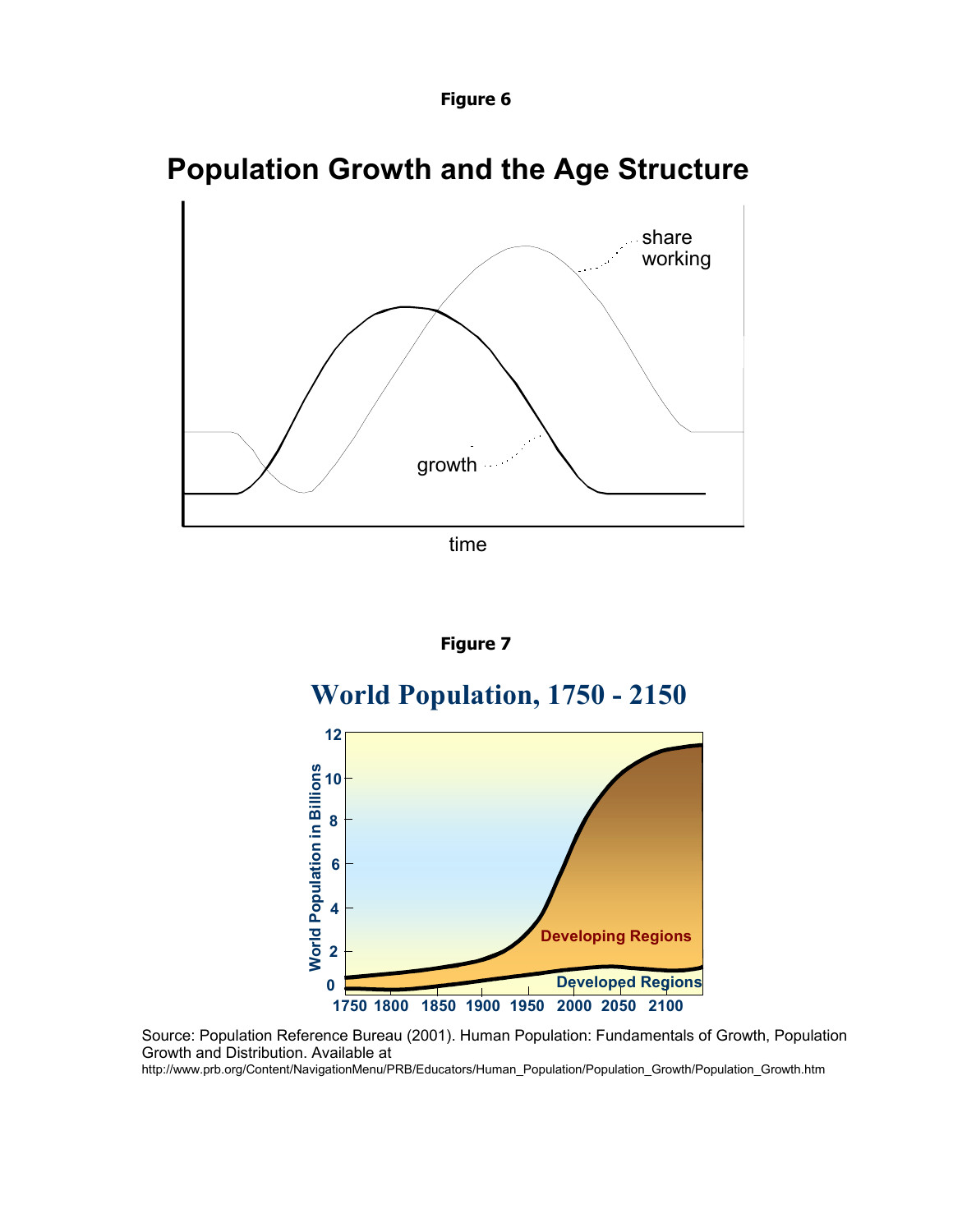**Figure 6**

**Population Growth and the Age Structure**

share working

growth

time

**Figure 7**

**World Population, 1750 - 2150**

World Population in Billions

Developing Regions

Developed Regions

1750 1800 1850 1900 1950 2000 2050 2100

Source: Population Reference Bureau (2001). Human Population: Fundamentals of Growth, Population Growth and Distribution. Available at http://www.prb.org/Content/NavigationMenu/PRB/Educators/Human_Population/Population_Growth/Population_Growth.htm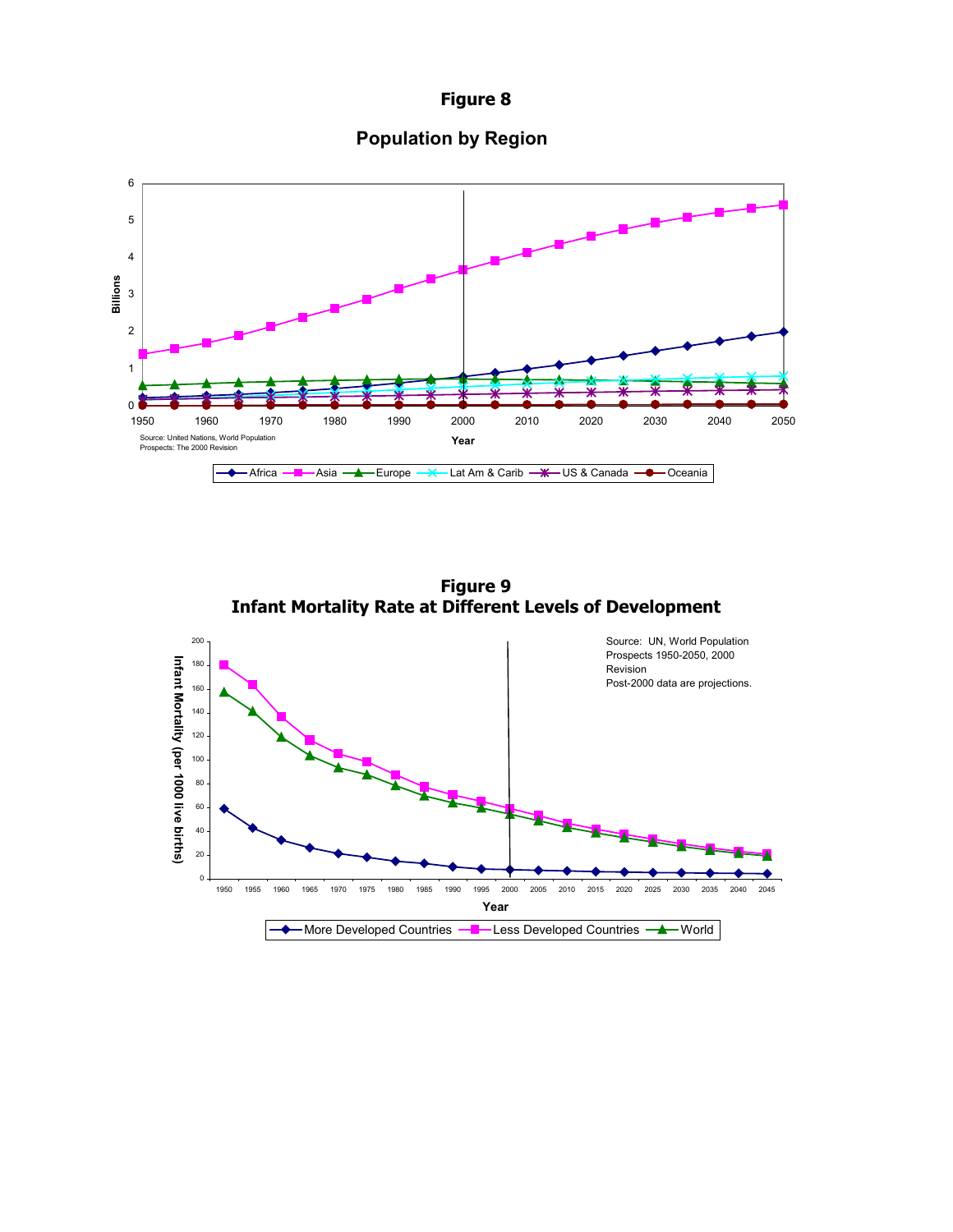**Figure 8**

**Population by Region**

Source: United Nations, World Population Prospects: The 2000 Revision

**Figure 9**
**Infant Mortality Rate at Different Levels of Development**

Source: UN, World Population Prospects 1950-2050, 2000 Revision
Post-2000 data are projections.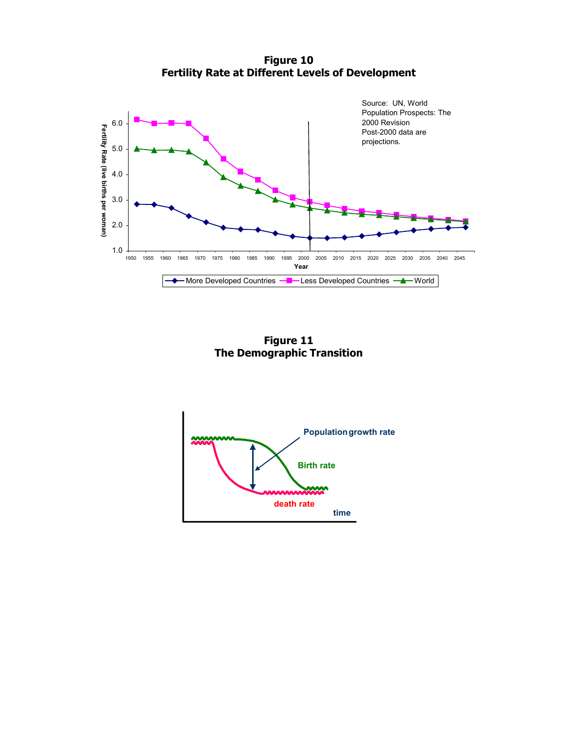**Figure 10**
**Fertility Rate at Different Levels of Development**

Source: UN, World Population Prospects: The 2000 Revision
Post-2000 data are projections.

**Figure 11**
**The Demographic Transition**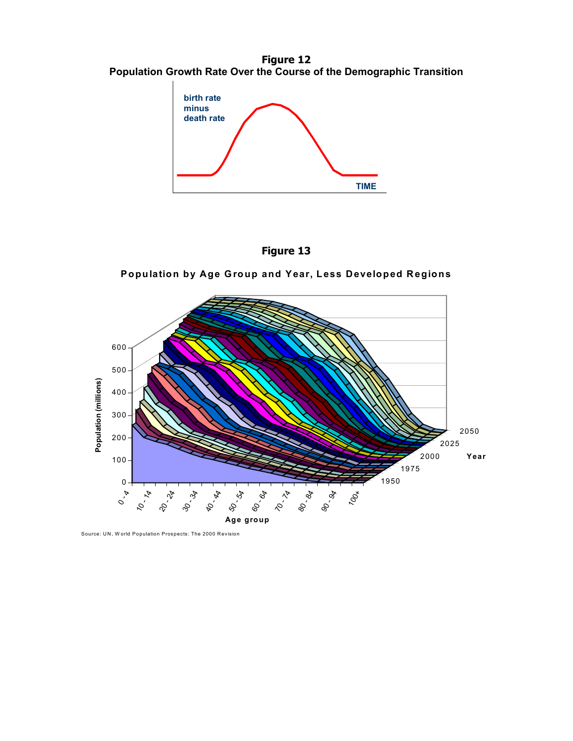**Figure 12**
**Population Growth Rate Over the Course of the Demographic Transition**

**Figure 13**

**Population by Age Group and Year, Less Developed Regions**

Source: UN, World Population Prospects: The 2000 Revision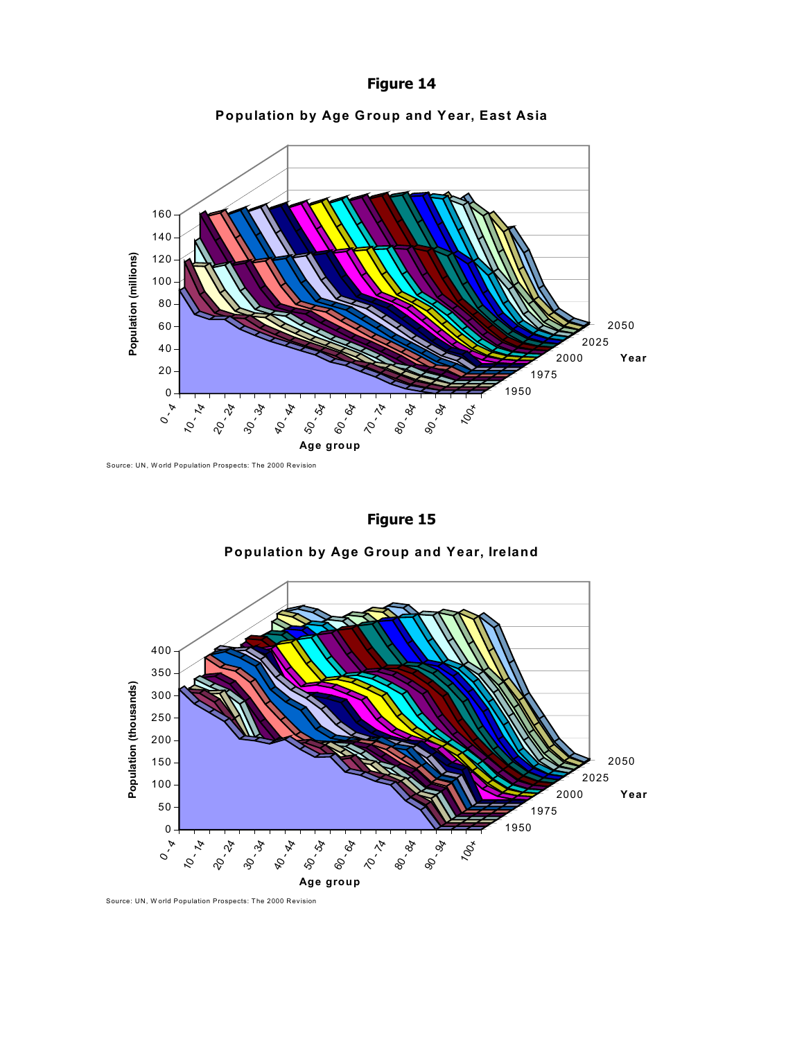**Figure 14**

**Population by Age Group and Year, East Asia**

Source: UN, World Population Prospects: The 2000 Revision

**Figure 15**

**Population by Age Group and Year, Ireland**

Source: UN, World Population Prospects: The 2000 Revision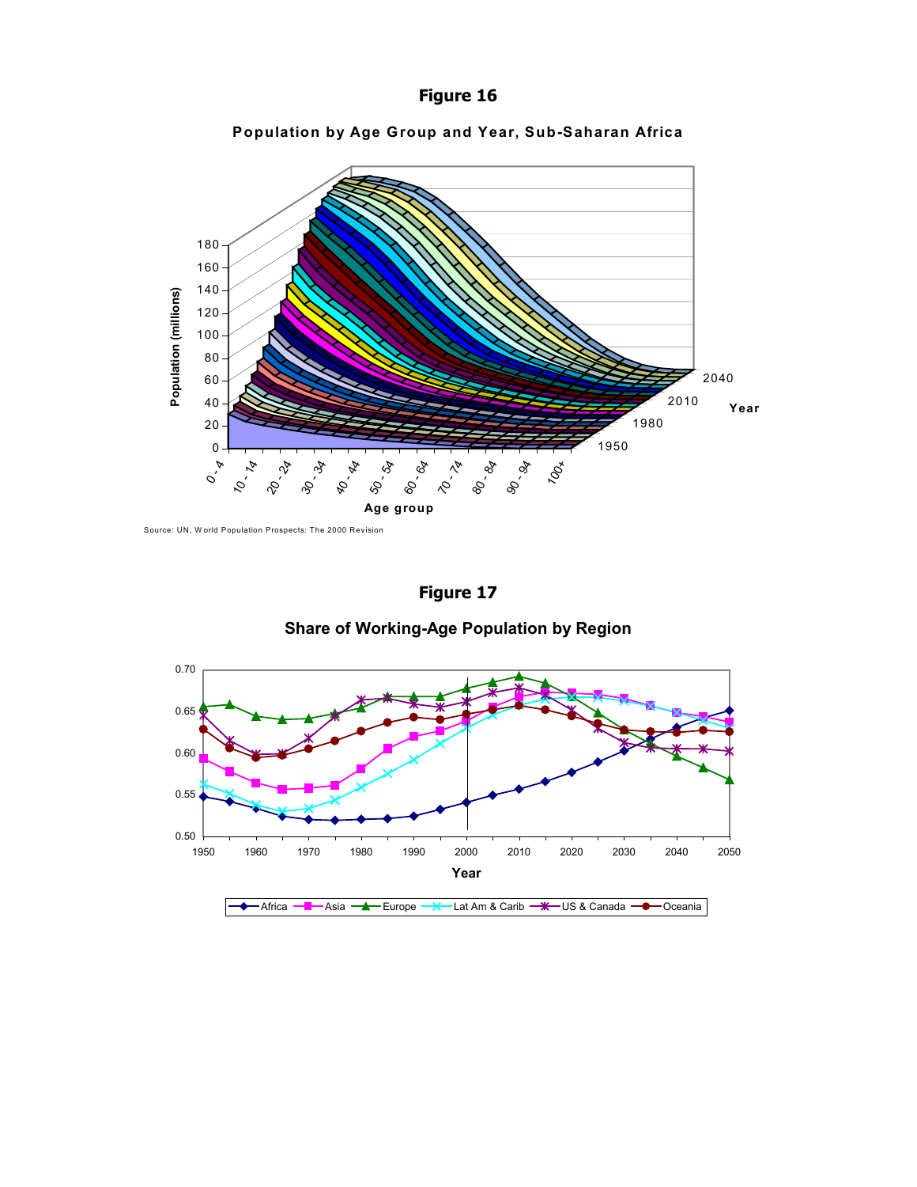**Figure 16**

**Population by Age Group and Year, Sub-Saharan Africa**

Source: UN, World Population Prospects: The 2000 Revision

**Figure 17**

**Share of Working-Age Population by Region**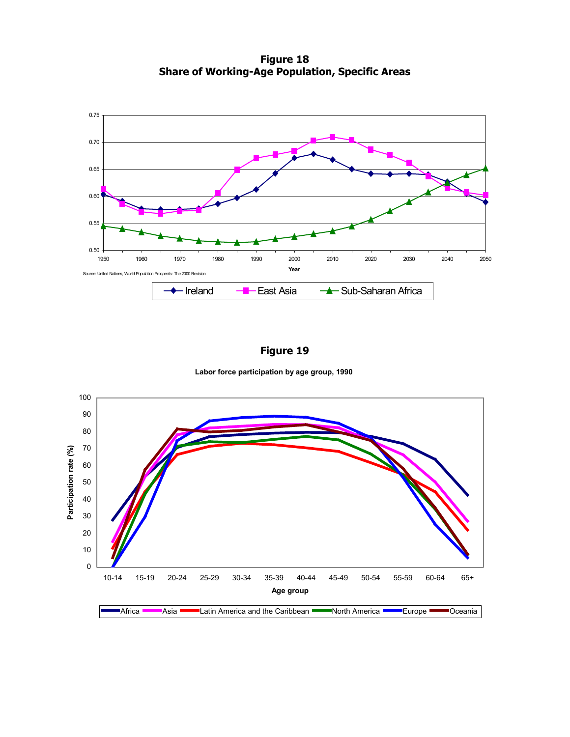**Figure 18**
**Share of Working-Age Population, Specific Areas**

Source: United Nations, World Population Prospects: The 2000 Revision

**Figure 19**

**Labor force participation by age group, 1990**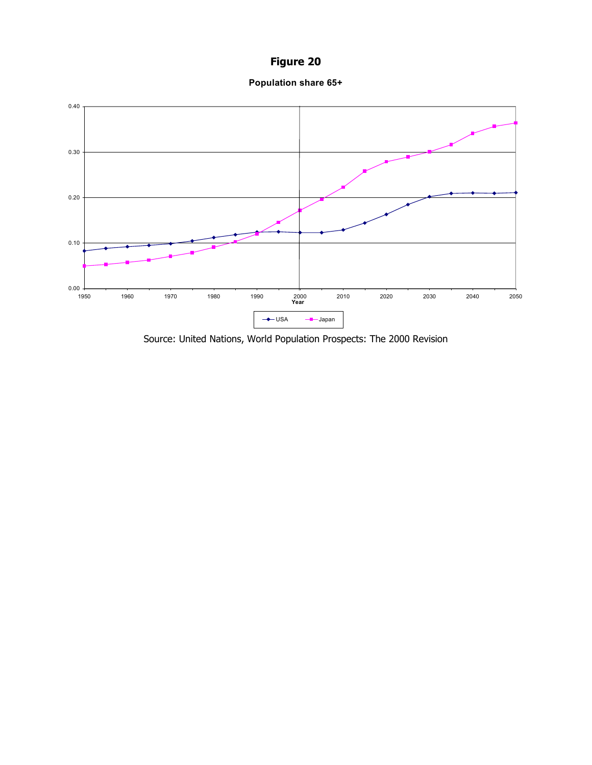# Figure 20

**Population share 65+**

0.40
0.30
0.20
0.10
0.00

1950 1960 1970 1980 1990 2000 2010 2020 2030 2040 2050

Year

USA
Japan

Source: United Nations, World Population Prospects: The 2000 Revision